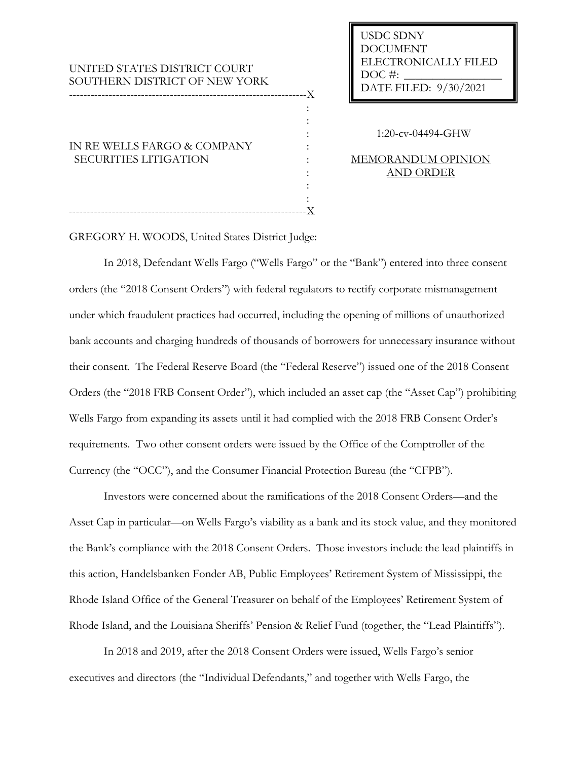UNITED STATES DISTRICT COURT
SOUTHERN DISTRICT OF NEW YORK

USDC SDNY
DOCUMENT
ELECTRONICALLY FILED
DOC #: _______________
DATE FILED: 9/30/2021

IN RE WELLS FARGO & COMPANY SECURITIES LITIGATION

1:20-cv-04494-GHW

MEMORANDUM OPINION AND ORDER

GREGORY H. WOODS, United States District Judge:

In 2018, Defendant Wells Fargo ("Wells Fargo" or the "Bank") entered into three consent orders (the "2018 Consent Orders") with federal regulators to rectify corporate mismanagement under which fraudulent practices had occurred, including the opening of millions of unauthorized bank accounts and charging hundreds of thousands of borrowers for unnecessary insurance without their consent. The Federal Reserve Board (the "Federal Reserve") issued one of the 2018 Consent Orders (the "2018 FRB Consent Order"), which included an asset cap (the "Asset Cap") prohibiting Wells Fargo from expanding its assets until it had complied with the 2018 FRB Consent Order's requirements. Two other consent orders were issued by the Office of the Comptroller of the Currency (the "OCC"), and the Consumer Financial Protection Bureau (the "CFPB").

Investors were concerned about the ramifications of the 2018 Consent Orders—and the Asset Cap in particular—on Wells Fargo's viability as a bank and its stock value, and they monitored the Bank's compliance with the 2018 Consent Orders. Those investors include the lead plaintiffs in this action, Handelsbanken Fonder AB, Public Employees' Retirement System of Mississippi, the Rhode Island Office of the General Treasurer on behalf of the Employees' Retirement System of Rhode Island, and the Louisiana Sheriffs' Pension & Relief Fund (together, the "Lead Plaintiffs").

In 2018 and 2019, after the 2018 Consent Orders were issued, Wells Fargo's senior executives and directors (the "Individual Defendants," and together with Wells Fargo, the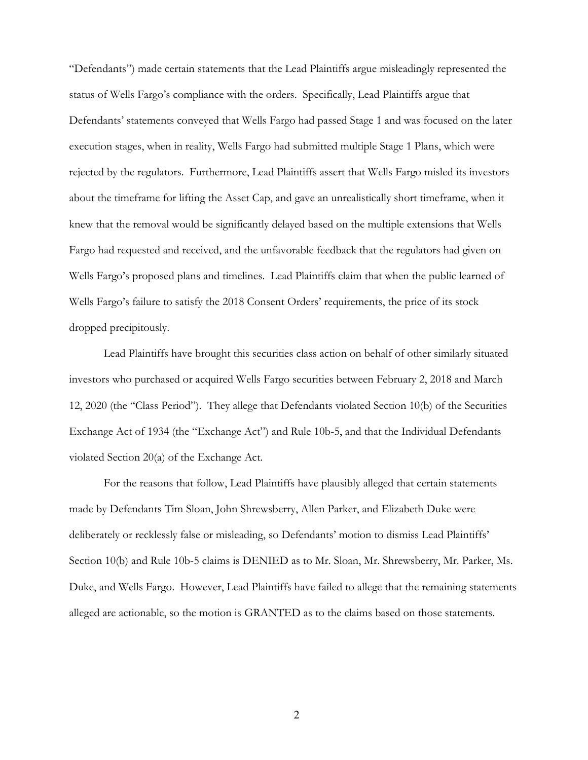"Defendants") made certain statements that the Lead Plaintiffs argue misleadingly represented the status of Wells Fargo's compliance with the orders. Specifically, Lead Plaintiffs argue that Defendants' statements conveyed that Wells Fargo had passed Stage 1 and was focused on the later execution stages, when in reality, Wells Fargo had submitted multiple Stage 1 Plans, which were rejected by the regulators. Furthermore, Lead Plaintiffs assert that Wells Fargo misled its investors about the timeframe for lifting the Asset Cap, and gave an unrealistically short timeframe, when it knew that the removal would be significantly delayed based on the multiple extensions that Wells Fargo had requested and received, and the unfavorable feedback that the regulators had given on Wells Fargo's proposed plans and timelines. Lead Plaintiffs claim that when the public learned of Wells Fargo's failure to satisfy the 2018 Consent Orders' requirements, the price of its stock dropped precipitously.

Lead Plaintiffs have brought this securities class action on behalf of other similarly situated investors who purchased or acquired Wells Fargo securities between February 2, 2018 and March 12, 2020 (the "Class Period"). They allege that Defendants violated Section 10(b) of the Securities Exchange Act of 1934 (the "Exchange Act") and Rule 10b-5, and that the Individual Defendants violated Section 20(a) of the Exchange Act.

For the reasons that follow, Lead Plaintiffs have plausibly alleged that certain statements made by Defendants Tim Sloan, John Shrewsberry, Allen Parker, and Elizabeth Duke were deliberately or recklessly false or misleading, so Defendants' motion to dismiss Lead Plaintiffs' Section 10(b) and Rule 10b-5 claims is DENIED as to Mr. Sloan, Mr. Shrewsberry, Mr. Parker, Ms. Duke, and Wells Fargo. However, Lead Plaintiffs have failed to allege that the remaining statements alleged are actionable, so the motion is GRANTED as to the claims based on those statements.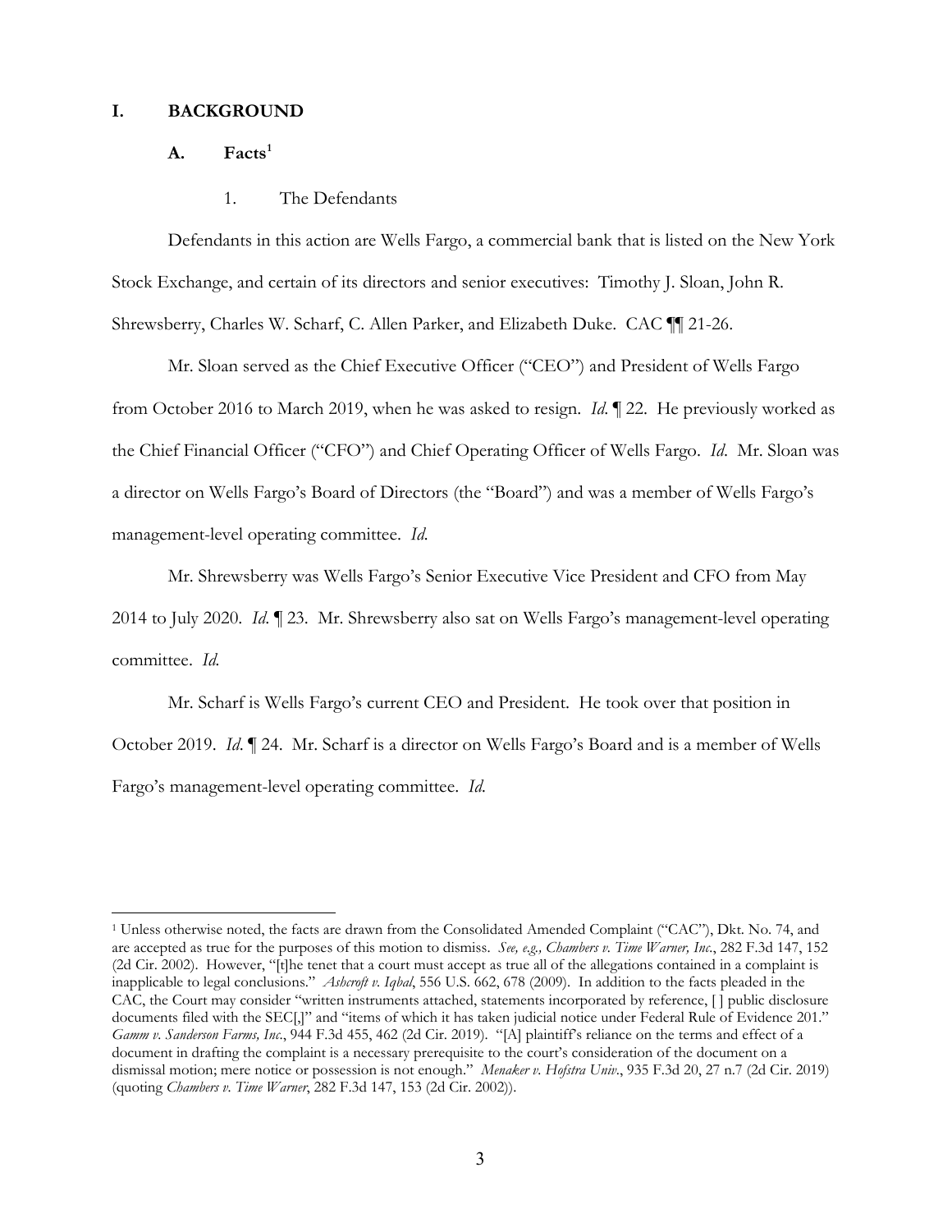# I. BACKGROUND

## A. Facts[1]

### 1. The Defendants

Defendants in this action are Wells Fargo, a commercial bank that is listed on the New York Stock Exchange, and certain of its directors and senior executives: Timothy J. Sloan, John R. Shrewsberry, Charles W. Scharf, C. Allen Parker, and Elizabeth Duke. CAC ¶¶ 21-26.

Mr. Sloan served as the Chief Executive Officer ("CEO") and President of Wells Fargo from October 2016 to March 2019, when he was asked to resign. *Id.* ¶ 22. He previously worked as the Chief Financial Officer ("CFO") and Chief Operating Officer of Wells Fargo. *Id.* Mr. Sloan was a director on Wells Fargo's Board of Directors (the "Board") and was a member of Wells Fargo's management-level operating committee. *Id.*

Mr. Shrewsberry was Wells Fargo's Senior Executive Vice President and CFO from May 2014 to July 2020. *Id.* ¶ 23. Mr. Shrewsberry also sat on Wells Fargo's management-level operating committee. *Id.*

Mr. Scharf is Wells Fargo's current CEO and President. He took over that position in October 2019. *Id.* ¶ 24. Mr. Scharf is a director on Wells Fargo's Board and is a member of Wells Fargo's management-level operating committee. *Id.*

---

[1] Unless otherwise noted, the facts are drawn from the Consolidated Amended Complaint ("CAC"), Dkt. No. 74, and are accepted as true for the purposes of this motion to dismiss. *See, e.g., Chambers v. Time Warner, Inc.*, 282 F.3d 147, 152 (2d Cir. 2002). However, "[t]he tenet that a court must accept as true all of the allegations contained in a complaint is inapplicable to legal conclusions." *Ashcroft v. Iqbal*, 556 U.S. 662, 678 (2009). In addition to the facts pleaded in the CAC, the Court may consider "written instruments attached, statements incorporated by reference, [ ] public disclosure documents filed with the SEC[,]" and "items of which it has taken judicial notice under Federal Rule of Evidence 201." *Gamm v. Sanderson Farms, Inc.*, 944 F.3d 455, 462 (2d Cir. 2019). "[A] plaintiff's reliance on the terms and effect of a document in drafting the complaint is a necessary prerequisite to the court's consideration of the document on a dismissal motion; mere notice or possession is not enough." *Menaker v. Hofstra Univ.*, 935 F.3d 20, 27 n.7 (2d Cir. 2019) (quoting *Chambers v. Time Warner*, 282 F.3d 147, 153 (2d Cir. 2002)).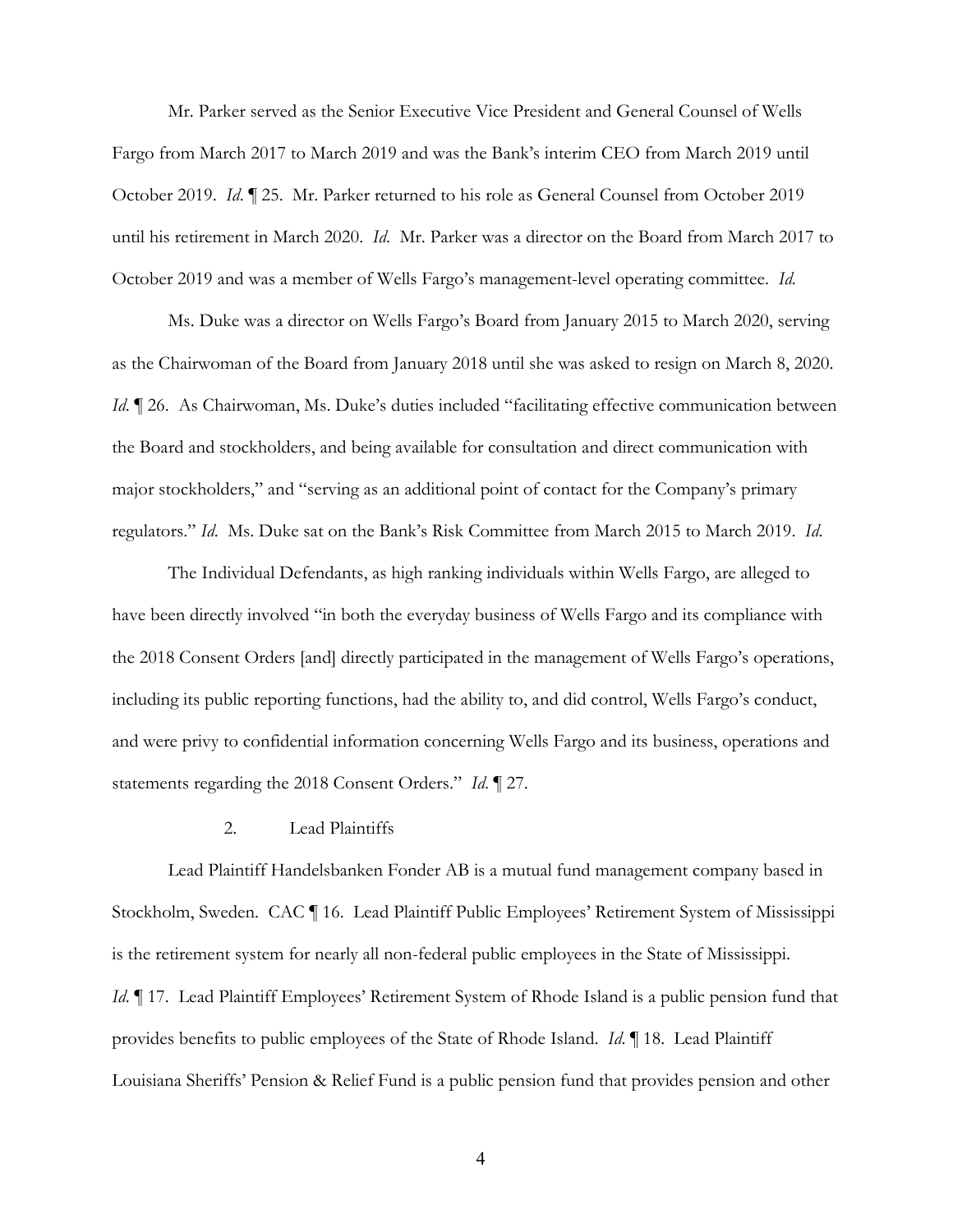Mr. Parker served as the Senior Executive Vice President and General Counsel of Wells Fargo from March 2017 to March 2019 and was the Bank's interim CEO from March 2019 until October 2019. *Id*. ¶ 25. Mr. Parker returned to his role as General Counsel from October 2019 until his retirement in March 2020. *Id*. Mr. Parker was a director on the Board from March 2017 to October 2019 and was a member of Wells Fargo's management-level operating committee. *Id*.

Ms. Duke was a director on Wells Fargo's Board from January 2015 to March 2020, serving as the Chairwoman of the Board from January 2018 until she was asked to resign on March 8, 2020. *Id*. ¶ 26. As Chairwoman, Ms. Duke's duties included "facilitating effective communication between the Board and stockholders, and being available for consultation and direct communication with major stockholders," and "serving as an additional point of contact for the Company's primary regulators." *Id*. Ms. Duke sat on the Bank's Risk Committee from March 2015 to March 2019. *Id*.

The Individual Defendants, as high ranking individuals within Wells Fargo, are alleged to have been directly involved "in both the everyday business of Wells Fargo and its compliance with the 2018 Consent Orders [and] directly participated in the management of Wells Fargo's operations, including its public reporting functions, had the ability to, and did control, Wells Fargo's conduct, and were privy to confidential information concerning Wells Fargo and its business, operations and statements regarding the 2018 Consent Orders." *Id*. ¶ 27.

2. Lead Plaintiffs

Lead Plaintiff Handelsbanken Fonder AB is a mutual fund management company based in Stockholm, Sweden. CAC ¶ 16. Lead Plaintiff Public Employees' Retirement System of Mississippi is the retirement system for nearly all non-federal public employees in the State of Mississippi. *Id*. ¶ 17. Lead Plaintiff Employees' Retirement System of Rhode Island is a public pension fund that provides benefits to public employees of the State of Rhode Island. *Id*. ¶ 18. Lead Plaintiff Louisiana Sheriffs' Pension & Relief Fund is a public pension fund that provides pension and other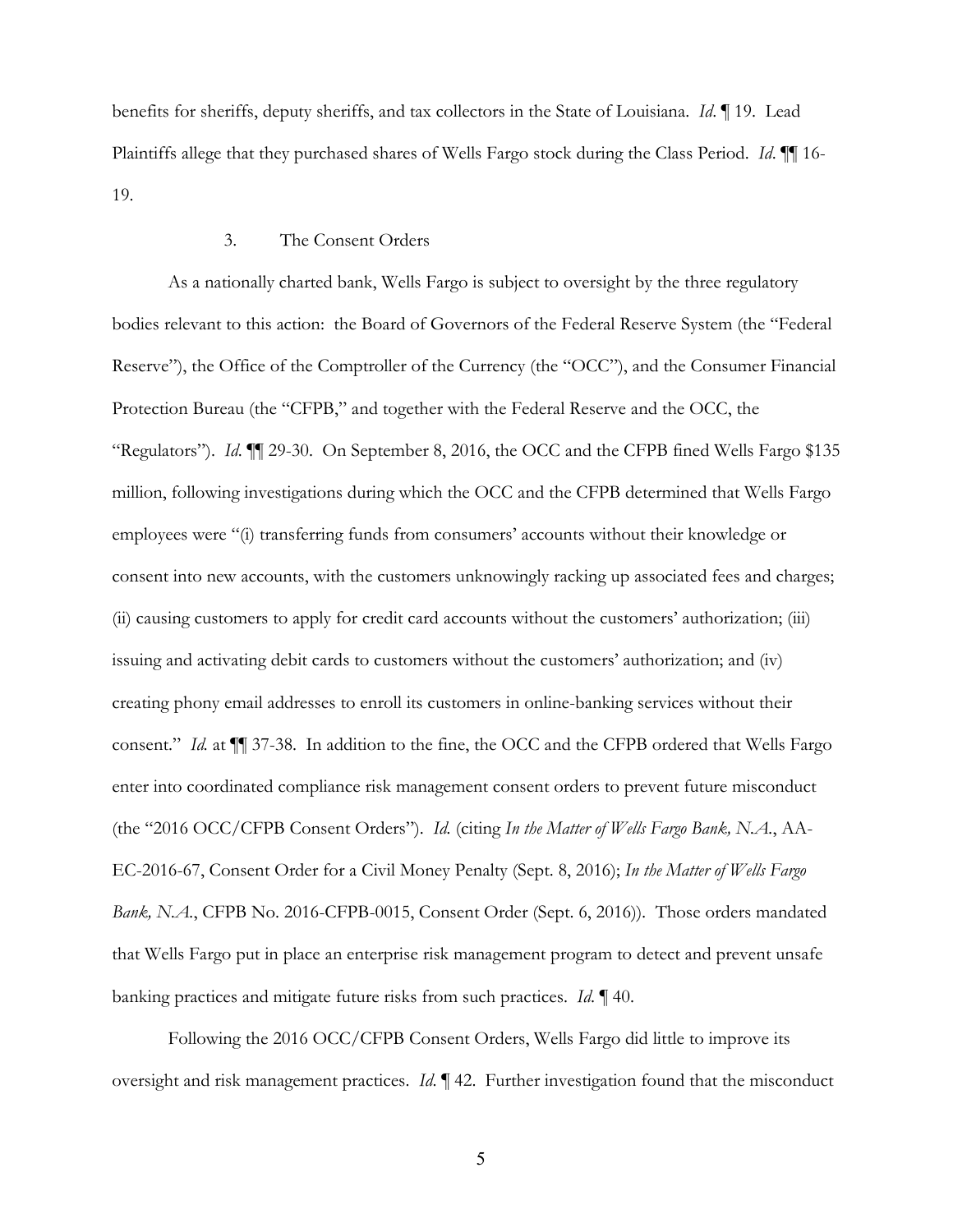benefits for sheriffs, deputy sheriffs, and tax collectors in the State of Louisiana. *Id*. ¶ 19. Lead Plaintiffs allege that they purchased shares of Wells Fargo stock during the Class Period. *Id*. ¶¶ 16-19.

### 3. The Consent Orders

As a nationally charted bank, Wells Fargo is subject to oversight by the three regulatory bodies relevant to this action: the Board of Governors of the Federal Reserve System (the "Federal Reserve"), the Office of the Comptroller of the Currency (the "OCC"), and the Consumer Financial Protection Bureau (the "CFPB," and together with the Federal Reserve and the OCC, the "Regulators"). *Id*. ¶¶ 29-30. On September 8, 2016, the OCC and the CFPB fined Wells Fargo $135 million, following investigations during which the OCC and the CFPB determined that Wells Fargo employees were "(i) transferring funds from consumers' accounts without their knowledge or consent into new accounts, with the customers unknowingly racking up associated fees and charges; (ii) causing customers to apply for credit card accounts without the customers' authorization; (iii) issuing and activating debit cards to customers without the customers' authorization; and (iv) creating phony email addresses to enroll its customers in online-banking services without their consent." *Id.* at ¶¶ 37-38. In addition to the fine, the OCC and the CFPB ordered that Wells Fargo enter into coordinated compliance risk management consent orders to prevent future misconduct (the "2016 OCC/CFPB Consent Orders"). *Id.* (citing *In the Matter of Wells Fargo Bank, N.A.*, AA-EC-2016-67, Consent Order for a Civil Money Penalty (Sept. 8, 2016); *In the Matter of Wells Fargo Bank, N.A.*, CFPB No. 2016-CFPB-0015, Consent Order (Sept. 6, 2016)). Those orders mandated that Wells Fargo put in place an enterprise risk management program to detect and prevent unsafe banking practices and mitigate future risks from such practices. *Id*. ¶ 40.

Following the 2016 OCC/CFPB Consent Orders, Wells Fargo did little to improve its oversight and risk management practices. *Id*. ¶ 42. Further investigation found that the misconduct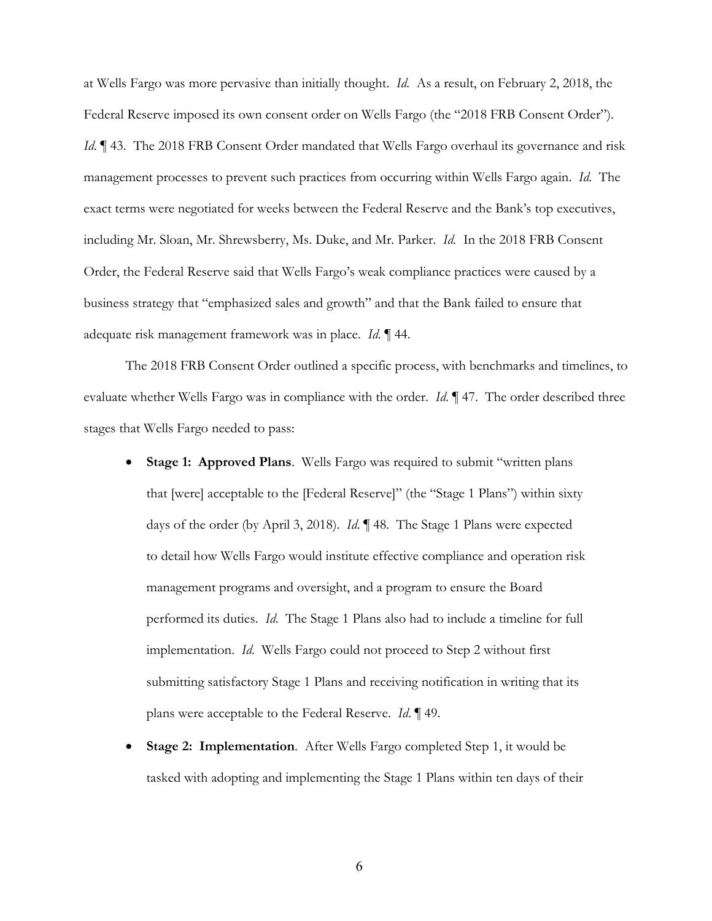at Wells Fargo was more pervasive than initially thought. *Id.* As a result, on February 2, 2018, the Federal Reserve imposed its own consent order on Wells Fargo (the "2018 FRB Consent Order"). *Id.* ¶ 43. The 2018 FRB Consent Order mandated that Wells Fargo overhaul its governance and risk management processes to prevent such practices from occurring within Wells Fargo again. *Id.* The exact terms were negotiated for weeks between the Federal Reserve and the Bank's top executives, including Mr. Sloan, Mr. Shrewsberry, Ms. Duke, and Mr. Parker. *Id.* In the 2018 FRB Consent Order, the Federal Reserve said that Wells Fargo's weak compliance practices were caused by a business strategy that "emphasized sales and growth" and that the Bank failed to ensure that adequate risk management framework was in place. *Id.* ¶ 44.

The 2018 FRB Consent Order outlined a specific process, with benchmarks and timelines, to evaluate whether Wells Fargo was in compliance with the order. *Id.* ¶ 47. The order described three stages that Wells Fargo needed to pass:

- **Stage 1: Approved Plans**. Wells Fargo was required to submit "written plans that [were] acceptable to the [Federal Reserve]" (the "Stage 1 Plans") within sixty days of the order (by April 3, 2018). *Id.* ¶ 48. The Stage 1 Plans were expected to detail how Wells Fargo would institute effective compliance and operation risk management programs and oversight, and a program to ensure the Board performed its duties. *Id.* The Stage 1 Plans also had to include a timeline for full implementation. *Id.* Wells Fargo could not proceed to Step 2 without first submitting satisfactory Stage 1 Plans and receiving notification in writing that its plans were acceptable to the Federal Reserve. *Id.* ¶ 49.

- **Stage 2: Implementation**. After Wells Fargo completed Step 1, it would be tasked with adopting and implementing the Stage 1 Plans within ten days of their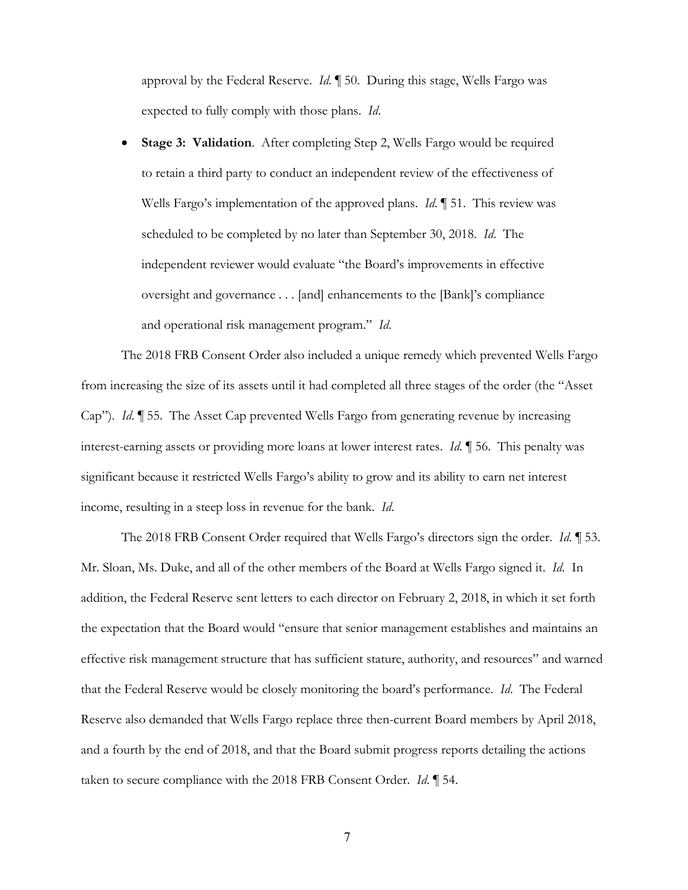approval by the Federal Reserve. *Id.* ¶ 50. During this stage, Wells Fargo was expected to fully comply with those plans. *Id.*

- **Stage 3: Validation**. After completing Step 2, Wells Fargo would be required to retain a third party to conduct an independent review of the effectiveness of Wells Fargo's implementation of the approved plans. *Id.* ¶ 51. This review was scheduled to be completed by no later than September 30, 2018. *Id.* The independent reviewer would evaluate "the Board's improvements in effective oversight and governance . . . [and] enhancements to the [Bank]'s compliance and operational risk management program." *Id.*

The 2018 FRB Consent Order also included a unique remedy which prevented Wells Fargo from increasing the size of its assets until it had completed all three stages of the order (the "Asset Cap"). *Id.* ¶ 55. The Asset Cap prevented Wells Fargo from generating revenue by increasing interest-earning assets or providing more loans at lower interest rates. *Id.* ¶ 56. This penalty was significant because it restricted Wells Fargo's ability to grow and its ability to earn net interest income, resulting in a steep loss in revenue for the bank. *Id.*

The 2018 FRB Consent Order required that Wells Fargo's directors sign the order. *Id.* ¶ 53. Mr. Sloan, Ms. Duke, and all of the other members of the Board at Wells Fargo signed it. *Id.* In addition, the Federal Reserve sent letters to each director on February 2, 2018, in which it set forth the expectation that the Board would "ensure that senior management establishes and maintains an effective risk management structure that has sufficient stature, authority, and resources" and warned that the Federal Reserve would be closely monitoring the board's performance. *Id.* The Federal Reserve also demanded that Wells Fargo replace three then-current Board members by April 2018, and a fourth by the end of 2018, and that the Board submit progress reports detailing the actions taken to secure compliance with the 2018 FRB Consent Order. *Id.* ¶ 54.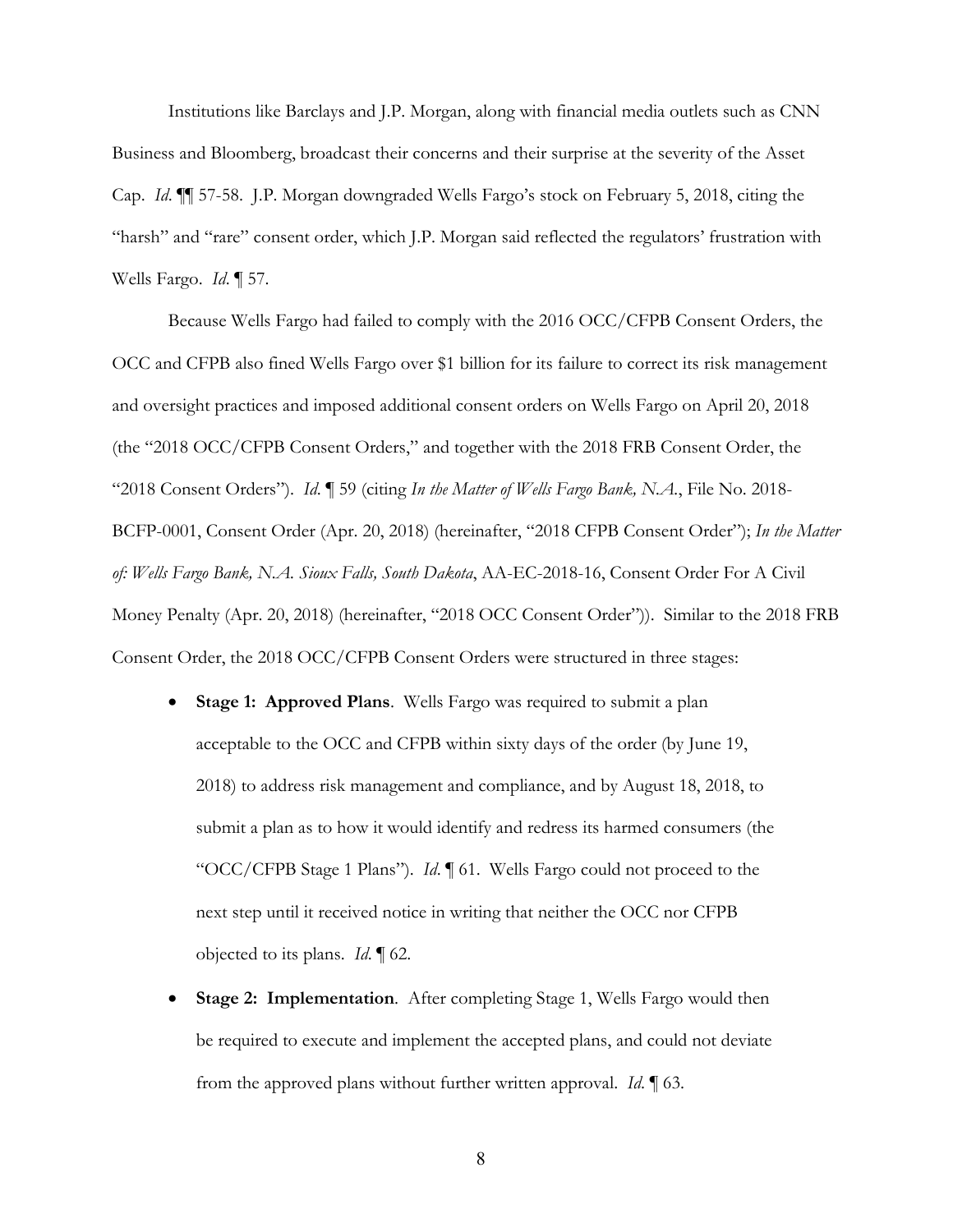Institutions like Barclays and J.P. Morgan, along with financial media outlets such as CNN Business and Bloomberg, broadcast their concerns and their surprise at the severity of the Asset Cap. *Id*. ¶¶ 57-58. J.P. Morgan downgraded Wells Fargo's stock on February 5, 2018, citing the "harsh" and "rare" consent order, which J.P. Morgan said reflected the regulators' frustration with Wells Fargo. *Id*. ¶ 57.

Because Wells Fargo had failed to comply with the 2016 OCC/CFPB Consent Orders, the OCC and CFPB also fined Wells Fargo over $1 billion for its failure to correct its risk management and oversight practices and imposed additional consent orders on Wells Fargo on April 20, 2018 (the "2018 OCC/CFPB Consent Orders," and together with the 2018 FRB Consent Order, the "2018 Consent Orders"). *Id*. ¶ 59 (citing *In the Matter of Wells Fargo Bank, N.A.*, File No. 2018-BCFP-0001, Consent Order (Apr. 20, 2018) (hereinafter, "2018 CFPB Consent Order"); *In the Matter of: Wells Fargo Bank, N.A. Sioux Falls, South Dakota*, AA-EC-2018-16, Consent Order For A Civil Money Penalty (Apr. 20, 2018) (hereinafter, "2018 OCC Consent Order")). Similar to the 2018 FRB Consent Order, the 2018 OCC/CFPB Consent Orders were structured in three stages:

- **Stage 1: Approved Plans**. Wells Fargo was required to submit a plan acceptable to the OCC and CFPB within sixty days of the order (by June 19, 2018) to address risk management and compliance, and by August 18, 2018, to submit a plan as to how it would identify and redress its harmed consumers (the "OCC/CFPB Stage 1 Plans"). *Id*. ¶ 61. Wells Fargo could not proceed to the next step until it received notice in writing that neither the OCC nor CFPB objected to its plans. *Id*. ¶ 62.

- **Stage 2: Implementation**. After completing Stage 1, Wells Fargo would then be required to execute and implement the accepted plans, and could not deviate from the approved plans without further written approval. *Id*. ¶ 63.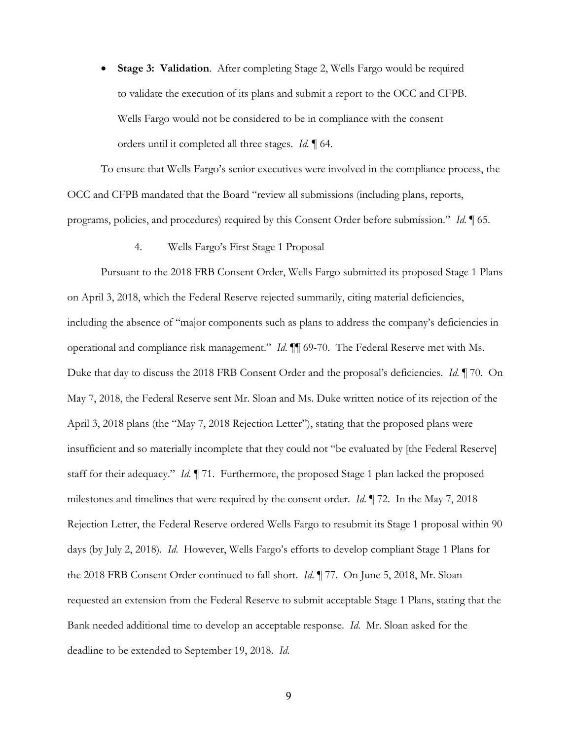- **Stage 3: Validation**. After completing Stage 2, Wells Fargo would be required to validate the execution of its plans and submit a report to the OCC and CFPB. Wells Fargo would not be considered to be in compliance with the consent orders until it completed all three stages. *Id.* ¶ 64.

To ensure that Wells Fargo's senior executives were involved in the compliance process, the OCC and CFPB mandated that the Board "review all submissions (including plans, reports, programs, policies, and procedures) required by this Consent Order before submission." *Id.* ¶ 65.

4. Wells Fargo's First Stage 1 Proposal

Pursuant to the 2018 FRB Consent Order, Wells Fargo submitted its proposed Stage 1 Plans on April 3, 2018, which the Federal Reserve rejected summarily, citing material deficiencies, including the absence of "major components such as plans to address the company's deficiencies in operational and compliance risk management." *Id.* ¶¶ 69-70. The Federal Reserve met with Ms. Duke that day to discuss the 2018 FRB Consent Order and the proposal's deficiencies. *Id.* ¶ 70. On May 7, 2018, the Federal Reserve sent Mr. Sloan and Ms. Duke written notice of its rejection of the April 3, 2018 plans (the "May 7, 2018 Rejection Letter"), stating that the proposed plans were insufficient and so materially incomplete that they could not "be evaluated by [the Federal Reserve] staff for their adequacy." *Id.* ¶ 71. Furthermore, the proposed Stage 1 plan lacked the proposed milestones and timelines that were required by the consent order. *Id.* ¶ 72. In the May 7, 2018 Rejection Letter, the Federal Reserve ordered Wells Fargo to resubmit its Stage 1 proposal within 90 days (by July 2, 2018). *Id.* However, Wells Fargo's efforts to develop compliant Stage 1 Plans for the 2018 FRB Consent Order continued to fall short. *Id.* ¶ 77. On June 5, 2018, Mr. Sloan requested an extension from the Federal Reserve to submit acceptable Stage 1 Plans, stating that the Bank needed additional time to develop an acceptable response. *Id.* Mr. Sloan asked for the deadline to be extended to September 19, 2018. *Id.*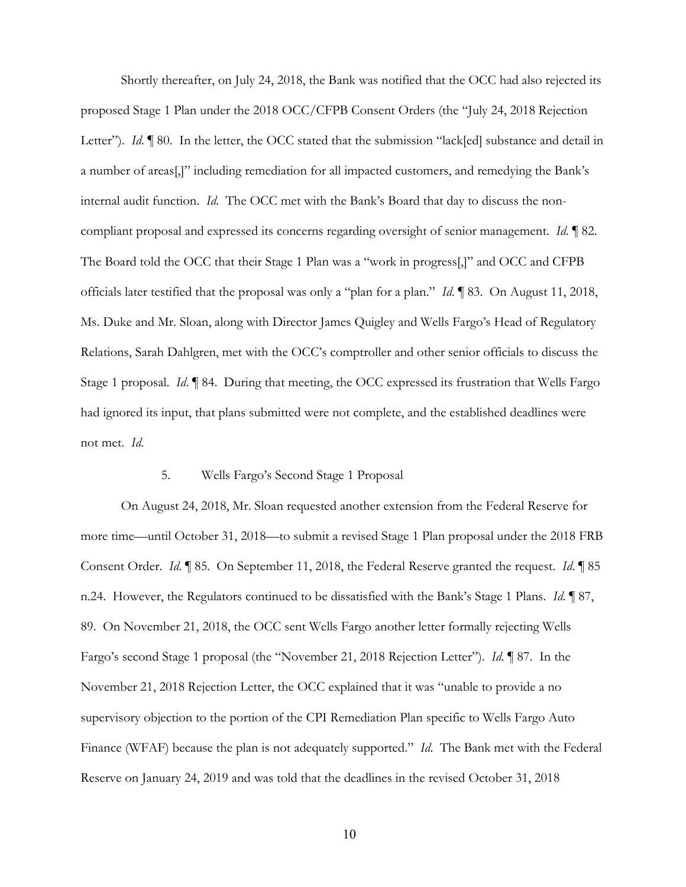Shortly thereafter, on July 24, 2018, the Bank was notified that the OCC had also rejected its proposed Stage 1 Plan under the 2018 OCC/CFPB Consent Orders (the "July 24, 2018 Rejection Letter"). *Id.* ¶ 80. In the letter, the OCC stated that the submission "lack[ed] substance and detail in a number of areas[,]" including remediation for all impacted customers, and remedying the Bank's internal audit function. *Id.* The OCC met with the Bank's Board that day to discuss the non-compliant proposal and expressed its concerns regarding oversight of senior management. *Id.* ¶ 82. The Board told the OCC that their Stage 1 Plan was a "work in progress[,]" and OCC and CFPB officials later testified that the proposal was only a "plan for a plan." *Id.* ¶ 83. On August 11, 2018, Ms. Duke and Mr. Sloan, along with Director James Quigley and Wells Fargo's Head of Regulatory Relations, Sarah Dahlgren, met with the OCC's comptroller and other senior officials to discuss the Stage 1 proposal. *Id.* ¶ 84. During that meeting, the OCC expressed its frustration that Wells Fargo had ignored its input, that plans submitted were not complete, and the established deadlines were not met. *Id.*

5. Wells Fargo's Second Stage 1 Proposal

On August 24, 2018, Mr. Sloan requested another extension from the Federal Reserve for more time—until October 31, 2018—to submit a revised Stage 1 Plan proposal under the 2018 FRB Consent Order. *Id.* ¶ 85. On September 11, 2018, the Federal Reserve granted the request. *Id.* ¶ 85 n.24. However, the Regulators continued to be dissatisfied with the Bank's Stage 1 Plans. *Id.* ¶ 87, 89. On November 21, 2018, the OCC sent Wells Fargo another letter formally rejecting Wells Fargo's second Stage 1 proposal (the "November 21, 2018 Rejection Letter"). *Id.* ¶ 87. In the November 21, 2018 Rejection Letter, the OCC explained that it was "unable to provide a no supervisory objection to the portion of the CPI Remediation Plan specific to Wells Fargo Auto Finance (WFAF) because the plan is not adequately supported." *Id.* The Bank met with the Federal Reserve on January 24, 2019 and was told that the deadlines in the revised October 31, 2018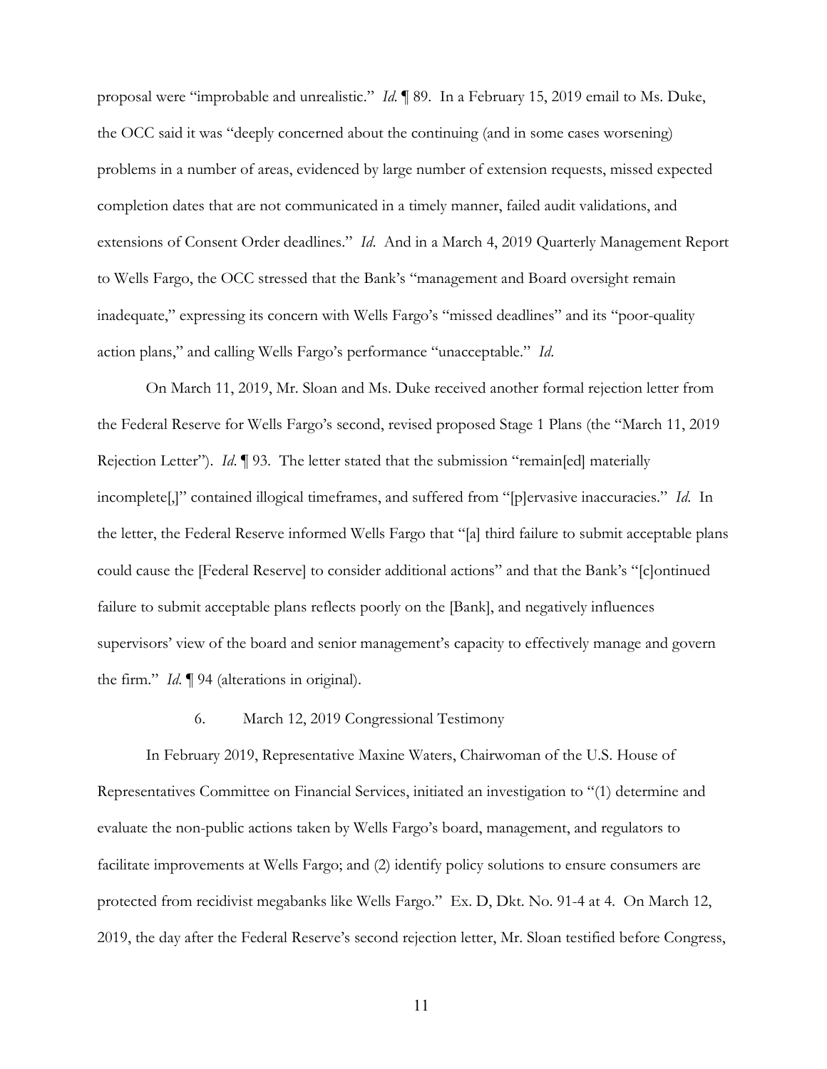proposal were "improbable and unrealistic." *Id.* ¶ 89. In a February 15, 2019 email to Ms. Duke, the OCC said it was "deeply concerned about the continuing (and in some cases worsening) problems in a number of areas, evidenced by large number of extension requests, missed expected completion dates that are not communicated in a timely manner, failed audit validations, and extensions of Consent Order deadlines." *Id.* And in a March 4, 2019 Quarterly Management Report to Wells Fargo, the OCC stressed that the Bank's "management and Board oversight remain inadequate," expressing its concern with Wells Fargo's "missed deadlines" and its "poor-quality action plans," and calling Wells Fargo's performance "unacceptable." *Id.*

On March 11, 2019, Mr. Sloan and Ms. Duke received another formal rejection letter from the Federal Reserve for Wells Fargo's second, revised proposed Stage 1 Plans (the "March 11, 2019 Rejection Letter"). *Id.* ¶ 93. The letter stated that the submission "remain[ed] materially incomplete[,]" contained illogical timeframes, and suffered from "[p]ervasive inaccuracies." *Id.* In the letter, the Federal Reserve informed Wells Fargo that "[a] third failure to submit acceptable plans could cause the [Federal Reserve] to consider additional actions" and that the Bank's "[c]ontinued failure to submit acceptable plans reflects poorly on the [Bank], and negatively influences supervisors' view of the board and senior management's capacity to effectively manage and govern the firm." *Id.* ¶ 94 (alterations in original).

### 6. March 12, 2019 Congressional Testimony

In February 2019, Representative Maxine Waters, Chairwoman of the U.S. House of Representatives Committee on Financial Services, initiated an investigation to "(1) determine and evaluate the non-public actions taken by Wells Fargo's board, management, and regulators to facilitate improvements at Wells Fargo; and (2) identify policy solutions to ensure consumers are protected from recidivist megabanks like Wells Fargo." Ex. D, Dkt. No. 91-4 at 4. On March 12, 2019, the day after the Federal Reserve's second rejection letter, Mr. Sloan testified before Congress,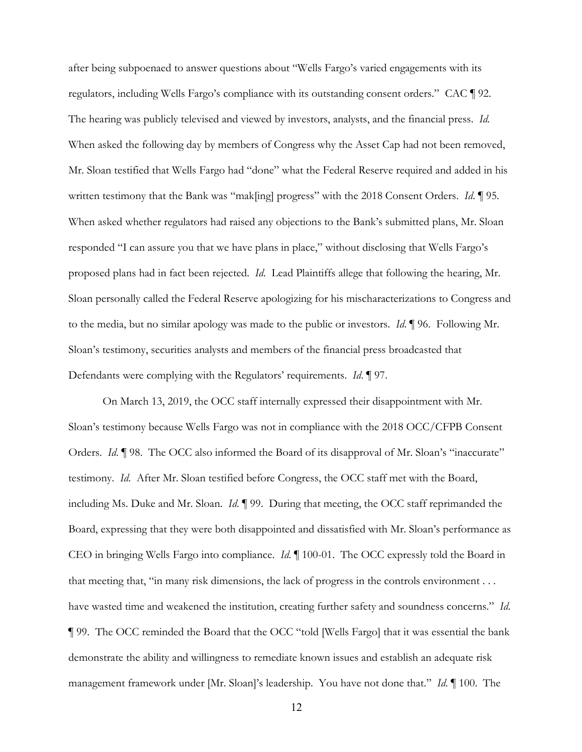after being subpoenaed to answer questions about "Wells Fargo's varied engagements with its regulators, including Wells Fargo's compliance with its outstanding consent orders." CAC ¶ 92. The hearing was publicly televised and viewed by investors, analysts, and the financial press. *Id.* When asked the following day by members of Congress why the Asset Cap had not been removed, Mr. Sloan testified that Wells Fargo had "done" what the Federal Reserve required and added in his written testimony that the Bank was "mak[ing] progress" with the 2018 Consent Orders. *Id.* ¶ 95. When asked whether regulators had raised any objections to the Bank's submitted plans, Mr. Sloan responded "I can assure you that we have plans in place," without disclosing that Wells Fargo's proposed plans had in fact been rejected. *Id.* Lead Plaintiffs allege that following the hearing, Mr. Sloan personally called the Federal Reserve apologizing for his mischaracterizations to Congress and to the media, but no similar apology was made to the public or investors. *Id.* ¶ 96. Following Mr. Sloan's testimony, securities analysts and members of the financial press broadcasted that Defendants were complying with the Regulators' requirements. *Id.* ¶ 97.

On March 13, 2019, the OCC staff internally expressed their disappointment with Mr. Sloan's testimony because Wells Fargo was not in compliance with the 2018 OCC/CFPB Consent Orders. *Id.* ¶ 98. The OCC also informed the Board of its disapproval of Mr. Sloan's "inaccurate" testimony. *Id.* After Mr. Sloan testified before Congress, the OCC staff met with the Board, including Ms. Duke and Mr. Sloan. *Id.* ¶ 99. During that meeting, the OCC staff reprimanded the Board, expressing that they were both disappointed and dissatisfied with Mr. Sloan's performance as CEO in bringing Wells Fargo into compliance. *Id.* ¶ 100-01. The OCC expressly told the Board in that meeting that, "in many risk dimensions, the lack of progress in the controls environment . . . have wasted time and weakened the institution, creating further safety and soundness concerns." *Id.* ¶ 99. The OCC reminded the Board that the OCC "told [Wells Fargo] that it was essential the bank demonstrate the ability and willingness to remediate known issues and establish an adequate risk management framework under [Mr. Sloan]'s leadership. You have not done that." *Id.* ¶ 100. The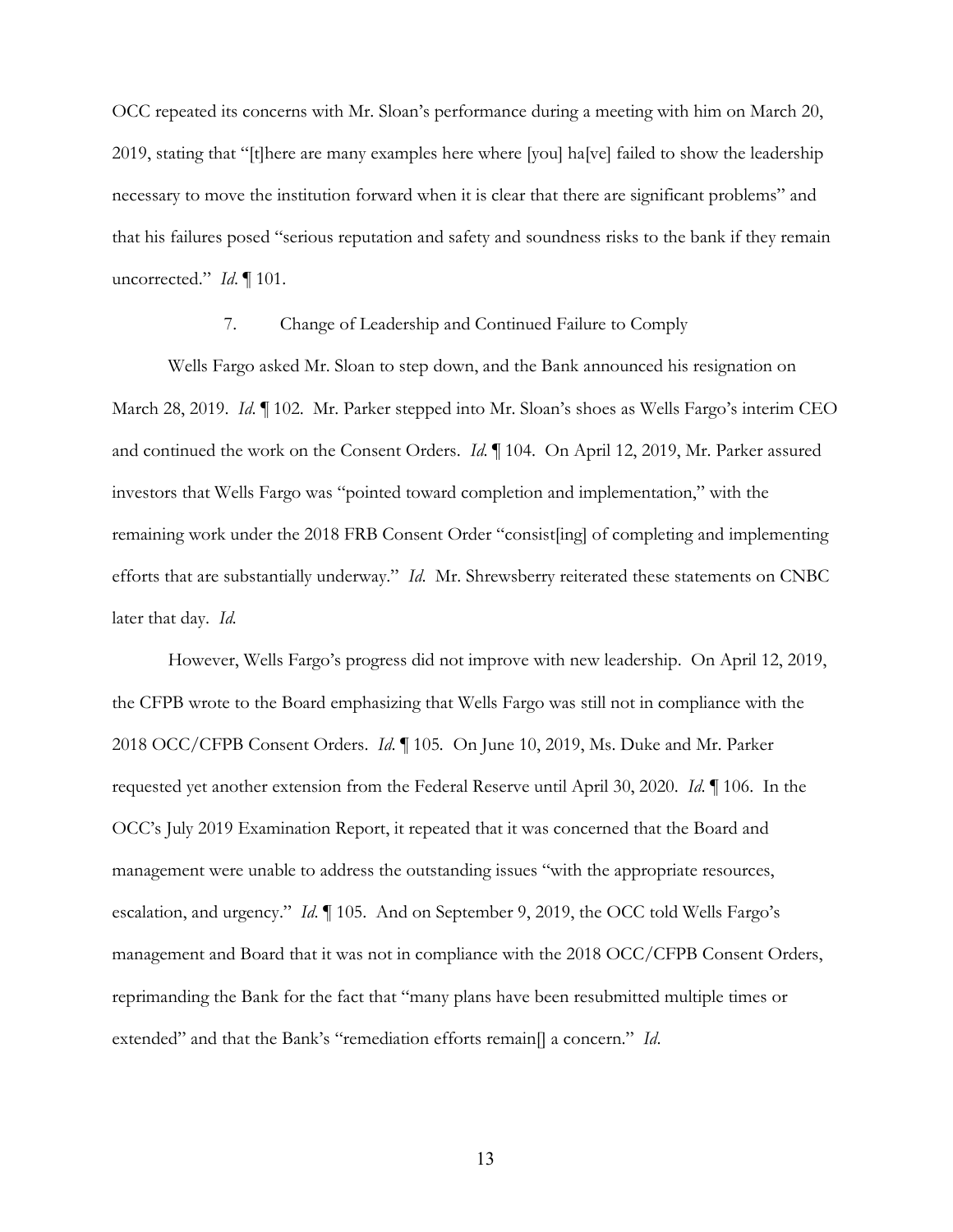OCC repeated its concerns with Mr. Sloan's performance during a meeting with him on March 20, 2019, stating that "[t]here are many examples here where [you] ha[ve] failed to show the leadership necessary to move the institution forward when it is clear that there are significant problems" and that his failures posed "serious reputation and safety and soundness risks to the bank if they remain uncorrected." *Id.* ¶ 101.

### 7. Change of Leadership and Continued Failure to Comply

Wells Fargo asked Mr. Sloan to step down, and the Bank announced his resignation on March 28, 2019. *Id.* ¶ 102. Mr. Parker stepped into Mr. Sloan's shoes as Wells Fargo's interim CEO and continued the work on the Consent Orders. *Id.* ¶ 104. On April 12, 2019, Mr. Parker assured investors that Wells Fargo was "pointed toward completion and implementation," with the remaining work under the 2018 FRB Consent Order "consist[ing] of completing and implementing efforts that are substantially underway." *Id.* Mr. Shrewsberry reiterated these statements on CNBC later that day. *Id.*

However, Wells Fargo's progress did not improve with new leadership. On April 12, 2019, the CFPB wrote to the Board emphasizing that Wells Fargo was still not in compliance with the 2018 OCC/CFPB Consent Orders. *Id.* ¶ 105. On June 10, 2019, Ms. Duke and Mr. Parker requested yet another extension from the Federal Reserve until April 30, 2020. *Id.* ¶ 106. In the OCC's July 2019 Examination Report, it repeated that it was concerned that the Board and management were unable to address the outstanding issues "with the appropriate resources, escalation, and urgency." *Id.* ¶ 105. And on September 9, 2019, the OCC told Wells Fargo's management and Board that it was not in compliance with the 2018 OCC/CFPB Consent Orders, reprimanding the Bank for the fact that "many plans have been resubmitted multiple times or extended" and that the Bank's "remediation efforts remain[] a concern." *Id.*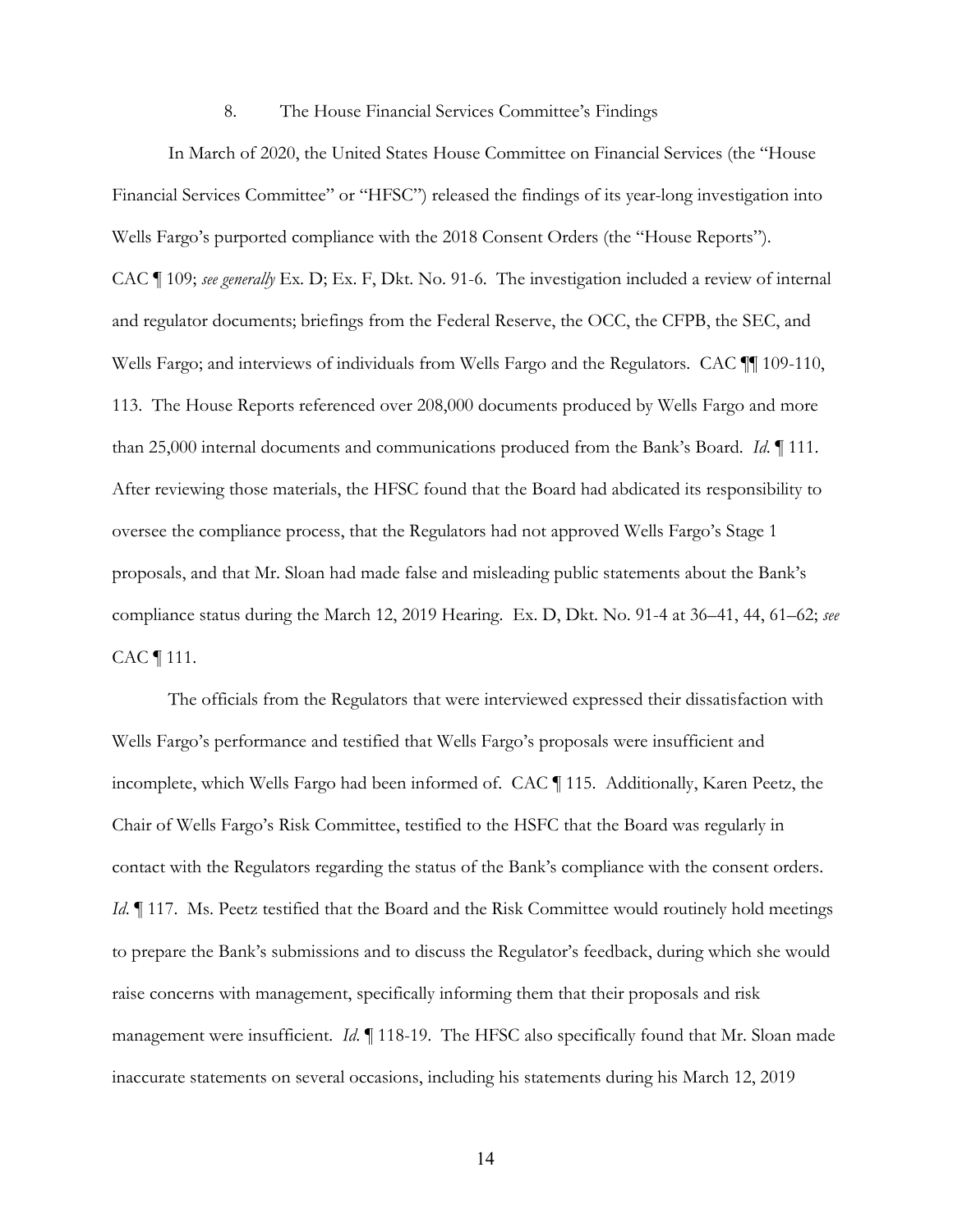### 8. The House Financial Services Committee's Findings

In March of 2020, the United States House Committee on Financial Services (the "House Financial Services Committee" or "HFSC") released the findings of its year-long investigation into Wells Fargo's purported compliance with the 2018 Consent Orders (the "House Reports"). CAC ¶ 109; *see generally* Ex. D; Ex. F, Dkt. No. 91-6. The investigation included a review of internal and regulator documents; briefings from the Federal Reserve, the OCC, the CFPB, the SEC, and Wells Fargo; and interviews of individuals from Wells Fargo and the Regulators. CAC ¶¶ 109-110, 113. The House Reports referenced over 208,000 documents produced by Wells Fargo and more than 25,000 internal documents and communications produced from the Bank's Board. *Id.* ¶ 111. After reviewing those materials, the HFSC found that the Board had abdicated its responsibility to oversee the compliance process, that the Regulators had not approved Wells Fargo's Stage 1 proposals, and that Mr. Sloan had made false and misleading public statements about the Bank's compliance status during the March 12, 2019 Hearing. Ex. D, Dkt. No. 91-4 at 36–41, 44, 61–62; *see* CAC ¶ 111.

The officials from the Regulators that were interviewed expressed their dissatisfaction with Wells Fargo's performance and testified that Wells Fargo's proposals were insufficient and incomplete, which Wells Fargo had been informed of. CAC ¶ 115. Additionally, Karen Peetz, the Chair of Wells Fargo's Risk Committee, testified to the HSFC that the Board was regularly in contact with the Regulators regarding the status of the Bank's compliance with the consent orders. *Id.* ¶ 117. Ms. Peetz testified that the Board and the Risk Committee would routinely hold meetings to prepare the Bank's submissions and to discuss the Regulator's feedback, during which she would raise concerns with management, specifically informing them that their proposals and risk management were insufficient. *Id.* ¶ 118-19. The HFSC also specifically found that Mr. Sloan made inaccurate statements on several occasions, including his statements during his March 12, 2019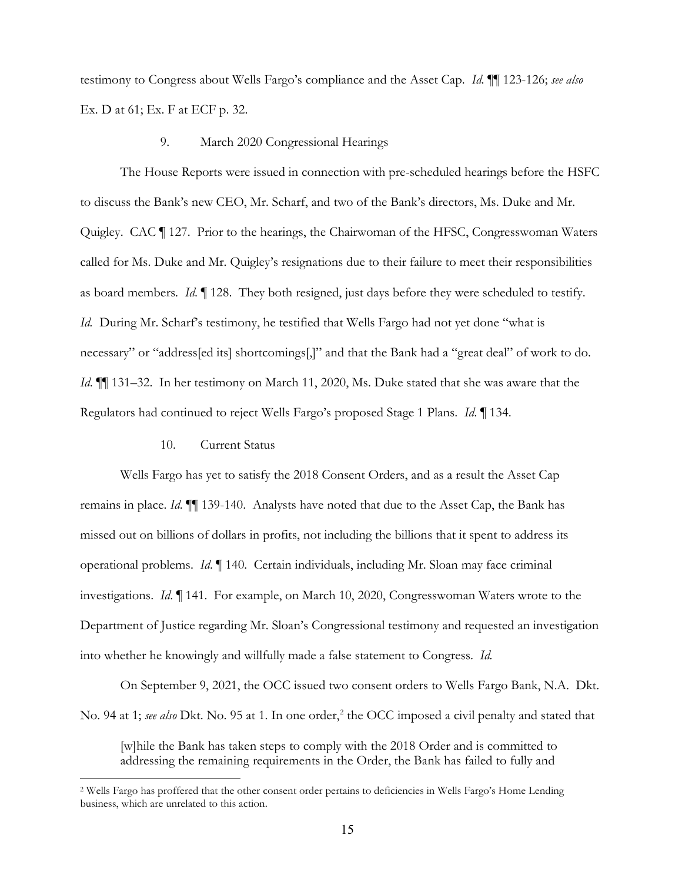testimony to Congress about Wells Fargo's compliance and the Asset Cap. *Id.* ¶¶ 123-126; *see also* Ex. D at 61; Ex. F at ECF p. 32.

9. March 2020 Congressional Hearings

The House Reports were issued in connection with pre-scheduled hearings before the HSFC to discuss the Bank's new CEO, Mr. Scharf, and two of the Bank's directors, Ms. Duke and Mr. Quigley. CAC ¶ 127. Prior to the hearings, the Chairwoman of the HFSC, Congresswoman Waters called for Ms. Duke and Mr. Quigley's resignations due to their failure to meet their responsibilities as board members. *Id.* ¶ 128. They both resigned, just days before they were scheduled to testify. *Id.* During Mr. Scharf's testimony, he testified that Wells Fargo had not yet done "what is necessary" or "address[ed its] shortcomings[,]" and that the Bank had a "great deal" of work to do. *Id.* ¶¶ 131–32. In her testimony on March 11, 2020, Ms. Duke stated that she was aware that the Regulators had continued to reject Wells Fargo's proposed Stage 1 Plans. *Id.* ¶ 134.

10. Current Status

Wells Fargo has yet to satisfy the 2018 Consent Orders, and as a result the Asset Cap remains in place. *Id.* ¶¶ 139-140. Analysts have noted that due to the Asset Cap, the Bank has missed out on billions of dollars in profits, not including the billions that it spent to address its operational problems. *Id.* ¶ 140. Certain individuals, including Mr. Sloan may face criminal investigations. *Id.* ¶ 141. For example, on March 10, 2020, Congresswoman Waters wrote to the Department of Justice regarding Mr. Sloan's Congressional testimony and requested an investigation into whether he knowingly and willfully made a false statement to Congress. *Id.*

On September 9, 2021, the OCC issued two consent orders to Wells Fargo Bank, N.A. Dkt. No. 94 at 1; *see also* Dkt. No. 95 at 1. In one order,[2] the OCC imposed a civil penalty and stated that

> [w]hile the Bank has taken steps to comply with the 2018 Order and is committed to addressing the remaining requirements in the Order, the Bank has failed to fully and

[2] Wells Fargo has proffered that the other consent order pertains to deficiencies in Wells Fargo's Home Lending business, which are unrelated to this action.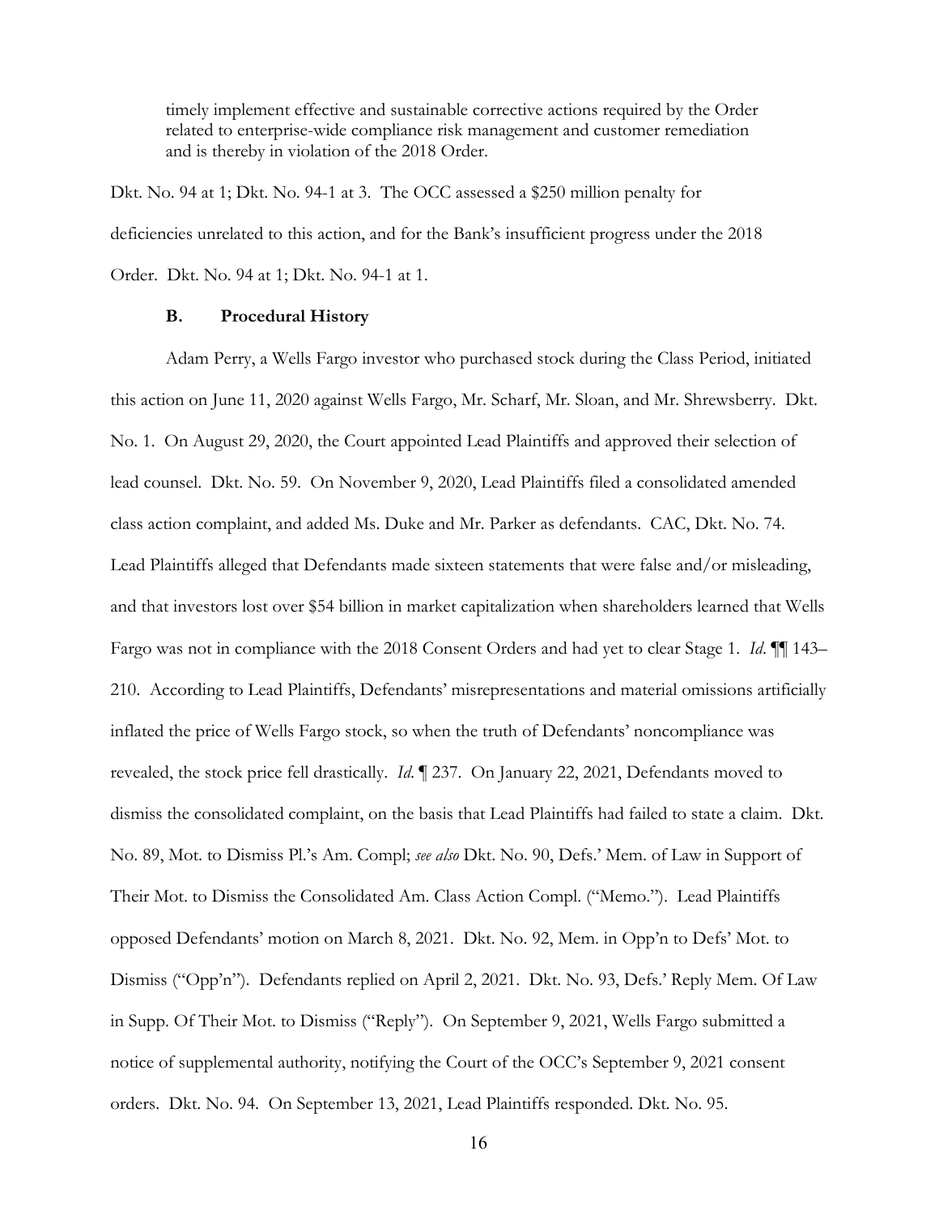> timely implement effective and sustainable corrective actions required by the Order related to enterprise-wide compliance risk management and customer remediation and is thereby in violation of the 2018 Order.

Dkt. No. 94 at 1; Dkt. No. 94-1 at 3. The OCC assessed a $250 million penalty for deficiencies unrelated to this action, and for the Bank's insufficient progress under the 2018 Order. Dkt. No. 94 at 1; Dkt. No. 94-1 at 1.

### B. Procedural History

Adam Perry, a Wells Fargo investor who purchased stock during the Class Period, initiated this action on June 11, 2020 against Wells Fargo, Mr. Scharf, Mr. Sloan, and Mr. Shrewsberry. Dkt. No. 1. On August 29, 2020, the Court appointed Lead Plaintiffs and approved their selection of lead counsel. Dkt. No. 59. On November 9, 2020, Lead Plaintiffs filed a consolidated amended class action complaint, and added Ms. Duke and Mr. Parker as defendants. CAC, Dkt. No. 74. Lead Plaintiffs alleged that Defendants made sixteen statements that were false and/or misleading, and that investors lost over $54 billion in market capitalization when shareholders learned that Wells Fargo was not in compliance with the 2018 Consent Orders and had yet to clear Stage 1. *Id*. ¶¶ 143–210. According to Lead Plaintiffs, Defendants' misrepresentations and material omissions artificially inflated the price of Wells Fargo stock, so when the truth of Defendants' noncompliance was revealed, the stock price fell drastically. *Id*. ¶ 237. On January 22, 2021, Defendants moved to dismiss the consolidated complaint, on the basis that Lead Plaintiffs had failed to state a claim. Dkt. No. 89, Mot. to Dismiss Pl.'s Am. Compl; *see also* Dkt. No. 90, Defs.' Mem. of Law in Support of Their Mot. to Dismiss the Consolidated Am. Class Action Compl. ("Memo."). Lead Plaintiffs opposed Defendants' motion on March 8, 2021. Dkt. No. 92, Mem. in Opp'n to Defs' Mot. to Dismiss ("Opp'n"). Defendants replied on April 2, 2021. Dkt. No. 93, Defs.' Reply Mem. Of Law in Supp. Of Their Mot. to Dismiss ("Reply"). On September 9, 2021, Wells Fargo submitted a notice of supplemental authority, notifying the Court of the OCC's September 9, 2021 consent orders. Dkt. No. 94. On September 13, 2021, Lead Plaintiffs responded. Dkt. No. 95.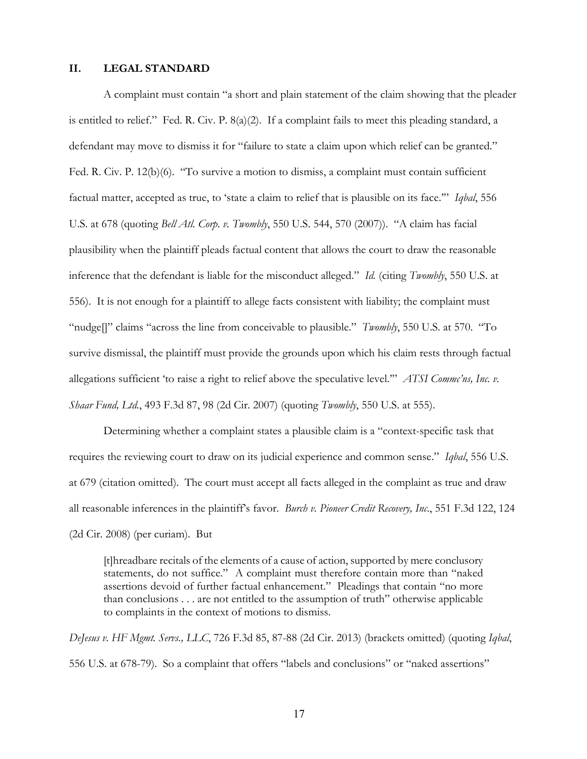## II. LEGAL STANDARD

A complaint must contain "a short and plain statement of the claim showing that the pleader is entitled to relief." Fed. R. Civ. P. 8(a)(2). If a complaint fails to meet this pleading standard, a defendant may move to dismiss it for "failure to state a claim upon which relief can be granted." Fed. R. Civ. P. 12(b)(6). "To survive a motion to dismiss, a complaint must contain sufficient factual matter, accepted as true, to 'state a claim to relief that is plausible on its face.'" *Iqbal*, 556 U.S. at 678 (quoting *Bell Atl. Corp. v. Twombly*, 550 U.S. 544, 570 (2007)). "A claim has facial plausibility when the plaintiff pleads factual content that allows the court to draw the reasonable inference that the defendant is liable for the misconduct alleged." *Id.* (citing *Twombly*, 550 U.S. at 556). It is not enough for a plaintiff to allege facts consistent with liability; the complaint must "nudge[]" claims "across the line from conceivable to plausible." *Twombly*, 550 U.S. at 570. "To survive dismissal, the plaintiff must provide the grounds upon which his claim rests through factual allegations sufficient 'to raise a right to relief above the speculative level.'" *ATSI Commc'ns, Inc. v. Shaar Fund, Ltd.*, 493 F.3d 87, 98 (2d Cir. 2007) (quoting *Twombly*, 550 U.S. at 555).

Determining whether a complaint states a plausible claim is a "context-specific task that requires the reviewing court to draw on its judicial experience and common sense." *Iqbal*, 556 U.S. at 679 (citation omitted). The court must accept all facts alleged in the complaint as true and draw all reasonable inferences in the plaintiff's favor. *Burch v. Pioneer Credit Recovery, Inc.*, 551 F.3d 122, 124 (2d Cir. 2008) (per curiam). But

> [t]hreadbare recitals of the elements of a cause of action, supported by mere conclusory statements, do not suffice." A complaint must therefore contain more than "naked assertions devoid of further factual enhancement." Pleadings that contain "no more than conclusions . . . are not entitled to the assumption of truth" otherwise applicable to complaints in the context of motions to dismiss.

*DeJesus v. HF Mgmt. Servs., LLC*, 726 F.3d 85, 87-88 (2d Cir. 2013) (brackets omitted) (quoting *Iqbal*, 556 U.S. at 678-79). So a complaint that offers "labels and conclusions" or "naked assertions"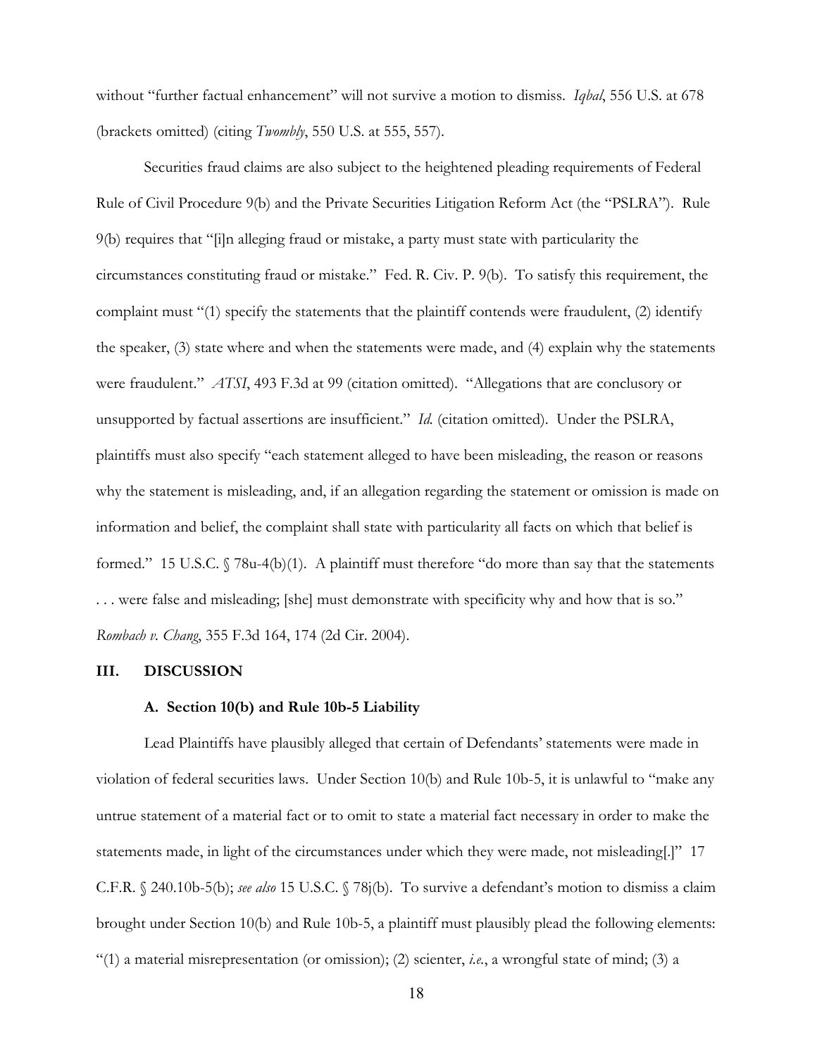without "further factual enhancement" will not survive a motion to dismiss. *Iqbal*, 556 U.S. at 678 (brackets omitted) (citing *Twombly*, 550 U.S. at 555, 557).

Securities fraud claims are also subject to the heightened pleading requirements of Federal Rule of Civil Procedure 9(b) and the Private Securities Litigation Reform Act (the "PSLRA"). Rule 9(b) requires that "[i]n alleging fraud or mistake, a party must state with particularity the circumstances constituting fraud or mistake." Fed. R. Civ. P. 9(b). To satisfy this requirement, the complaint must "(1) specify the statements that the plaintiff contends were fraudulent, (2) identify the speaker, (3) state where and when the statements were made, and (4) explain why the statements were fraudulent." *ATSI*, 493 F.3d at 99 (citation omitted). "Allegations that are conclusory or unsupported by factual assertions are insufficient." *Id.* (citation omitted). Under the PSLRA, plaintiffs must also specify "each statement alleged to have been misleading, the reason or reasons why the statement is misleading, and, if an allegation regarding the statement or omission is made on information and belief, the complaint shall state with particularity all facts on which that belief is formed." 15 U.S.C. § 78u-4(b)(1). A plaintiff must therefore "do more than say that the statements . . . were false and misleading; [she] must demonstrate with specificity why and how that is so." *Rombach v. Chang*, 355 F.3d 164, 174 (2d Cir. 2004).

## III. DISCUSSION

### A. Section 10(b) and Rule 10b-5 Liability

Lead Plaintiffs have plausibly alleged that certain of Defendants' statements were made in violation of federal securities laws. Under Section 10(b) and Rule 10b-5, it is unlawful to "make any untrue statement of a material fact or to omit to state a material fact necessary in order to make the statements made, in light of the circumstances under which they were made, not misleading[.]" 17 C.F.R. § 240.10b-5(b); *see also* 15 U.S.C. § 78j(b). To survive a defendant's motion to dismiss a claim brought under Section 10(b) and Rule 10b-5, a plaintiff must plausibly plead the following elements: "(1) a material misrepresentation (or omission); (2) scienter, *i.e.*, a wrongful state of mind; (3) a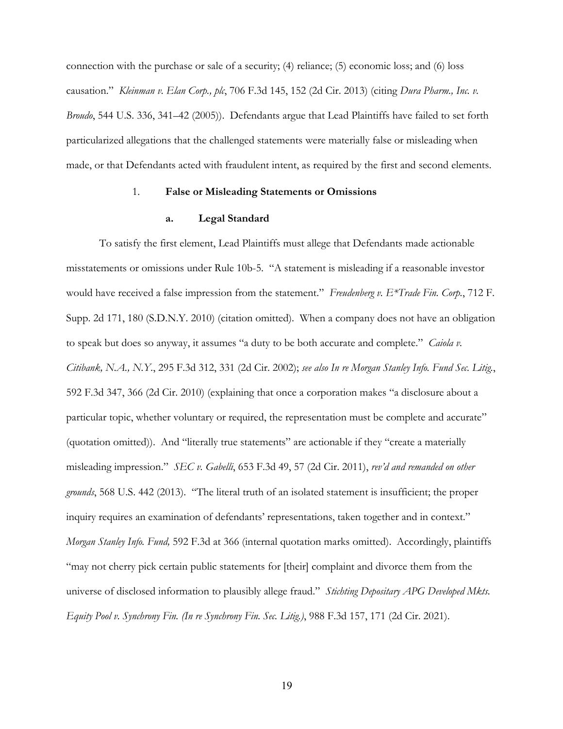connection with the purchase or sale of a security; (4) reliance; (5) economic loss; and (6) loss causation." *Kleinman v. Elan Corp., plc*, 706 F.3d 145, 152 (2d Cir. 2013) (citing *Dura Pharm., Inc. v. Broudo*, 544 U.S. 336, 341–42 (2005)). Defendants argue that Lead Plaintiffs have failed to set forth particularized allegations that the challenged statements were materially false or misleading when made, or that Defendants acted with fraudulent intent, as required by the first and second elements.

### 1. **False or Misleading Statements or Omissions**

#### a. **Legal Standard**

To satisfy the first element, Lead Plaintiffs must allege that Defendants made actionable misstatements or omissions under Rule 10b-5. "A statement is misleading if a reasonable investor would have received a false impression from the statement." *Freudenberg v. E*Trade Fin. Corp.*, 712 F. Supp. 2d 171, 180 (S.D.N.Y. 2010) (citation omitted). When a company does not have an obligation to speak but does so anyway, it assumes "a duty to be both accurate and complete." *Caiola v. Citibank, N.A., N.Y.*, 295 F.3d 312, 331 (2d Cir. 2002); *see also In re Morgan Stanley Info. Fund Sec. Litig.*, 592 F.3d 347, 366 (2d Cir. 2010) (explaining that once a corporation makes "a disclosure about a particular topic, whether voluntary or required, the representation must be complete and accurate" (quotation omitted)). And "literally true statements" are actionable if they "create a materially misleading impression." *SEC v. Gabelli*, 653 F.3d 49, 57 (2d Cir. 2011), *rev'd and remanded on other grounds*, 568 U.S. 442 (2013). "The literal truth of an isolated statement is insufficient; the proper inquiry requires an examination of defendants' representations, taken together and in context." *Morgan Stanley Info. Fund,* 592 F.3d at 366 (internal quotation marks omitted). Accordingly, plaintiffs "may not cherry pick certain public statements for [their] complaint and divorce them from the universe of disclosed information to plausibly allege fraud." *Stichting Depositary APG Developed Mkts. Equity Pool v. Synchrony Fin. (In re Synchrony Fin. Sec. Litig.)*, 988 F.3d 157, 171 (2d Cir. 2021).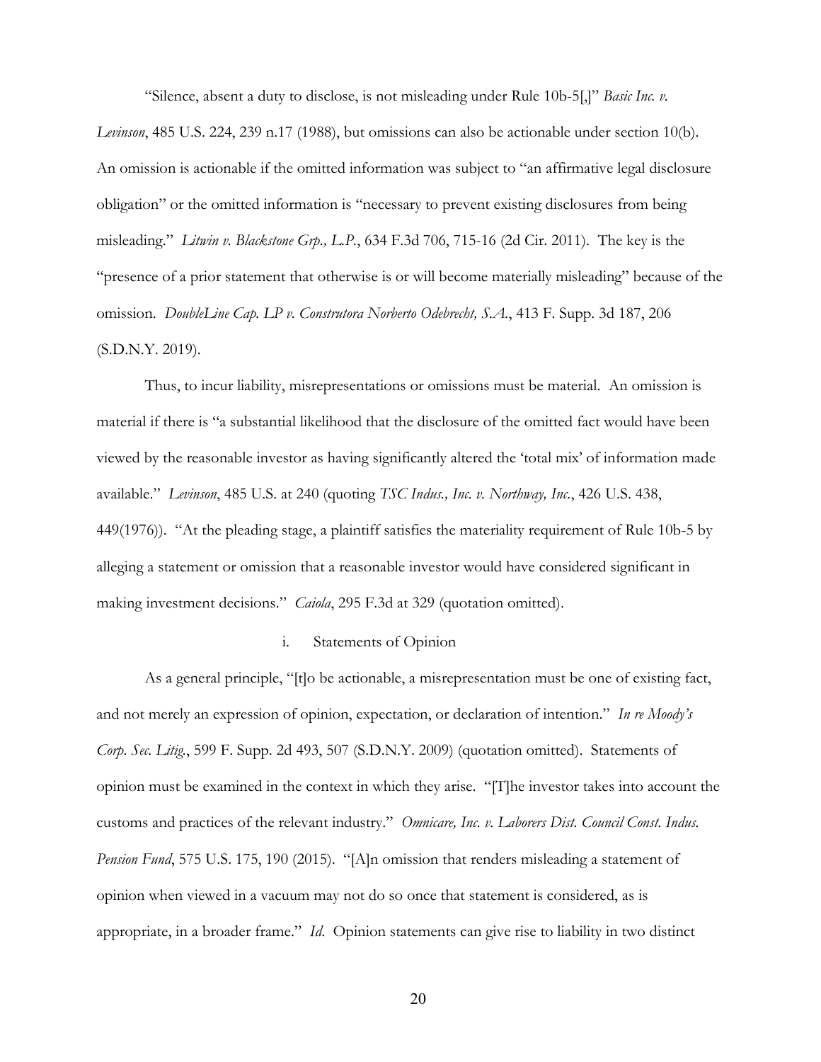"Silence, absent a duty to disclose, is not misleading under Rule 10b-5[,]" *Basic Inc. v. Levinson*, 485 U.S. 224, 239 n.17 (1988), but omissions can also be actionable under section 10(b). An omission is actionable if the omitted information was subject to "an affirmative legal disclosure obligation" or the omitted information is "necessary to prevent existing disclosures from being misleading." *Litwin v. Blackstone Grp., L.P.*, 634 F.3d 706, 715-16 (2d Cir. 2011). The key is the "presence of a prior statement that otherwise is or will become materially misleading" because of the omission. *DoubleLine Cap. LP v. Construtora Norberto Odebrecht, S.A.*, 413 F. Supp. 3d 187, 206 (S.D.N.Y. 2019).

Thus, to incur liability, misrepresentations or omissions must be material. An omission is material if there is "a substantial likelihood that the disclosure of the omitted fact would have been viewed by the reasonable investor as having significantly altered the 'total mix' of information made available." *Levinson*, 485 U.S. at 240 (quoting *TSC Indus., Inc. v. Northway, Inc.*, 426 U.S. 438, 449(1976)). "At the pleading stage, a plaintiff satisfies the materiality requirement of Rule 10b-5 by alleging a statement or omission that a reasonable investor would have considered significant in making investment decisions." *Caiola*, 295 F.3d at 329 (quotation omitted).

i. Statements of Opinion

As a general principle, "[t]o be actionable, a misrepresentation must be one of existing fact, and not merely an expression of opinion, expectation, or declaration of intention." *In re Moody's Corp. Sec. Litig.*, 599 F. Supp. 2d 493, 507 (S.D.N.Y. 2009) (quotation omitted). Statements of opinion must be examined in the context in which they arise. "[T]he investor takes into account the customs and practices of the relevant industry." *Omnicare, Inc. v. Laborers Dist. Council Const. Indus. Pension Fund*, 575 U.S. 175, 190 (2015). "[A]n omission that renders misleading a statement of opinion when viewed in a vacuum may not do so once that statement is considered, as is appropriate, in a broader frame." *Id.* Opinion statements can give rise to liability in two distinct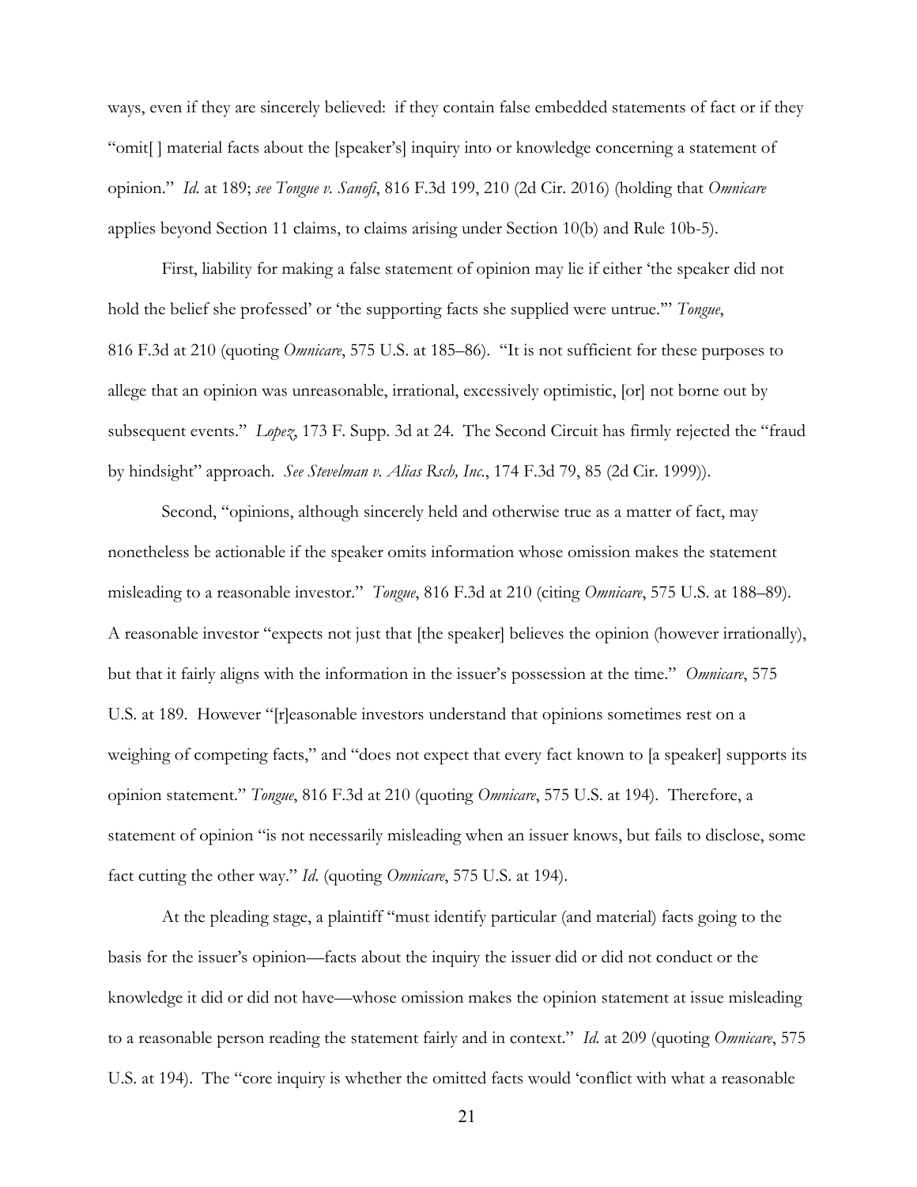ways, even if they are sincerely believed: if they contain false embedded statements of fact or if they "omit[ ] material facts about the [speaker's] inquiry into or knowledge concerning a statement of opinion." *Id.* at 189; *see Tongue v. Sanofi*, 816 F.3d 199, 210 (2d Cir. 2016) (holding that *Omnicare* applies beyond Section 11 claims, to claims arising under Section 10(b) and Rule 10b-5).

First, liability for making a false statement of opinion may lie if either 'the speaker did not hold the belief she professed' or 'the supporting facts she supplied were untrue.'" *Tongue*, 816 F.3d at 210 (quoting *Omnicare*, 575 U.S. at 185–86). "It is not sufficient for these purposes to allege that an opinion was unreasonable, irrational, excessively optimistic, [or] not borne out by subsequent events." *Lopez*, 173 F. Supp. 3d at 24. The Second Circuit has firmly rejected the "fraud by hindsight" approach. *See Stevelman v. Alias Rsch, Inc.*, 174 F.3d 79, 85 (2d Cir. 1999)).

Second, "opinions, although sincerely held and otherwise true as a matter of fact, may nonetheless be actionable if the speaker omits information whose omission makes the statement misleading to a reasonable investor." *Tongue*, 816 F.3d at 210 (citing *Omnicare*, 575 U.S. at 188–89). A reasonable investor "expects not just that [the speaker] believes the opinion (however irrationally), but that it fairly aligns with the information in the issuer's possession at the time." *Omnicare*, 575 U.S. at 189. However "[r]easonable investors understand that opinions sometimes rest on a weighing of competing facts," and "does not expect that every fact known to [a speaker] supports its opinion statement." *Tongue*, 816 F.3d at 210 (quoting *Omnicare*, 575 U.S. at 194). Therefore, a statement of opinion "is not necessarily misleading when an issuer knows, but fails to disclose, some fact cutting the other way." *Id.* (quoting *Omnicare*, 575 U.S. at 194).

At the pleading stage, a plaintiff "must identify particular (and material) facts going to the basis for the issuer's opinion—facts about the inquiry the issuer did or did not conduct or the knowledge it did or did not have—whose omission makes the opinion statement at issue misleading to a reasonable person reading the statement fairly and in context." *Id.* at 209 (quoting *Omnicare*, 575 U.S. at 194). The "core inquiry is whether the omitted facts would 'conflict with what a reasonable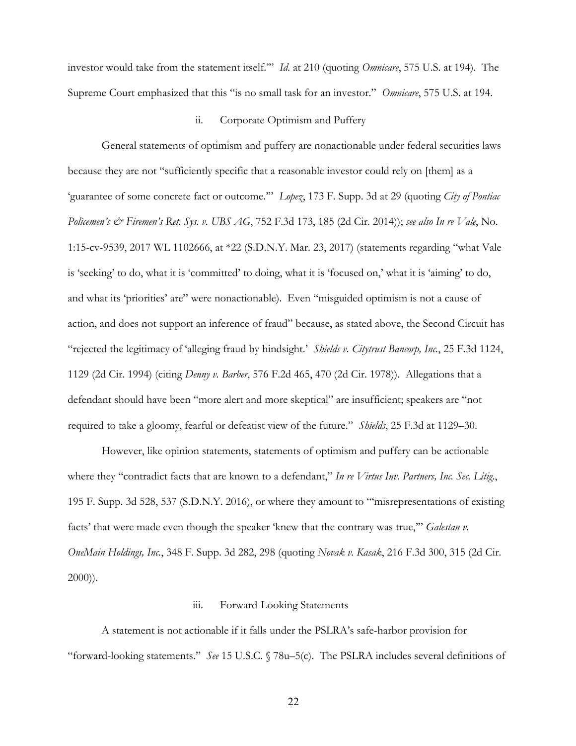investor would take from the statement itself.'" *Id.* at 210 (quoting *Omnicare*, 575 U.S. at 194). The Supreme Court emphasized that this "is no small task for an investor." *Omnicare*, 575 U.S. at 194.

### ii. Corporate Optimism and Puffery

General statements of optimism and puffery are nonactionable under federal securities laws because they are not "sufficiently specific that a reasonable investor could rely on [them] as a 'guarantee of some concrete fact or outcome.'" *Lopez*, 173 F. Supp. 3d at 29 (quoting *City of Pontiac Policemen's & Firemen's Ret. Sys. v. UBS AG*, 752 F.3d 173, 185 (2d Cir. 2014)); *see also In re Vale*, No. 1:15-cv-9539, 2017 WL 1102666, at *22 (S.D.N.Y. Mar. 23, 2017) (statements regarding "what Vale is 'seeking' to do, what it is 'committed' to doing, what it is 'focused on,' what it is 'aiming' to do, and what its 'priorities' are" were nonactionable). Even "misguided optimism is not a cause of action, and does not support an inference of fraud" because, as stated above, the Second Circuit has "rejected the legitimacy of 'alleging fraud by hindsight.' *Shields v. Citytrust Bancorp, Inc.*, 25 F.3d 1124, 1129 (2d Cir. 1994) (citing *Denny v. Barber*, 576 F.2d 465, 470 (2d Cir. 1978)). Allegations that a defendant should have been "more alert and more skeptical" are insufficient; speakers are "not required to take a gloomy, fearful or defeatist view of the future." *Shields*, 25 F.3d at 1129–30.

However, like opinion statements, statements of optimism and puffery can be actionable where they "contradict facts that are known to a defendant," *In re Virtus Inv. Partners, Inc. Sec. Litig.*, 195 F. Supp. 3d 528, 537 (S.D.N.Y. 2016), or where they amount to "'misrepresentations of existing facts' that were made even though the speaker 'knew that the contrary was true,'" *Galestan v. OneMain Holdings, Inc.*, 348 F. Supp. 3d 282, 298 (quoting *Novak v. Kasak*, 216 F.3d 300, 315 (2d Cir. 2000)).

### iii. Forward-Looking Statements

A statement is not actionable if it falls under the PSLRA's safe-harbor provision for "forward-looking statements." *See* 15 U.S.C. § 78u–5(c). The PSLRA includes several definitions of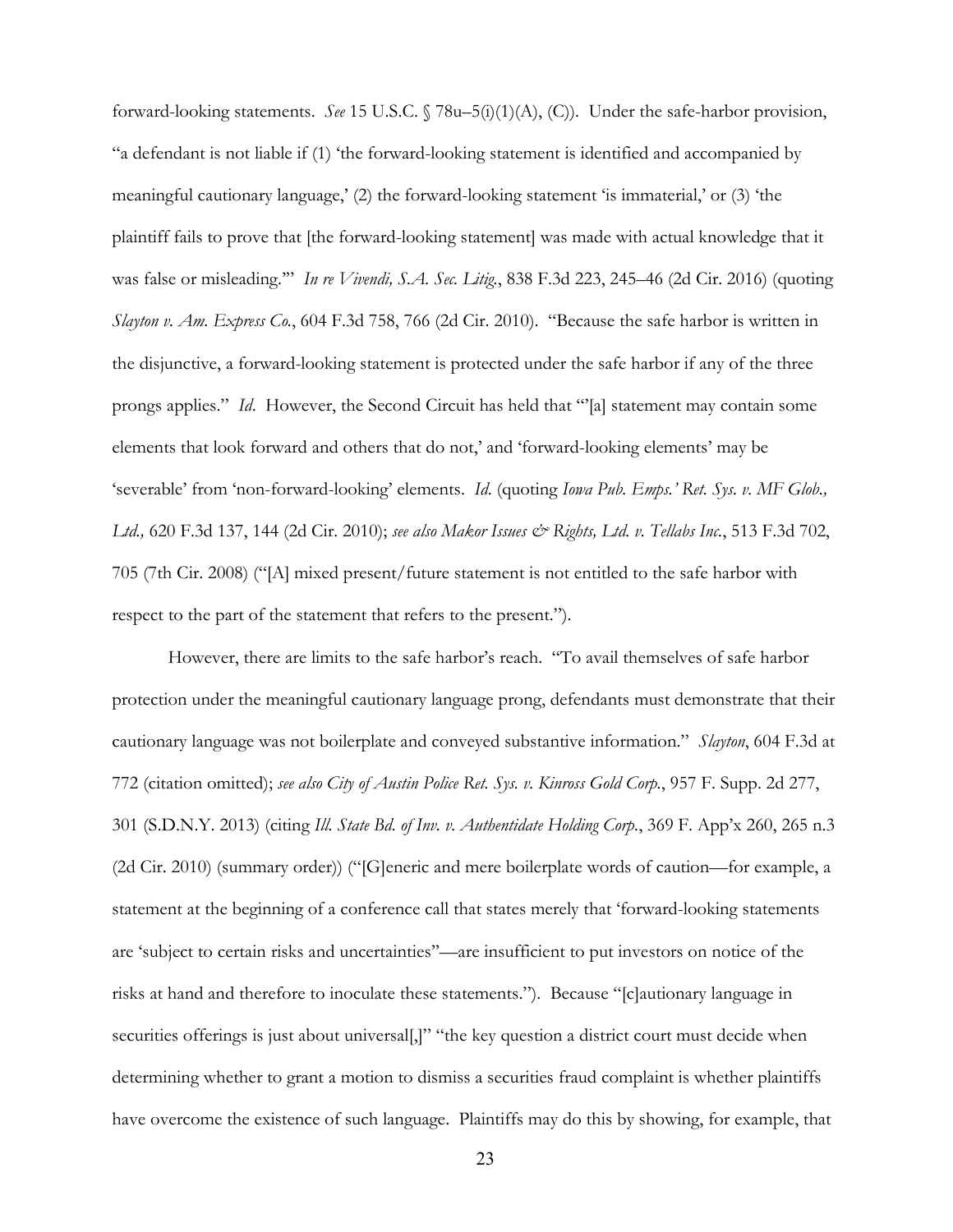forward-looking statements. *See* 15 U.S.C. § 78u–5(i)(1)(A), (C)). Under the safe-harbor provision, "a defendant is not liable if (1) 'the forward-looking statement is identified and accompanied by meaningful cautionary language,' (2) the forward-looking statement 'is immaterial,' or (3) 'the plaintiff fails to prove that [the forward-looking statement] was made with actual knowledge that it was false or misleading.'" *In re Vivendi, S.A. Sec. Litig.*, 838 F.3d 223, 245–46 (2d Cir. 2016) (quoting *Slayton v. Am. Express Co.*, 604 F.3d 758, 766 (2d Cir. 2010). "Because the safe harbor is written in the disjunctive, a forward-looking statement is protected under the safe harbor if any of the three prongs applies." *Id.* However, the Second Circuit has held that "'[a] statement may contain some elements that look forward and others that do not,' and 'forward-looking elements' may be 'severable' from 'non-forward-looking' elements. *Id.* (quoting *Iowa Pub. Emps.' Ret. Sys. v. MF Glob., Ltd.,* 620 F.3d 137, 144 (2d Cir. 2010); *see also Makor Issues & Rights, Ltd. v. Tellabs Inc.*, 513 F.3d 702, 705 (7th Cir. 2008) ("[A] mixed present/future statement is not entitled to the safe harbor with respect to the part of the statement that refers to the present.").

However, there are limits to the safe harbor's reach. "To avail themselves of safe harbor protection under the meaningful cautionary language prong, defendants must demonstrate that their cautionary language was not boilerplate and conveyed substantive information." *Slayton*, 604 F.3d at 772 (citation omitted); *see also City of Austin Police Ret. Sys. v. Kinross Gold Corp.*, 957 F. Supp. 2d 277, 301 (S.D.N.Y. 2013) (citing *Ill. State Bd. of Inv. v. Authentidate Holding Corp.*, 369 F. App'x 260, 265 n.3 (2d Cir. 2010) (summary order)) ("[G]eneric and mere boilerplate words of caution—for example, a statement at the beginning of a conference call that states merely that 'forward-looking statements are 'subject to certain risks and uncertainties''—are insufficient to put investors on notice of the risks at hand and therefore to inoculate these statements."). Because "[c]autionary language in securities offerings is just about universal[,]" "the key question a district court must decide when determining whether to grant a motion to dismiss a securities fraud complaint is whether plaintiffs have overcome the existence of such language. Plaintiffs may do this by showing, for example, that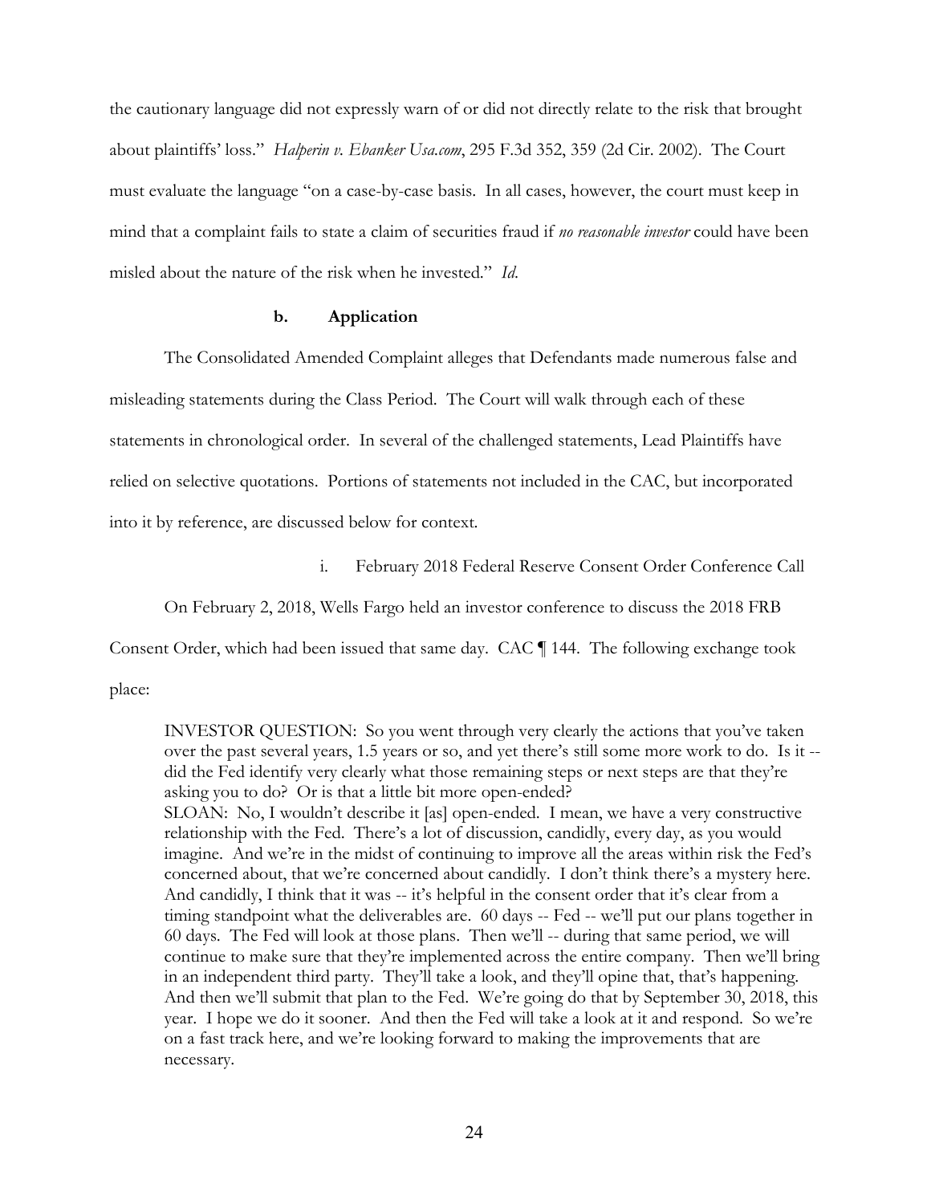the cautionary language did not expressly warn of or did not directly relate to the risk that brought about plaintiffs' loss." *Halperin v. Ebanker Usa.com*, 295 F.3d 352, 359 (2d Cir. 2002). The Court must evaluate the language "on a case-by-case basis. In all cases, however, the court must keep in mind that a complaint fails to state a claim of securities fraud if *no reasonable investor* could have been misled about the nature of the risk when he invested." *Id.*

#### b. Application

The Consolidated Amended Complaint alleges that Defendants made numerous false and misleading statements during the Class Period. The Court will walk through each of these statements in chronological order. In several of the challenged statements, Lead Plaintiffs have relied on selective quotations. Portions of statements not included in the CAC, but incorporated into it by reference, are discussed below for context.

i. February 2018 Federal Reserve Consent Order Conference Call

On February 2, 2018, Wells Fargo held an investor conference to discuss the 2018 FRB Consent Order, which had been issued that same day. CAC ¶ 144. The following exchange took place:

> INVESTOR QUESTION: So you went through very clearly the actions that you've taken over the past several years, 1.5 years or so, and yet there's still some more work to do. Is it -- did the Fed identify very clearly what those remaining steps or next steps are that they're asking you to do? Or is that a little bit more open-ended?
> SLOAN: No, I wouldn't describe it [as] open-ended. I mean, we have a very constructive relationship with the Fed. There's a lot of discussion, candidly, every day, as you would imagine. And we're in the midst of continuing to improve all the areas within risk the Fed's concerned about, that we're concerned about candidly. I don't think there's a mystery here. And candidly, I think that it was -- it's helpful in the consent order that it's clear from a timing standpoint what the deliverables are. 60 days -- Fed -- we'll put our plans together in 60 days. The Fed will look at those plans. Then we'll -- during that same period, we will continue to make sure that they're implemented across the entire company. Then we'll bring in an independent third party. They'll take a look, and they'll opine that, that's happening. And then we'll submit that plan to the Fed. We're going do that by September 30, 2018, this year. I hope we do it sooner. And then the Fed will take a look at it and respond. So we're on a fast track here, and we're looking forward to making the improvements that are necessary.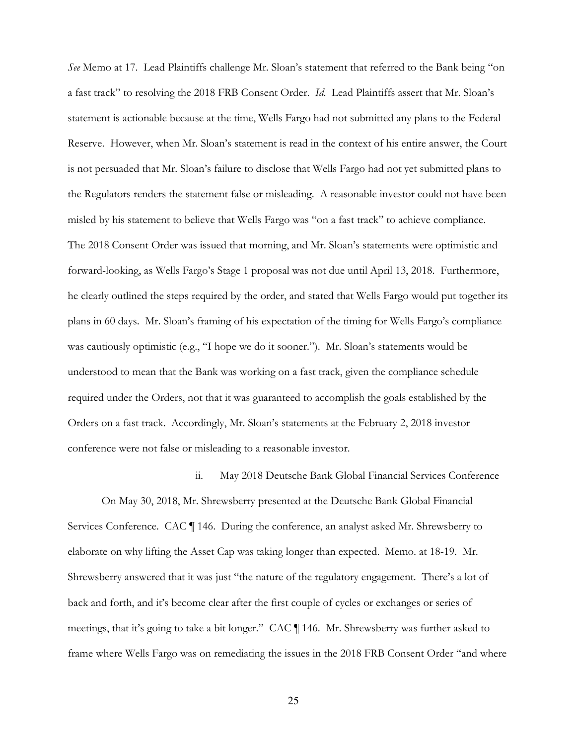*See* Memo at 17. Lead Plaintiffs challenge Mr. Sloan's statement that referred to the Bank being "on a fast track" to resolving the 2018 FRB Consent Order. *Id*. Lead Plaintiffs assert that Mr. Sloan's statement is actionable because at the time, Wells Fargo had not submitted any plans to the Federal Reserve. However, when Mr. Sloan's statement is read in the context of his entire answer, the Court is not persuaded that Mr. Sloan's failure to disclose that Wells Fargo had not yet submitted plans to the Regulators renders the statement false or misleading. A reasonable investor could not have been misled by his statement to believe that Wells Fargo was "on a fast track" to achieve compliance. The 2018 Consent Order was issued that morning, and Mr. Sloan's statements were optimistic and forward-looking, as Wells Fargo's Stage 1 proposal was not due until April 13, 2018. Furthermore, he clearly outlined the steps required by the order, and stated that Wells Fargo would put together its plans in 60 days. Mr. Sloan's framing of his expectation of the timing for Wells Fargo's compliance was cautiously optimistic (e.g., "I hope we do it sooner."). Mr. Sloan's statements would be understood to mean that the Bank was working on a fast track, given the compliance schedule required under the Orders, not that it was guaranteed to accomplish the goals established by the Orders on a fast track. Accordingly, Mr. Sloan's statements at the February 2, 2018 investor conference were not false or misleading to a reasonable investor.

ii. May 2018 Deutsche Bank Global Financial Services Conference

On May 30, 2018, Mr. Shrewsberry presented at the Deutsche Bank Global Financial Services Conference. CAC ¶ 146. During the conference, an analyst asked Mr. Shrewsberry to elaborate on why lifting the Asset Cap was taking longer than expected. Memo. at 18-19. Mr. Shrewsberry answered that it was just "the nature of the regulatory engagement. There's a lot of back and forth, and it's become clear after the first couple of cycles or exchanges or series of meetings, that it's going to take a bit longer." CAC ¶ 146. Mr. Shrewsberry was further asked to frame where Wells Fargo was on remediating the issues in the 2018 FRB Consent Order "and where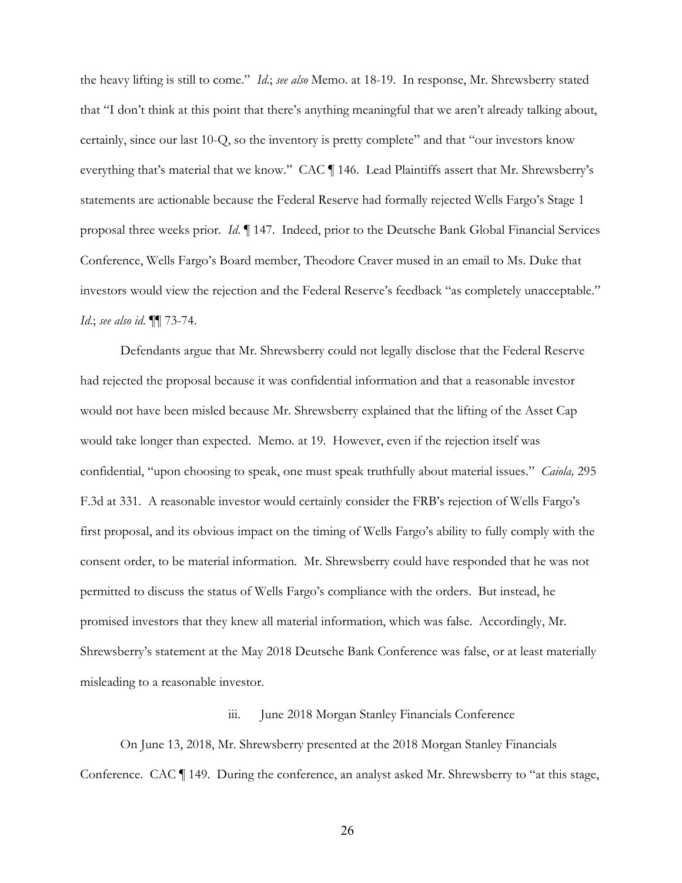the heavy lifting is still to come." *Id.*; *see also* Memo. at 18-19. In response, Mr. Shrewsberry stated that "I don't think at this point that there's anything meaningful that we aren't already talking about, certainly, since our last 10-Q, so the inventory is pretty complete" and that "our investors know everything that's material that we know." CAC ¶ 146. Lead Plaintiffs assert that Mr. Shrewsberry's statements are actionable because the Federal Reserve had formally rejected Wells Fargo's Stage 1 proposal three weeks prior. *Id*. ¶ 147. Indeed, prior to the Deutsche Bank Global Financial Services Conference, Wells Fargo's Board member, Theodore Craver mused in an email to Ms. Duke that investors would view the rejection and the Federal Reserve's feedback "as completely unacceptable." *Id*.; *see also id*. ¶¶ 73-74.

Defendants argue that Mr. Shrewsberry could not legally disclose that the Federal Reserve had rejected the proposal because it was confidential information and that a reasonable investor would not have been misled because Mr. Shrewsberry explained that the lifting of the Asset Cap would take longer than expected. Memo. at 19. However, even if the rejection itself was confidential, "upon choosing to speak, one must speak truthfully about material issues." *Caiola,* 295 F.3d at 331. A reasonable investor would certainly consider the FRB's rejection of Wells Fargo's first proposal, and its obvious impact on the timing of Wells Fargo's ability to fully comply with the consent order, to be material information. Mr. Shrewsberry could have responded that he was not permitted to discuss the status of Wells Fargo's compliance with the orders. But instead, he promised investors that they knew all material information, which was false. Accordingly, Mr. Shrewsberry's statement at the May 2018 Deutsche Bank Conference was false, or at least materially misleading to a reasonable investor.

iii. June 2018 Morgan Stanley Financials Conference

On June 13, 2018, Mr. Shrewsberry presented at the 2018 Morgan Stanley Financials Conference. CAC ¶ 149. During the conference, an analyst asked Mr. Shrewsberry to "at this stage,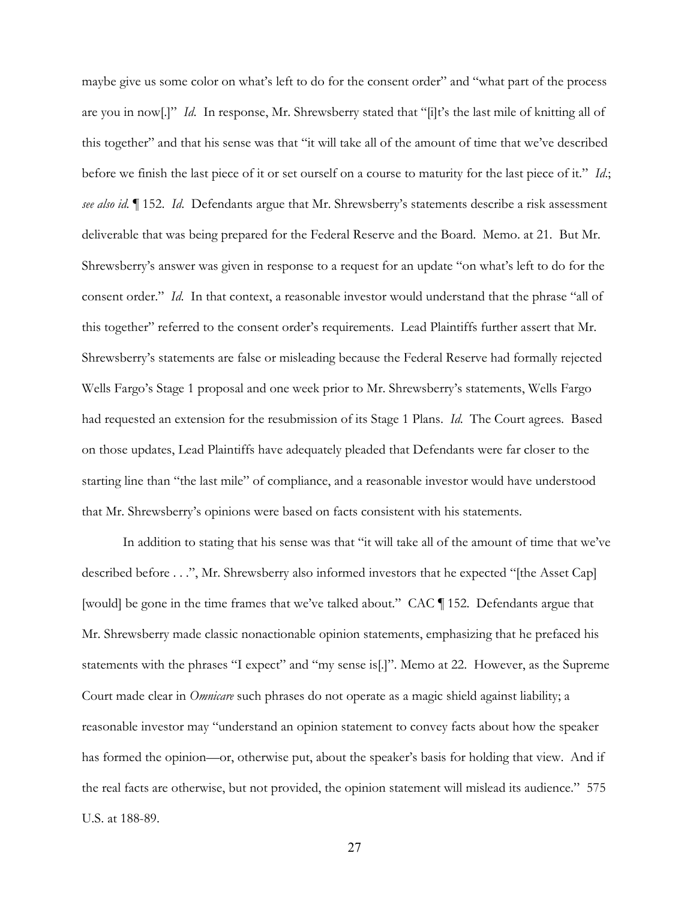maybe give us some color on what's left to do for the consent order" and "what part of the process are you in now[.]" *Id.* In response, Mr. Shrewsberry stated that "[i]t's the last mile of knitting all of this together" and that his sense was that "it will take all of the amount of time that we've described before we finish the last piece of it or set ourself on a course to maturity for the last piece of it." *Id.*; *see also id.* ¶ 152. *Id.* Defendants argue that Mr. Shrewsberry's statements describe a risk assessment deliverable that was being prepared for the Federal Reserve and the Board. Memo. at 21. But Mr. Shrewsberry's answer was given in response to a request for an update "on what's left to do for the consent order." *Id.* In that context, a reasonable investor would understand that the phrase "all of this together" referred to the consent order's requirements. Lead Plaintiffs further assert that Mr. Shrewsberry's statements are false or misleading because the Federal Reserve had formally rejected Wells Fargo's Stage 1 proposal and one week prior to Mr. Shrewsberry's statements, Wells Fargo had requested an extension for the resubmission of its Stage 1 Plans. *Id.* The Court agrees. Based on those updates, Lead Plaintiffs have adequately pleaded that Defendants were far closer to the starting line than "the last mile" of compliance, and a reasonable investor would have understood that Mr. Shrewsberry's opinions were based on facts consistent with his statements.

In addition to stating that his sense was that "it will take all of the amount of time that we've described before . . .", Mr. Shrewsberry also informed investors that he expected "[the Asset Cap] [would] be gone in the time frames that we've talked about." CAC ¶ 152. Defendants argue that Mr. Shrewsberry made classic nonactionable opinion statements, emphasizing that he prefaced his statements with the phrases "I expect" and "my sense is[.]". Memo at 22. However, as the Supreme Court made clear in *Omnicare* such phrases do not operate as a magic shield against liability; a reasonable investor may "understand an opinion statement to convey facts about how the speaker has formed the opinion—or, otherwise put, about the speaker's basis for holding that view. And if the real facts are otherwise, but not provided, the opinion statement will mislead its audience." 575 U.S. at 188-89.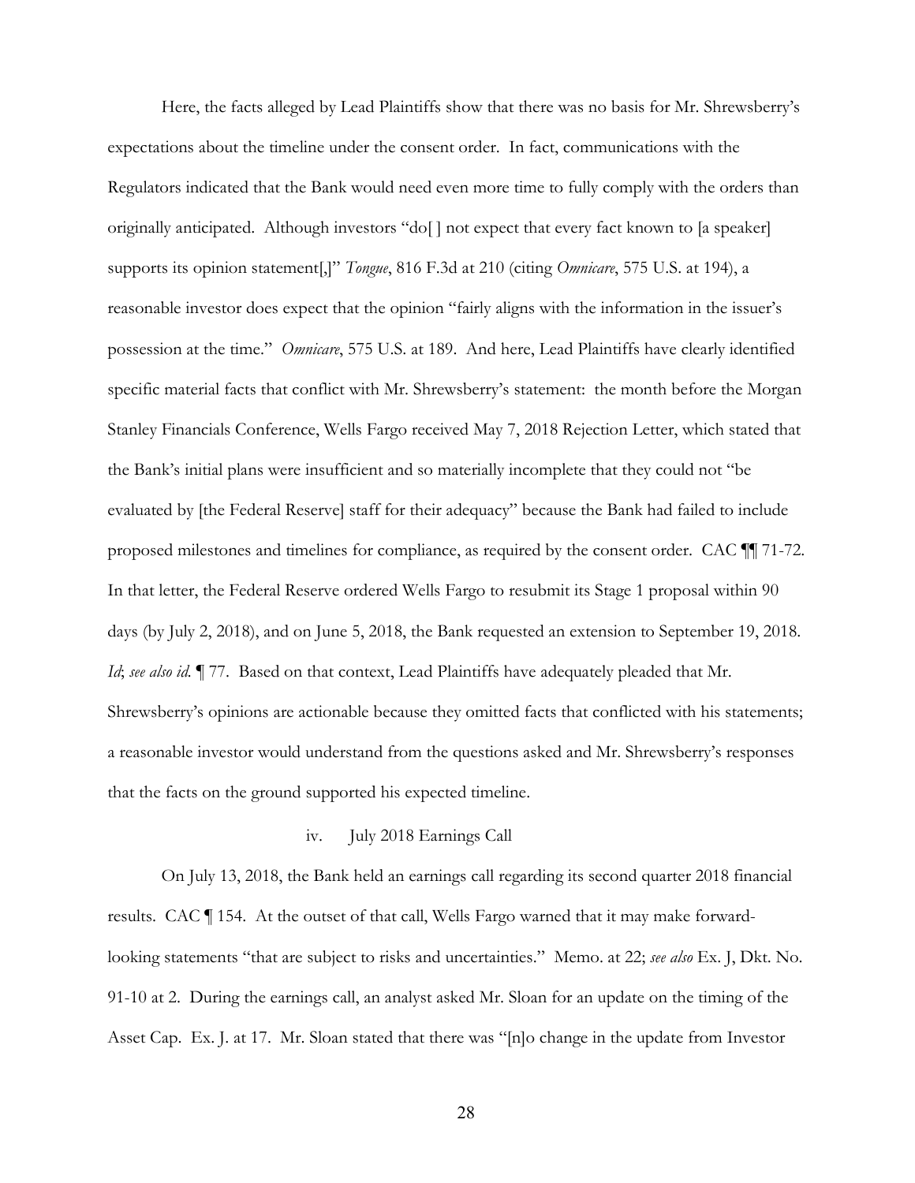Here, the facts alleged by Lead Plaintiffs show that there was no basis for Mr. Shrewsberry's expectations about the timeline under the consent order. In fact, communications with the Regulators indicated that the Bank would need even more time to fully comply with the orders than originally anticipated. Although investors "do[ ] not expect that every fact known to [a speaker] supports its opinion statement[,]" *Tongue*, 816 F.3d at 210 (citing *Omnicare*, 575 U.S. at 194), a reasonable investor does expect that the opinion "fairly aligns with the information in the issuer's possession at the time." *Omnicare*, 575 U.S. at 189. And here, Lead Plaintiffs have clearly identified specific material facts that conflict with Mr. Shrewsberry's statement: the month before the Morgan Stanley Financials Conference, Wells Fargo received May 7, 2018 Rejection Letter, which stated that the Bank's initial plans were insufficient and so materially incomplete that they could not "be evaluated by [the Federal Reserve] staff for their adequacy" because the Bank had failed to include proposed milestones and timelines for compliance, as required by the consent order. CAC ¶¶ 71-72. In that letter, the Federal Reserve ordered Wells Fargo to resubmit its Stage 1 proposal within 90 days (by July 2, 2018), and on June 5, 2018, the Bank requested an extension to September 19, 2018. *Id*; *see also id*. ¶ 77. Based on that context, Lead Plaintiffs have adequately pleaded that Mr. Shrewsberry's opinions are actionable because they omitted facts that conflicted with his statements; a reasonable investor would understand from the questions asked and Mr. Shrewsberry's responses that the facts on the ground supported his expected timeline.

iv. July 2018 Earnings Call

On July 13, 2018, the Bank held an earnings call regarding its second quarter 2018 financial results. CAC ¶ 154. At the outset of that call, Wells Fargo warned that it may make forward-looking statements "that are subject to risks and uncertainties." Memo. at 22; *see also* Ex. J, Dkt. No. 91-10 at 2. During the earnings call, an analyst asked Mr. Sloan for an update on the timing of the Asset Cap. Ex. J. at 17. Mr. Sloan stated that there was "[n]o change in the update from Investor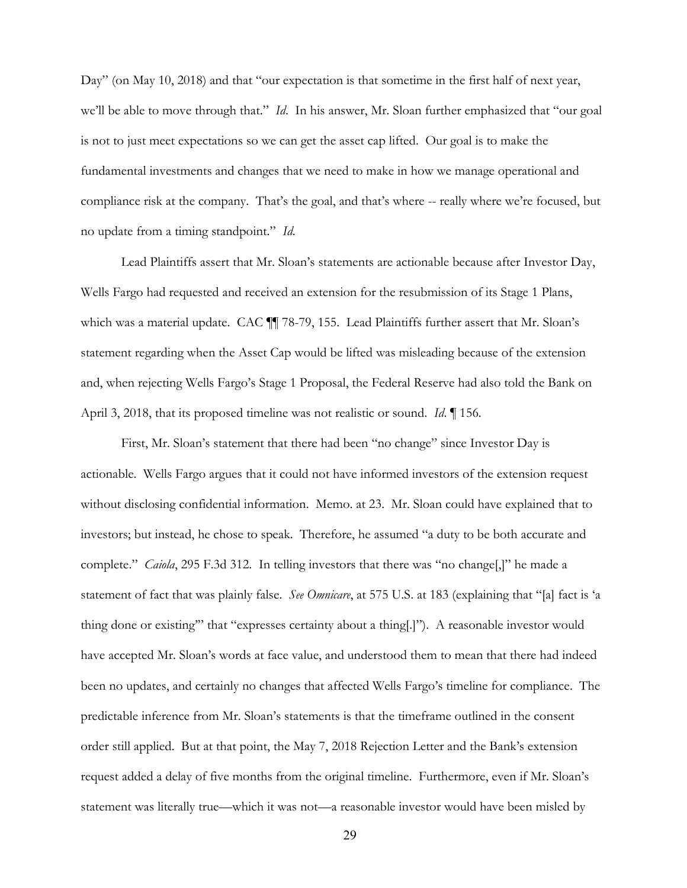Day" (on May 10, 2018) and that "our expectation is that sometime in the first half of next year, we'll be able to move through that." *Id*. In his answer, Mr. Sloan further emphasized that "our goal is not to just meet expectations so we can get the asset cap lifted. Our goal is to make the fundamental investments and changes that we need to make in how we manage operational and compliance risk at the company. That's the goal, and that's where -- really where we're focused, but no update from a timing standpoint." *Id*.

Lead Plaintiffs assert that Mr. Sloan's statements are actionable because after Investor Day, Wells Fargo had requested and received an extension for the resubmission of its Stage 1 Plans, which was a material update. CAC ¶¶ 78-79, 155. Lead Plaintiffs further assert that Mr. Sloan's statement regarding when the Asset Cap would be lifted was misleading because of the extension and, when rejecting Wells Fargo's Stage 1 Proposal, the Federal Reserve had also told the Bank on April 3, 2018, that its proposed timeline was not realistic or sound. *Id*. ¶ 156.

First, Mr. Sloan's statement that there had been "no change" since Investor Day is actionable. Wells Fargo argues that it could not have informed investors of the extension request without disclosing confidential information. Memo. at 23. Mr. Sloan could have explained that to investors; but instead, he chose to speak. Therefore, he assumed "a duty to be both accurate and complete." *Caiola*, 295 F.3d 312. In telling investors that there was "no change[,]" he made a statement of fact that was plainly false. *See Omnicare*, at 575 U.S. at 183 (explaining that "[a] fact is 'a thing done or existing'" that "expresses certainty about a thing[.]"). A reasonable investor would have accepted Mr. Sloan's words at face value, and understood them to mean that there had indeed been no updates, and certainly no changes that affected Wells Fargo's timeline for compliance. The predictable inference from Mr. Sloan's statements is that the timeframe outlined in the consent order still applied. But at that point, the May 7, 2018 Rejection Letter and the Bank's extension request added a delay of five months from the original timeline. Furthermore, even if Mr. Sloan's statement was literally true—which it was not—a reasonable investor would have been misled by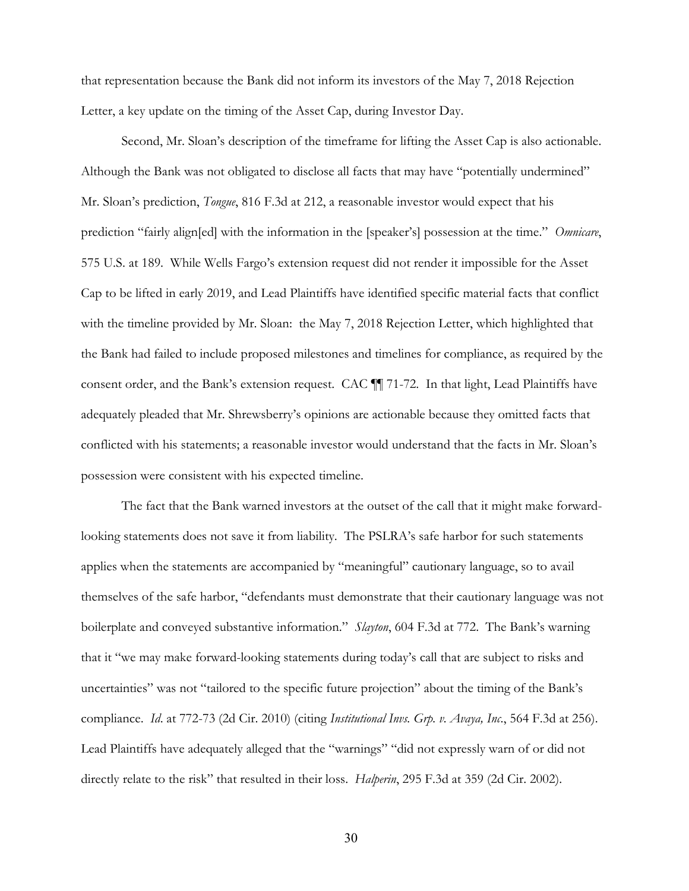that representation because the Bank did not inform its investors of the May 7, 2018 Rejection Letter, a key update on the timing of the Asset Cap, during Investor Day.

Second, Mr. Sloan's description of the timeframe for lifting the Asset Cap is also actionable. Although the Bank was not obligated to disclose all facts that may have "potentially undermined" Mr. Sloan's prediction, *Tongue*, 816 F.3d at 212, a reasonable investor would expect that his prediction "fairly align[ed] with the information in the [speaker's] possession at the time." *Omnicare*, 575 U.S. at 189. While Wells Fargo's extension request did not render it impossible for the Asset Cap to be lifted in early 2019, and Lead Plaintiffs have identified specific material facts that conflict with the timeline provided by Mr. Sloan: the May 7, 2018 Rejection Letter, which highlighted that the Bank had failed to include proposed milestones and timelines for compliance, as required by the consent order, and the Bank's extension request. CAC ¶¶ 71-72. In that light, Lead Plaintiffs have adequately pleaded that Mr. Shrewsberry's opinions are actionable because they omitted facts that conflicted with his statements; a reasonable investor would understand that the facts in Mr. Sloan's possession were consistent with his expected timeline.

The fact that the Bank warned investors at the outset of the call that it might make forward-looking statements does not save it from liability. The PSLRA's safe harbor for such statements applies when the statements are accompanied by "meaningful" cautionary language, so to avail themselves of the safe harbor, "defendants must demonstrate that their cautionary language was not boilerplate and conveyed substantive information." *Slayton*, 604 F.3d at 772. The Bank's warning that it "we may make forward-looking statements during today's call that are subject to risks and uncertainties" was not "tailored to the specific future projection" about the timing of the Bank's compliance. *Id*. at 772-73 (2d Cir. 2010) (citing *Institutional Invs. Grp. v. Avaya, Inc*., 564 F.3d at 256). Lead Plaintiffs have adequately alleged that the "warnings" "did not expressly warn of or did not directly relate to the risk" that resulted in their loss. *Halperin*, 295 F.3d at 359 (2d Cir. 2002).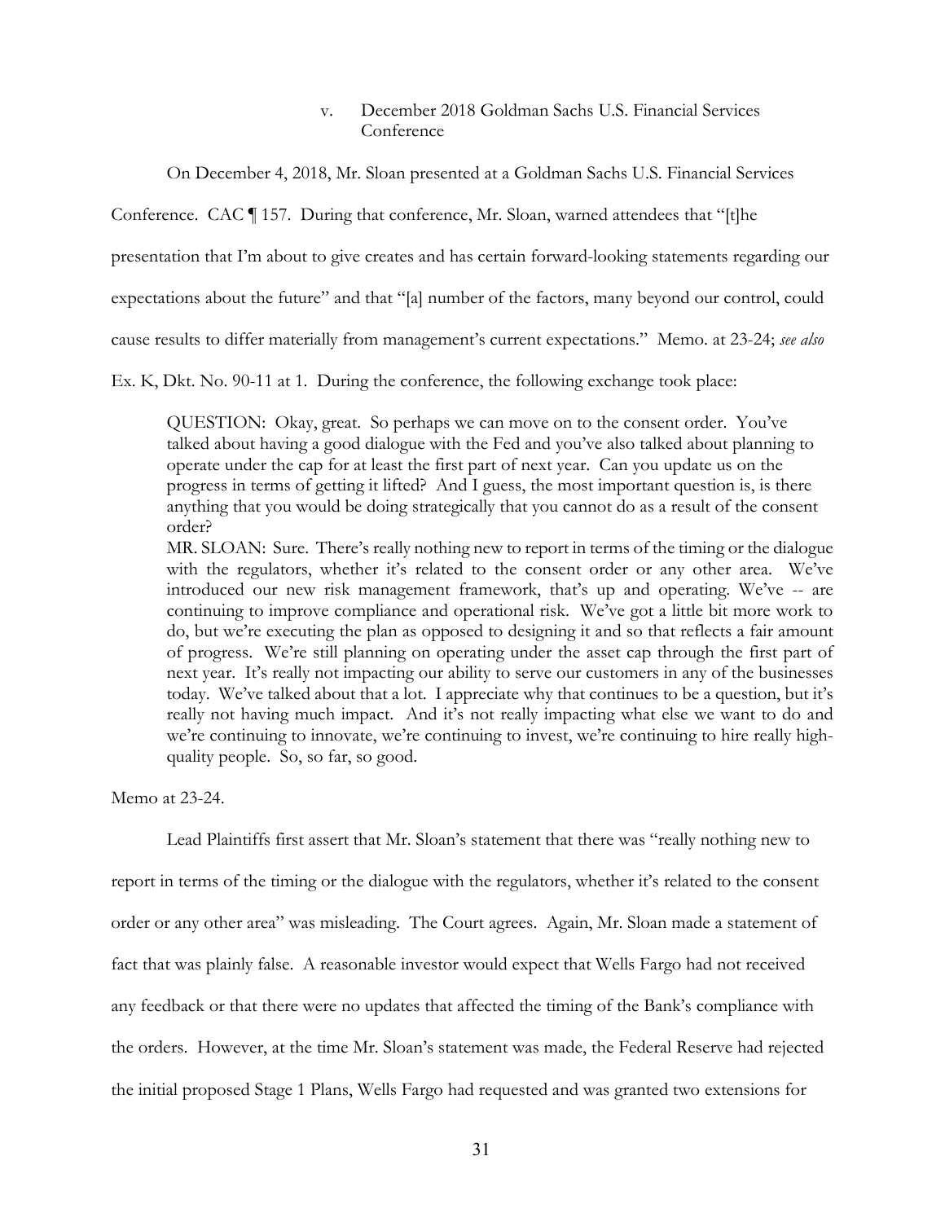### v. December 2018 Goldman Sachs U.S. Financial Services Conference

On December 4, 2018, Mr. Sloan presented at a Goldman Sachs U.S. Financial Services Conference. CAC ¶ 157. During that conference, Mr. Sloan, warned attendees that "[t]he presentation that I'm about to give creates and has certain forward-looking statements regarding our expectations about the future" and that "[a] number of the factors, many beyond our control, could cause results to differ materially from management's current expectations." Memo. at 23-24; *see also* Ex. K, Dkt. No. 90-11 at 1. During the conference, the following exchange took place:

> QUESTION: Okay, great. So perhaps we can move on to the consent order. You've talked about having a good dialogue with the Fed and you've also talked about planning to operate under the cap for at least the first part of next year. Can you update us on the progress in terms of getting it lifted? And I guess, the most important question is, is there anything that you would be doing strategically that you cannot do as a result of the consent order?
>
> MR. SLOAN: Sure. There's really nothing new to report in terms of the timing or the dialogue with the regulators, whether it's related to the consent order or any other area. We've introduced our new risk management framework, that's up and operating. We've -- are continuing to improve compliance and operational risk. We've got a little bit more work to do, but we're executing the plan as opposed to designing it and so that reflects a fair amount of progress. We're still planning on operating under the asset cap through the first part of next year. It's really not impacting our ability to serve our customers in any of the businesses today. We've talked about that a lot. I appreciate why that continues to be a question, but it's really not having much impact. And it's not really impacting what else we want to do and we're continuing to innovate, we're continuing to invest, we're continuing to hire really high-quality people. So, so far, so good.

Memo at 23-24.

Lead Plaintiffs first assert that Mr. Sloan's statement that there was "really nothing new to report in terms of the timing or the dialogue with the regulators, whether it's related to the consent order or any other area" was misleading. The Court agrees. Again, Mr. Sloan made a statement of fact that was plainly false. A reasonable investor would expect that Wells Fargo had not received any feedback or that there were no updates that affected the timing of the Bank's compliance with the orders. However, at the time Mr. Sloan's statement was made, the Federal Reserve had rejected the initial proposed Stage 1 Plans, Wells Fargo had requested and was granted two extensions for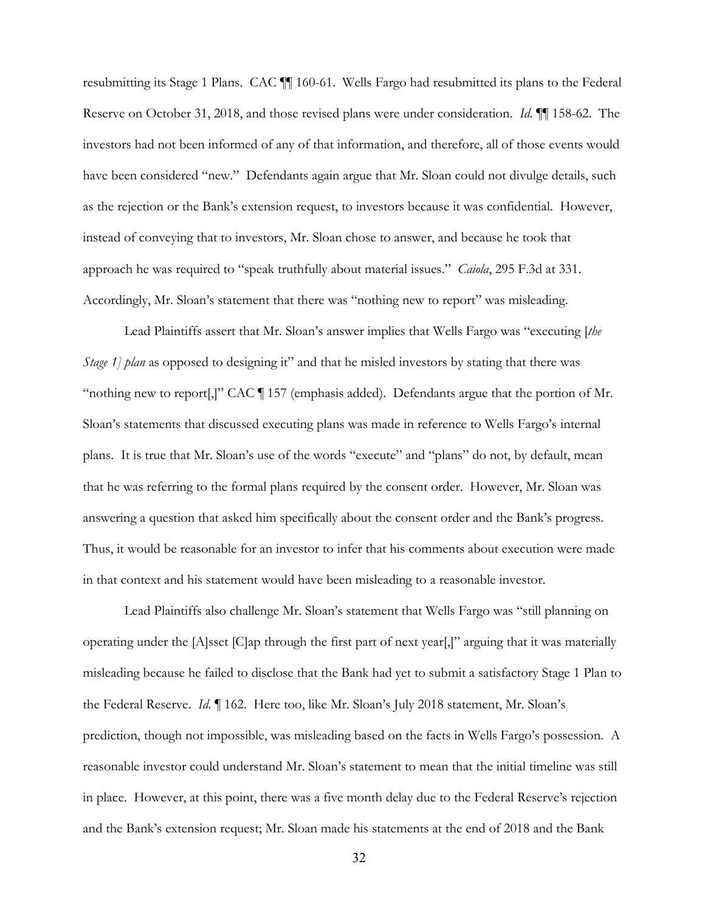resubmitting its Stage 1 Plans. CAC ¶¶ 160-61. Wells Fargo had resubmitted its plans to the Federal Reserve on October 31, 2018, and those revised plans were under consideration. *Id.* ¶¶ 158-62. The investors had not been informed of any of that information, and therefore, all of those events would have been considered "new." Defendants again argue that Mr. Sloan could not divulge details, such as the rejection or the Bank's extension request, to investors because it was confidential. However, instead of conveying that to investors, Mr. Sloan chose to answer, and because he took that approach he was required to "speak truthfully about material issues." *Caiola*, 295 F.3d at 331. Accordingly, Mr. Sloan's statement that there was "nothing new to report" was misleading.

Lead Plaintiffs assert that Mr. Sloan's answer implies that Wells Fargo was "executing [*the Stage 1] plan* as opposed to designing it" and that he misled investors by stating that there was "nothing new to report[,]" CAC ¶ 157 (emphasis added). Defendants argue that the portion of Mr. Sloan's statements that discussed executing plans was made in reference to Wells Fargo's internal plans. It is true that Mr. Sloan's use of the words "execute" and "plans" do not, by default, mean that he was referring to the formal plans required by the consent order. However, Mr. Sloan was answering a question that asked him specifically about the consent order and the Bank's progress. Thus, it would be reasonable for an investor to infer that his comments about execution were made in that context and his statement would have been misleading to a reasonable investor.

Lead Plaintiffs also challenge Mr. Sloan's statement that Wells Fargo was "still planning on operating under the [A]sset [C]ap through the first part of next year[,]" arguing that it was materially misleading because he failed to disclose that the Bank had yet to submit a satisfactory Stage 1 Plan to the Federal Reserve. *Id.* ¶ 162. Here too, like Mr. Sloan's July 2018 statement, Mr. Sloan's prediction, though not impossible, was misleading based on the facts in Wells Fargo's possession. A reasonable investor could understand Mr. Sloan's statement to mean that the initial timeline was still in place. However, at this point, there was a five month delay due to the Federal Reserve's rejection and the Bank's extension request; Mr. Sloan made his statements at the end of 2018 and the Bank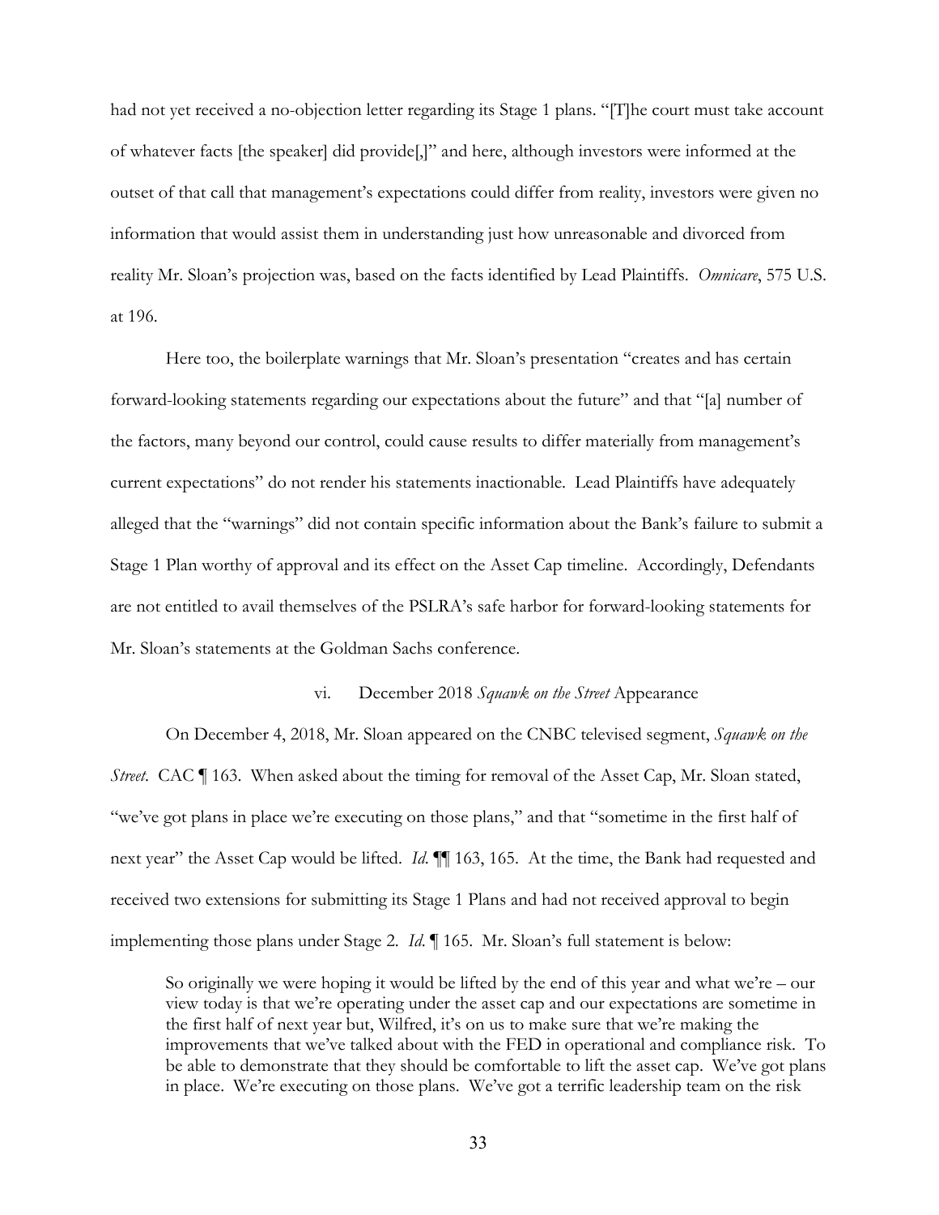had not yet received a no-objection letter regarding its Stage 1 plans. "[T]he court must take account of whatever facts [the speaker] did provide[,]" and here, although investors were informed at the outset of that call that management's expectations could differ from reality, investors were given no information that would assist them in understanding just how unreasonable and divorced from reality Mr. Sloan's projection was, based on the facts identified by Lead Plaintiffs. *Omnicare*, 575 U.S. at 196.

Here too, the boilerplate warnings that Mr. Sloan's presentation "creates and has certain forward-looking statements regarding our expectations about the future" and that "[a] number of the factors, many beyond our control, could cause results to differ materially from management's current expectations" do not render his statements inactionable. Lead Plaintiffs have adequately alleged that the "warnings" did not contain specific information about the Bank's failure to submit a Stage 1 Plan worthy of approval and its effect on the Asset Cap timeline. Accordingly, Defendants are not entitled to avail themselves of the PSLRA's safe harbor for forward-looking statements for Mr. Sloan's statements at the Goldman Sachs conference.

vi. December 2018 *Squawk on the Street* Appearance

On December 4, 2018, Mr. Sloan appeared on the CNBC televised segment, *Squawk on the Street*. CAC ¶ 163. When asked about the timing for removal of the Asset Cap, Mr. Sloan stated, "we've got plans in place we're executing on those plans," and that "sometime in the first half of next year" the Asset Cap would be lifted. *Id*. ¶¶ 163, 165. At the time, the Bank had requested and received two extensions for submitting its Stage 1 Plans and had not received approval to begin implementing those plans under Stage 2. *Id*. ¶ 165. Mr. Sloan's full statement is below:

> So originally we were hoping it would be lifted by the end of this year and what we're – our view today is that we're operating under the asset cap and our expectations are sometime in the first half of next year but, Wilfred, it's on us to make sure that we're making the improvements that we've talked about with the FED in operational and compliance risk. To be able to demonstrate that they should be comfortable to lift the asset cap. We've got plans in place. We're executing on those plans. We've got a terrific leadership team on the risk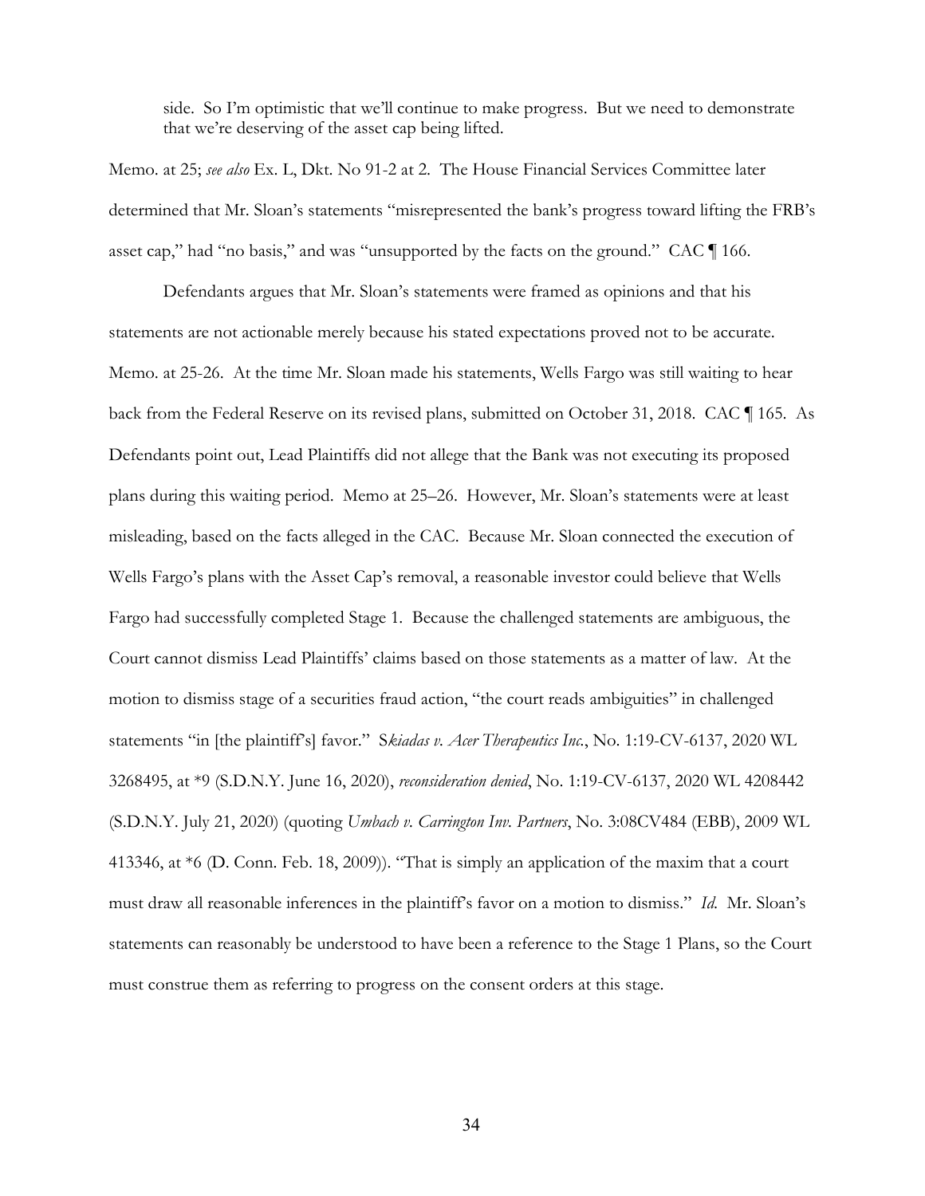> side. So I'm optimistic that we'll continue to make progress. But we need to demonstrate that we're deserving of the asset cap being lifted.

Memo. at 25; *see also* Ex. L, Dkt. No 91-2 at 2. The House Financial Services Committee later determined that Mr. Sloan's statements "misrepresented the bank's progress toward lifting the FRB's asset cap," had "no basis," and was "unsupported by the facts on the ground." CAC ¶ 166.

Defendants argues that Mr. Sloan's statements were framed as opinions and that his statements are not actionable merely because his stated expectations proved not to be accurate. Memo. at 25-26. At the time Mr. Sloan made his statements, Wells Fargo was still waiting to hear back from the Federal Reserve on its revised plans, submitted on October 31, 2018. CAC ¶ 165. As Defendants point out, Lead Plaintiffs did not allege that the Bank was not executing its proposed plans during this waiting period. Memo at 25–26. However, Mr. Sloan's statements were at least misleading, based on the facts alleged in the CAC. Because Mr. Sloan connected the execution of Wells Fargo's plans with the Asset Cap's removal, a reasonable investor could believe that Wells Fargo had successfully completed Stage 1. Because the challenged statements are ambiguous, the Court cannot dismiss Lead Plaintiffs' claims based on those statements as a matter of law. At the motion to dismiss stage of a securities fraud action, "the court reads ambiguities" in challenged statements "in [the plaintiff's] favor." S*kiadas v. Acer Therapeutics Inc.*, No. 1:19-CV-6137, 2020 WL 3268495, at *9 (S.D.N.Y. June 16, 2020), *reconsideration denied*, No. 1:19-CV-6137, 2020 WL 4208442 (S.D.N.Y. July 21, 2020) (quoting *Umbach v. Carrington Inv. Partners*, No. 3:08CV484 (EBB), 2009 WL 413346, at *6 (D. Conn. Feb. 18, 2009)). "That is simply an application of the maxim that a court must draw all reasonable inferences in the plaintiff's favor on a motion to dismiss." *Id.* Mr. Sloan's statements can reasonably be understood to have been a reference to the Stage 1 Plans, so the Court must construe them as referring to progress on the consent orders at this stage.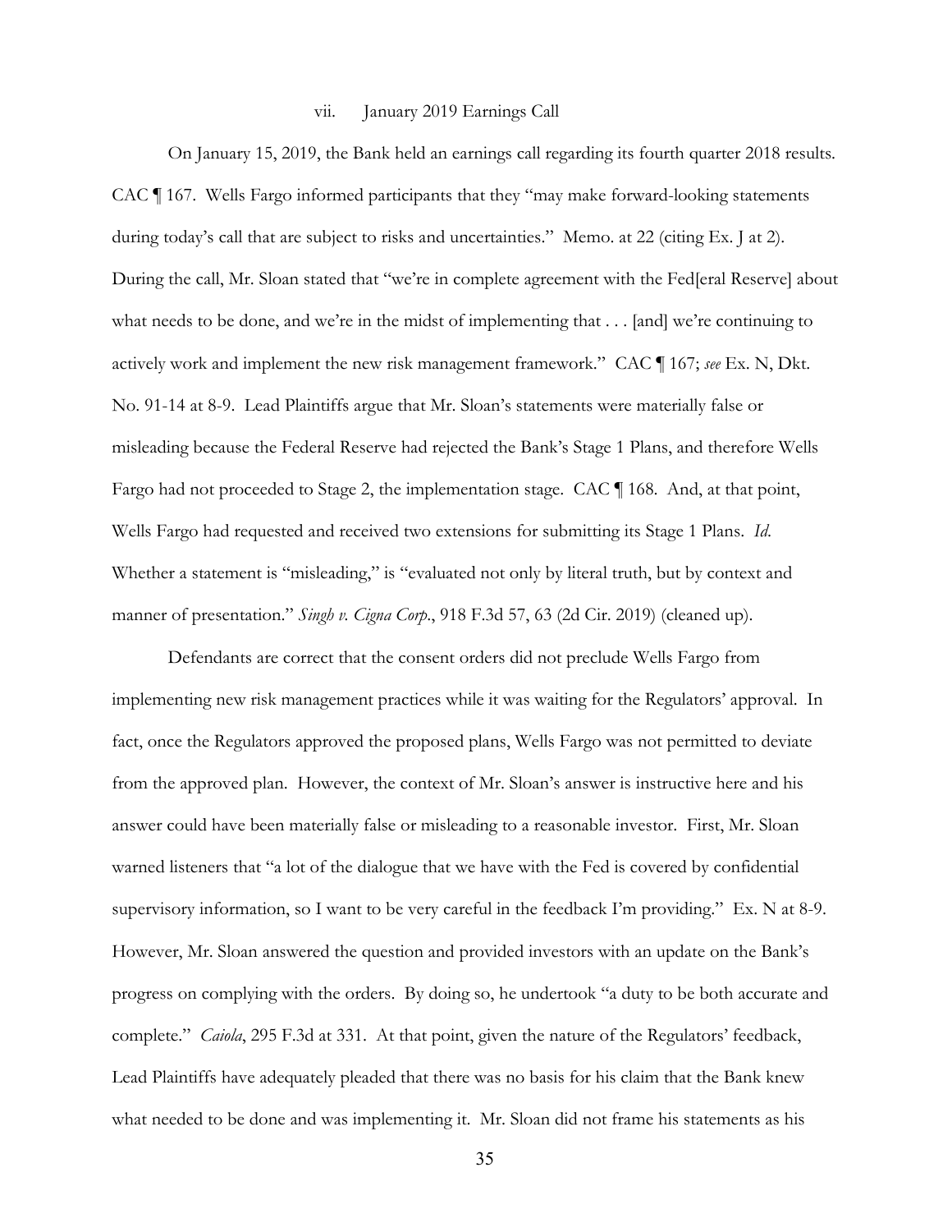### vii. January 2019 Earnings Call

On January 15, 2019, the Bank held an earnings call regarding its fourth quarter 2018 results. CAC ¶ 167. Wells Fargo informed participants that they "may make forward-looking statements during today's call that are subject to risks and uncertainties." Memo. at 22 (citing Ex. J at 2). During the call, Mr. Sloan stated that "we're in complete agreement with the Fed[eral Reserve] about what needs to be done, and we're in the midst of implementing that . . . [and] we're continuing to actively work and implement the new risk management framework." CAC ¶ 167; *see* Ex. N, Dkt. No. 91-14 at 8-9. Lead Plaintiffs argue that Mr. Sloan's statements were materially false or misleading because the Federal Reserve had rejected the Bank's Stage 1 Plans, and therefore Wells Fargo had not proceeded to Stage 2, the implementation stage. CAC ¶ 168. And, at that point, Wells Fargo had requested and received two extensions for submitting its Stage 1 Plans. *Id.* Whether a statement is "misleading," is "evaluated not only by literal truth, but by context and manner of presentation." *Singh v. Cigna Corp.*, 918 F.3d 57, 63 (2d Cir. 2019) (cleaned up).

Defendants are correct that the consent orders did not preclude Wells Fargo from implementing new risk management practices while it was waiting for the Regulators' approval. In fact, once the Regulators approved the proposed plans, Wells Fargo was not permitted to deviate from the approved plan. However, the context of Mr. Sloan's answer is instructive here and his answer could have been materially false or misleading to a reasonable investor. First, Mr. Sloan warned listeners that "a lot of the dialogue that we have with the Fed is covered by confidential supervisory information, so I want to be very careful in the feedback I'm providing." Ex. N at 8-9. However, Mr. Sloan answered the question and provided investors with an update on the Bank's progress on complying with the orders. By doing so, he undertook "a duty to be both accurate and complete." *Caiola*, 295 F.3d at 331. At that point, given the nature of the Regulators' feedback, Lead Plaintiffs have adequately pleaded that there was no basis for his claim that the Bank knew what needed to be done and was implementing it. Mr. Sloan did not frame his statements as his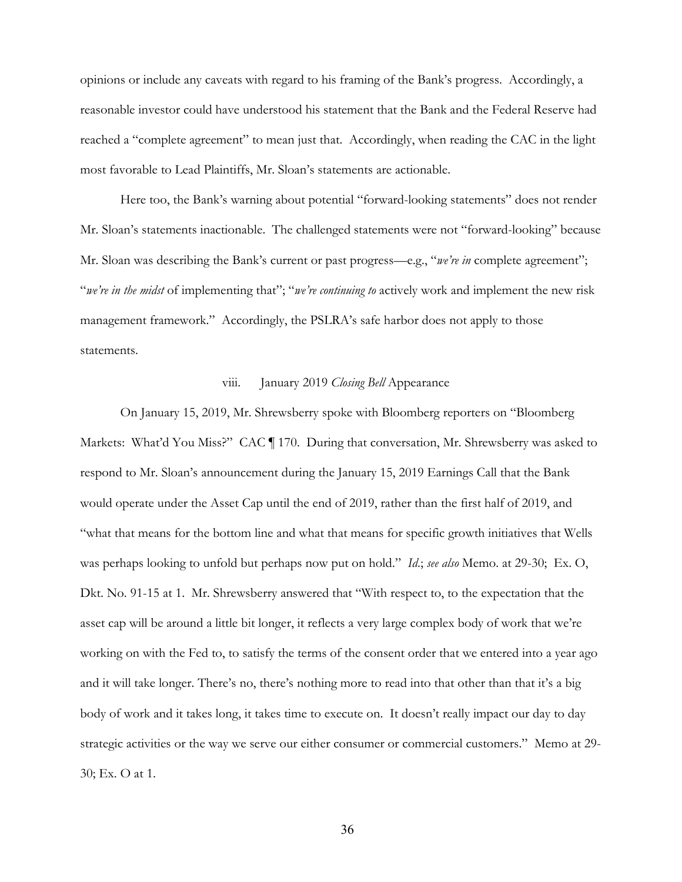opinions or include any caveats with regard to his framing of the Bank's progress. Accordingly, a reasonable investor could have understood his statement that the Bank and the Federal Reserve had reached a "complete agreement" to mean just that. Accordingly, when reading the CAC in the light most favorable to Lead Plaintiffs, Mr. Sloan's statements are actionable.

Here too, the Bank's warning about potential "forward-looking statements" does not render Mr. Sloan's statements inactionable. The challenged statements were not "forward-looking" because Mr. Sloan was describing the Bank's current or past progress—e.g., "*we're in* complete agreement"; "*we're in the midst* of implementing that"; "*we're continuing to* actively work and implement the new risk management framework." Accordingly, the PSLRA's safe harbor does not apply to those statements.

viii. January 2019 *Closing Bell* Appearance

On January 15, 2019, Mr. Shrewsberry spoke with Bloomberg reporters on "Bloomberg Markets: What'd You Miss?" CAC ¶ 170. During that conversation, Mr. Shrewsberry was asked to respond to Mr. Sloan's announcement during the January 15, 2019 Earnings Call that the Bank would operate under the Asset Cap until the end of 2019, rather than the first half of 2019, and "what that means for the bottom line and what that means for specific growth initiatives that Wells was perhaps looking to unfold but perhaps now put on hold." *Id.*; *see also* Memo. at 29-30; Ex. O, Dkt. No. 91-15 at 1. Mr. Shrewsberry answered that "With respect to, to the expectation that the asset cap will be around a little bit longer, it reflects a very large complex body of work that we're working on with the Fed to, to satisfy the terms of the consent order that we entered into a year ago and it will take longer. There's no, there's nothing more to read into that other than that it's a big body of work and it takes long, it takes time to execute on. It doesn't really impact our day to day strategic activities or the way we serve our either consumer or commercial customers." Memo at 29-30; Ex. O at 1.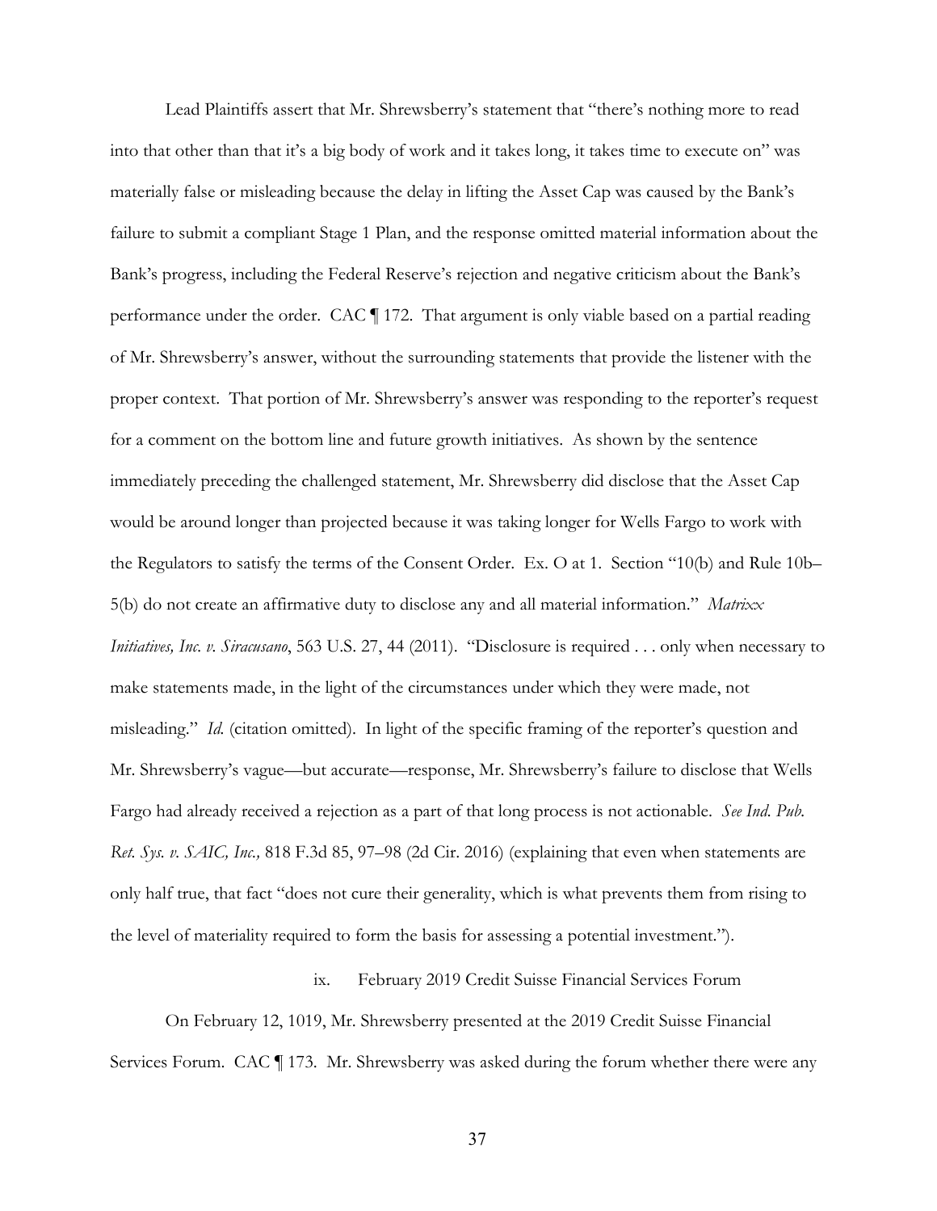Lead Plaintiffs assert that Mr. Shrewsberry's statement that "there's nothing more to read into that other than that it's a big body of work and it takes long, it takes time to execute on" was materially false or misleading because the delay in lifting the Asset Cap was caused by the Bank's failure to submit a compliant Stage 1 Plan, and the response omitted material information about the Bank's progress, including the Federal Reserve's rejection and negative criticism about the Bank's performance under the order. CAC ¶ 172. That argument is only viable based on a partial reading of Mr. Shrewsberry's answer, without the surrounding statements that provide the listener with the proper context. That portion of Mr. Shrewsberry's answer was responding to the reporter's request for a comment on the bottom line and future growth initiatives. As shown by the sentence immediately preceding the challenged statement, Mr. Shrewsberry did disclose that the Asset Cap would be around longer than projected because it was taking longer for Wells Fargo to work with the Regulators to satisfy the terms of the Consent Order. Ex. O at 1. Section "10(b) and Rule 10b–5(b) do not create an affirmative duty to disclose any and all material information." *Matrixx Initiatives, Inc. v. Siracusano*, 563 U.S. 27, 44 (2011). "Disclosure is required . . . only when necessary to make statements made, in the light of the circumstances under which they were made, not misleading." *Id.* (citation omitted). In light of the specific framing of the reporter's question and Mr. Shrewsberry's vague—but accurate—response, Mr. Shrewsberry's failure to disclose that Wells Fargo had already received a rejection as a part of that long process is not actionable. *See Ind. Pub. Ret. Sys. v. SAIC, Inc.,* 818 F.3d 85, 97–98 (2d Cir. 2016) (explaining that even when statements are only half true, that fact "does not cure their generality, which is what prevents them from rising to the level of materiality required to form the basis for assessing a potential investment.").

ix. February 2019 Credit Suisse Financial Services Forum

On February 12, 1019, Mr. Shrewsberry presented at the 2019 Credit Suisse Financial Services Forum. CAC ¶ 173. Mr. Shrewsberry was asked during the forum whether there were any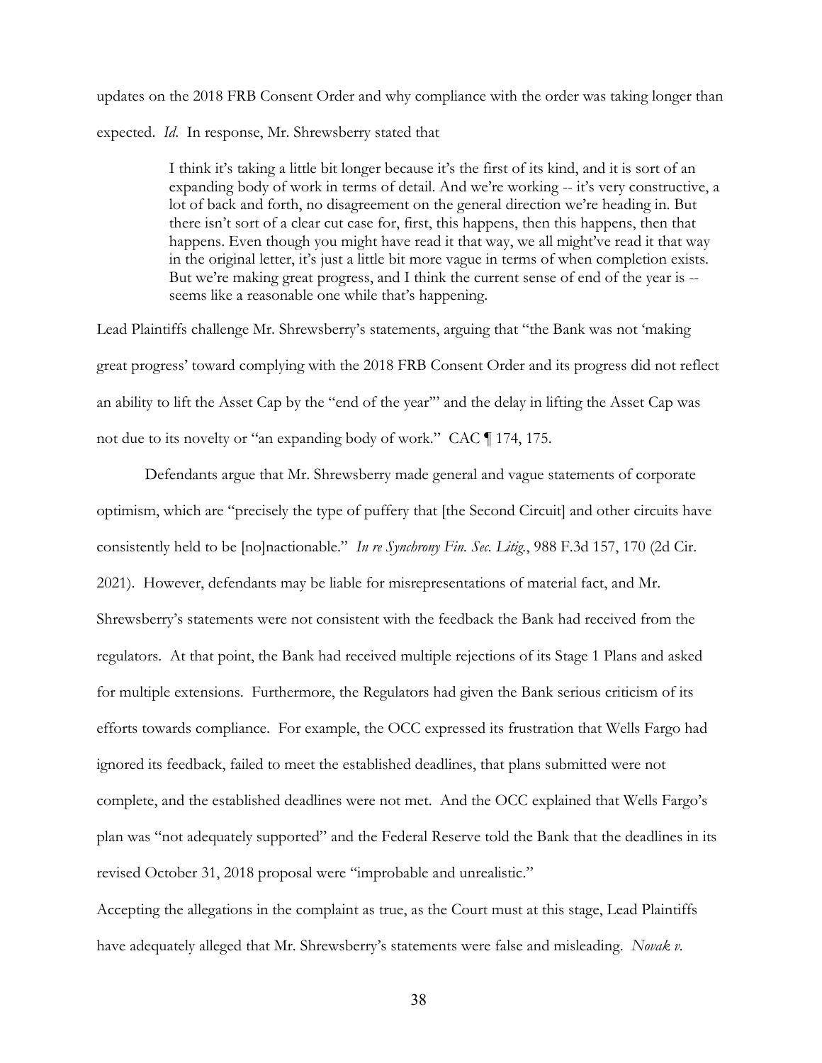updates on the 2018 FRB Consent Order and why compliance with the order was taking longer than expected. *Id*. In response, Mr. Shrewsberry stated that

> I think it's taking a little bit longer because it's the first of its kind, and it is sort of an expanding body of work in terms of detail. And we're working -- it's very constructive, a lot of back and forth, no disagreement on the general direction we're heading in. But there isn't sort of a clear cut case for, first, this happens, then this happens, then that happens. Even though you might have read it that way, we all might've read it that way in the original letter, it's just a little bit more vague in terms of when completion exists. But we're making great progress, and I think the current sense of end of the year is -- seems like a reasonable one while that's happening.

Lead Plaintiffs challenge Mr. Shrewsberry's statements, arguing that "the Bank was not 'making great progress' toward complying with the 2018 FRB Consent Order and its progress did not reflect an ability to lift the Asset Cap by the "end of the year"' and the delay in lifting the Asset Cap was not due to its novelty or "an expanding body of work." CAC ¶ 174, 175.

Defendants argue that Mr. Shrewsberry made general and vague statements of corporate optimism, which are "precisely the type of puffery that [the Second Circuit] and other circuits have consistently held to be [no]nactionable." *In re Synchrony Fin. Sec. Litig.*, 988 F.3d 157, 170 (2d Cir. 2021). However, defendants may be liable for misrepresentations of material fact, and Mr. Shrewsberry's statements were not consistent with the feedback the Bank had received from the regulators. At that point, the Bank had received multiple rejections of its Stage 1 Plans and asked for multiple extensions. Furthermore, the Regulators had given the Bank serious criticism of its efforts towards compliance. For example, the OCC expressed its frustration that Wells Fargo had ignored its feedback, failed to meet the established deadlines, that plans submitted were not complete, and the established deadlines were not met. And the OCC explained that Wells Fargo's plan was "not adequately supported" and the Federal Reserve told the Bank that the deadlines in its revised October 31, 2018 proposal were "improbable and unrealistic."

Accepting the allegations in the complaint as true, as the Court must at this stage, Lead Plaintiffs have adequately alleged that Mr. Shrewsberry's statements were false and misleading. *Novak v.*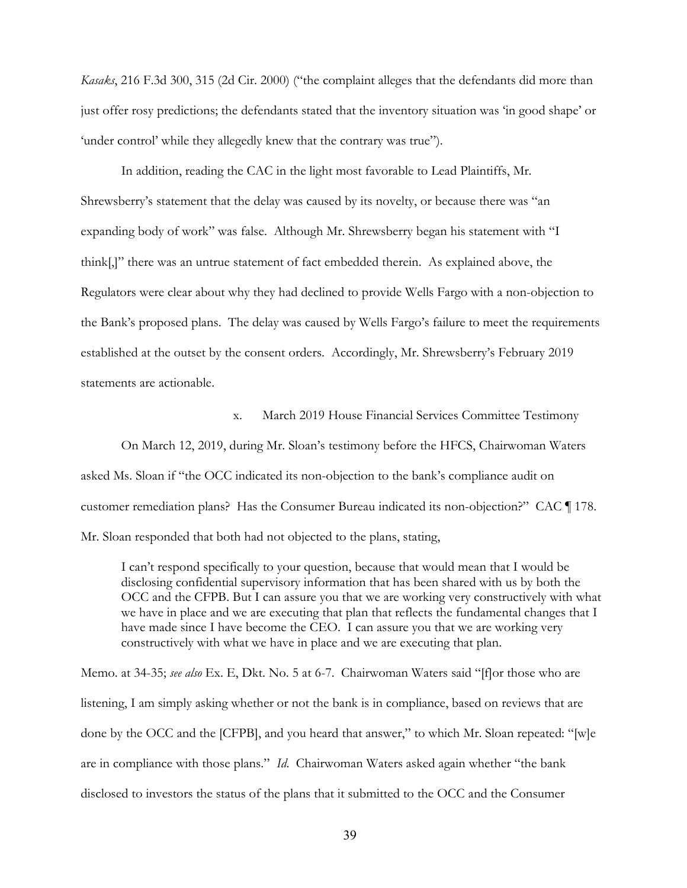*Kasaks*, 216 F.3d 300, 315 (2d Cir. 2000) ("the complaint alleges that the defendants did more than just offer rosy predictions; the defendants stated that the inventory situation was 'in good shape' or 'under control' while they allegedly knew that the contrary was true").

In addition, reading the CAC in the light most favorable to Lead Plaintiffs, Mr. Shrewsberry's statement that the delay was caused by its novelty, or because there was "an expanding body of work" was false. Although Mr. Shrewsberry began his statement with "I think[,]" there was an untrue statement of fact embedded therein. As explained above, the Regulators were clear about why they had declined to provide Wells Fargo with a non-objection to the Bank's proposed plans. The delay was caused by Wells Fargo's failure to meet the requirements established at the outset by the consent orders. Accordingly, Mr. Shrewsberry's February 2019 statements are actionable.

x. March 2019 House Financial Services Committee Testimony

On March 12, 2019, during Mr. Sloan's testimony before the HFCS, Chairwoman Waters asked Ms. Sloan if "the OCC indicated its non-objection to the bank's compliance audit on customer remediation plans? Has the Consumer Bureau indicated its non-objection?" CAC ¶ 178. Mr. Sloan responded that both had not objected to the plans, stating,

> I can't respond specifically to your question, because that would mean that I would be disclosing confidential supervisory information that has been shared with us by both the OCC and the CFPB. But I can assure you that we are working very constructively with what we have in place and we are executing that plan that reflects the fundamental changes that I have made since I have become the CEO. I can assure you that we are working very constructively with what we have in place and we are executing that plan.

Memo. at 34-35; *see also* Ex. E, Dkt. No. 5 at 6-7. Chairwoman Waters said "[f]or those who are listening, I am simply asking whether or not the bank is in compliance, based on reviews that are done by the OCC and the [CFPB], and you heard that answer," to which Mr. Sloan repeated: "[w]e are in compliance with those plans." *Id.* Chairwoman Waters asked again whether "the bank disclosed to investors the status of the plans that it submitted to the OCC and the Consumer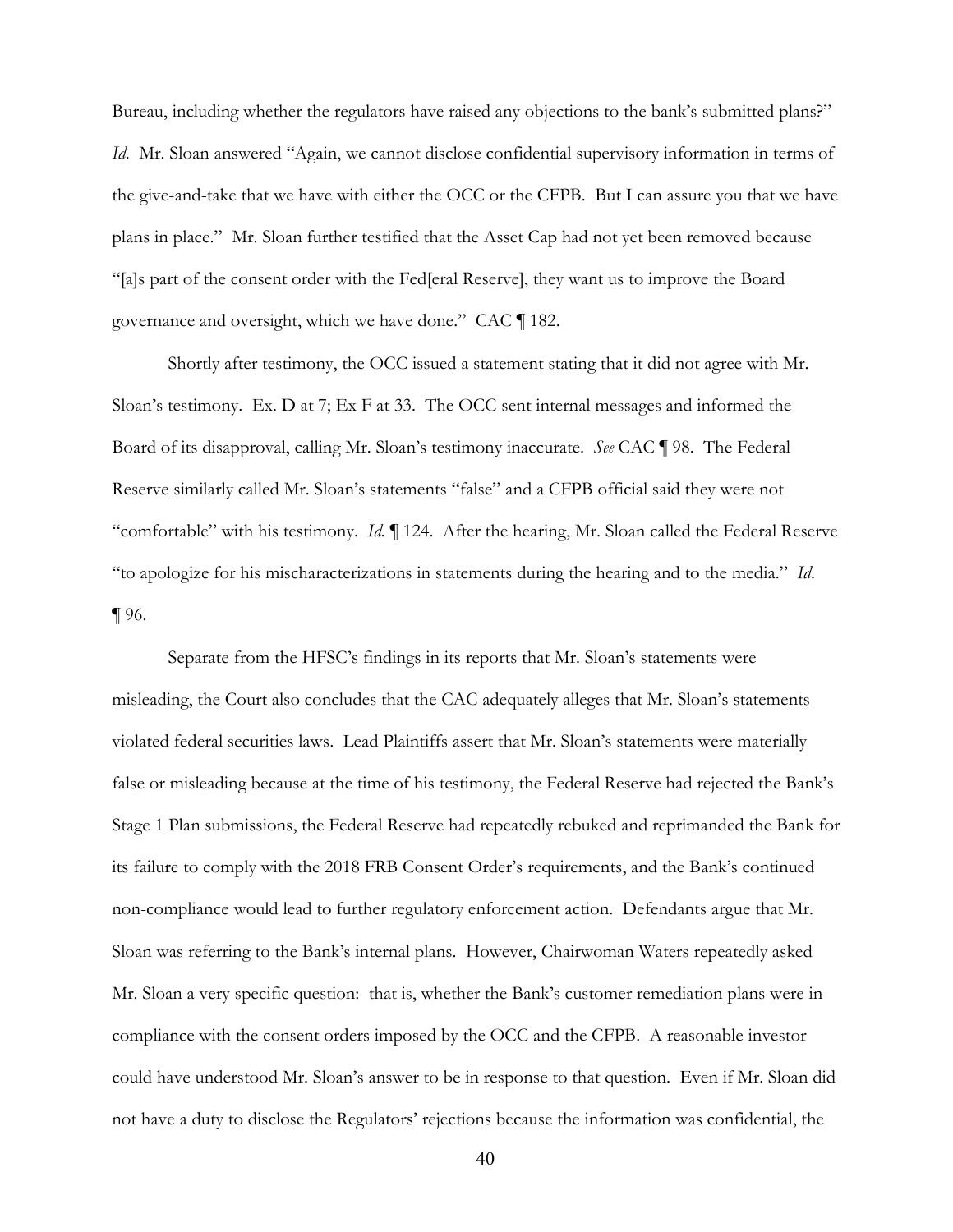Bureau, including whether the regulators have raised any objections to the bank's submitted plans?" *Id.* Mr. Sloan answered "Again, we cannot disclose confidential supervisory information in terms of the give-and-take that we have with either the OCC or the CFPB. But I can assure you that we have plans in place." Mr. Sloan further testified that the Asset Cap had not yet been removed because "[a]s part of the consent order with the Fed[eral Reserve], they want us to improve the Board governance and oversight, which we have done." CAC ¶ 182.

Shortly after testimony, the OCC issued a statement stating that it did not agree with Mr. Sloan's testimony. Ex. D at 7; Ex F at 33. The OCC sent internal messages and informed the Board of its disapproval, calling Mr. Sloan's testimony inaccurate. *See* CAC ¶ 98. The Federal Reserve similarly called Mr. Sloan's statements "false" and a CFPB official said they were not "comfortable" with his testimony. *Id.* ¶ 124. After the hearing, Mr. Sloan called the Federal Reserve "to apologize for his mischaracterizations in statements during the hearing and to the media." *Id.* ¶ 96.

Separate from the HFSC's findings in its reports that Mr. Sloan's statements were misleading, the Court also concludes that the CAC adequately alleges that Mr. Sloan's statements violated federal securities laws. Lead Plaintiffs assert that Mr. Sloan's statements were materially false or misleading because at the time of his testimony, the Federal Reserve had rejected the Bank's Stage 1 Plan submissions, the Federal Reserve had repeatedly rebuked and reprimanded the Bank for its failure to comply with the 2018 FRB Consent Order's requirements, and the Bank's continued non-compliance would lead to further regulatory enforcement action. Defendants argue that Mr. Sloan was referring to the Bank's internal plans. However, Chairwoman Waters repeatedly asked Mr. Sloan a very specific question: that is, whether the Bank's customer remediation plans were in compliance with the consent orders imposed by the OCC and the CFPB. A reasonable investor could have understood Mr. Sloan's answer to be in response to that question. Even if Mr. Sloan did not have a duty to disclose the Regulators' rejections because the information was confidential, the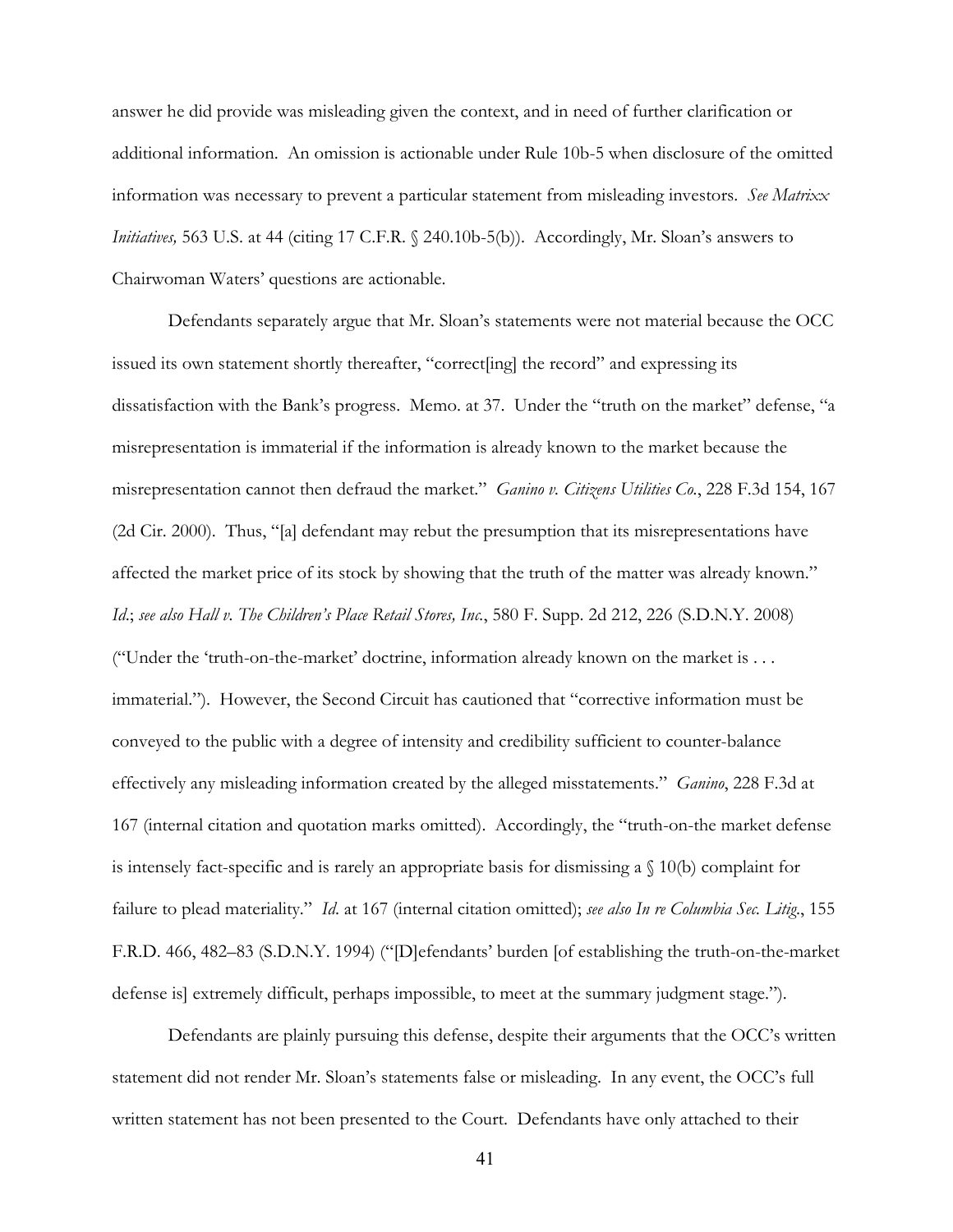answer he did provide was misleading given the context, and in need of further clarification or additional information. An omission is actionable under Rule 10b-5 when disclosure of the omitted information was necessary to prevent a particular statement from misleading investors. *See Matrixx Initiatives,* 563 U.S. at 44 (citing 17 C.F.R. § 240.10b-5(b)). Accordingly, Mr. Sloan's answers to Chairwoman Waters' questions are actionable.

Defendants separately argue that Mr. Sloan's statements were not material because the OCC issued its own statement shortly thereafter, "correct[ing] the record" and expressing its dissatisfaction with the Bank's progress. Memo. at 37. Under the "truth on the market" defense, "a misrepresentation is immaterial if the information is already known to the market because the misrepresentation cannot then defraud the market." *Ganino v. Citizens Utilities Co.*, 228 F.3d 154, 167 (2d Cir. 2000). Thus, "[a] defendant may rebut the presumption that its misrepresentations have affected the market price of its stock by showing that the truth of the matter was already known." *Id.*; *see also Hall v. The Children's Place Retail Stores, Inc.*, 580 F. Supp. 2d 212, 226 (S.D.N.Y. 2008) ("Under the 'truth-on-the-market' doctrine, information already known on the market is . . . immaterial."). However, the Second Circuit has cautioned that "corrective information must be conveyed to the public with a degree of intensity and credibility sufficient to counter-balance effectively any misleading information created by the alleged misstatements." *Ganino*, 228 F.3d at 167 (internal citation and quotation marks omitted). Accordingly, the "truth-on-the market defense is intensely fact-specific and is rarely an appropriate basis for dismissing a § 10(b) complaint for failure to plead materiality." *Id.* at 167 (internal citation omitted); *see also In re Columbia Sec. Litig.*, 155 F.R.D. 466, 482–83 (S.D.N.Y. 1994) ("[D]efendants' burden [of establishing the truth-on-the-market defense is] extremely difficult, perhaps impossible, to meet at the summary judgment stage.").

Defendants are plainly pursuing this defense, despite their arguments that the OCC's written statement did not render Mr. Sloan's statements false or misleading. In any event, the OCC's full written statement has not been presented to the Court. Defendants have only attached to their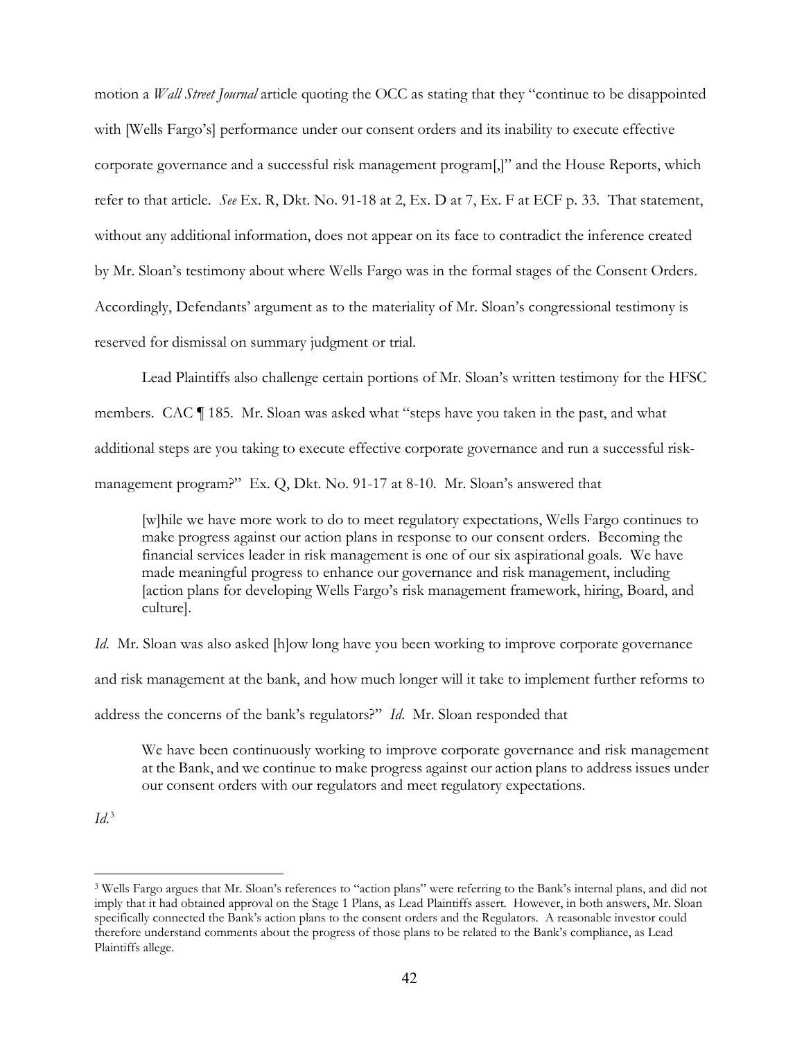motion a *Wall Street Journal* article quoting the OCC as stating that they "continue to be disappointed with [Wells Fargo's] performance under our consent orders and its inability to execute effective corporate governance and a successful risk management program[,]" and the House Reports, which refer to that article. *See* Ex. R, Dkt. No. 91-18 at 2, Ex. D at 7, Ex. F at ECF p. 33. That statement, without any additional information, does not appear on its face to contradict the inference created by Mr. Sloan's testimony about where Wells Fargo was in the formal stages of the Consent Orders. Accordingly, Defendants' argument as to the materiality of Mr. Sloan's congressional testimony is reserved for dismissal on summary judgment or trial.

Lead Plaintiffs also challenge certain portions of Mr. Sloan's written testimony for the HFSC members. CAC ¶ 185. Mr. Sloan was asked what "steps have you taken in the past, and what additional steps are you taking to execute effective corporate governance and run a successful risk-management program?" Ex. Q, Dkt. No. 91-17 at 8-10. Mr. Sloan's answered that

> [w]hile we have more work to do to meet regulatory expectations, Wells Fargo continues to make progress against our action plans in response to our consent orders. Becoming the financial services leader in risk management is one of our six aspirational goals. We have made meaningful progress to enhance our governance and risk management, including [action plans for developing Wells Fargo's risk management framework, hiring, Board, and culture].

*Id*. Mr. Sloan was also asked [h]ow long have you been working to improve corporate governance and risk management at the bank, and how much longer will it take to implement further reforms to address the concerns of the bank's regulators?" *Id*. Mr. Sloan responded that

> We have been continuously working to improve corporate governance and risk management at the Bank, and we continue to make progress against our action plans to address issues under our consent orders with our regulators and meet regulatory expectations.

*Id*.[3]

---

[3] Wells Fargo argues that Mr. Sloan's references to "action plans" were referring to the Bank's internal plans, and did not imply that it had obtained approval on the Stage 1 Plans, as Lead Plaintiffs assert. However, in both answers, Mr. Sloan specifically connected the Bank's action plans to the consent orders and the Regulators. A reasonable investor could therefore understand comments about the progress of those plans to be related to the Bank's compliance, as Lead Plaintiffs allege.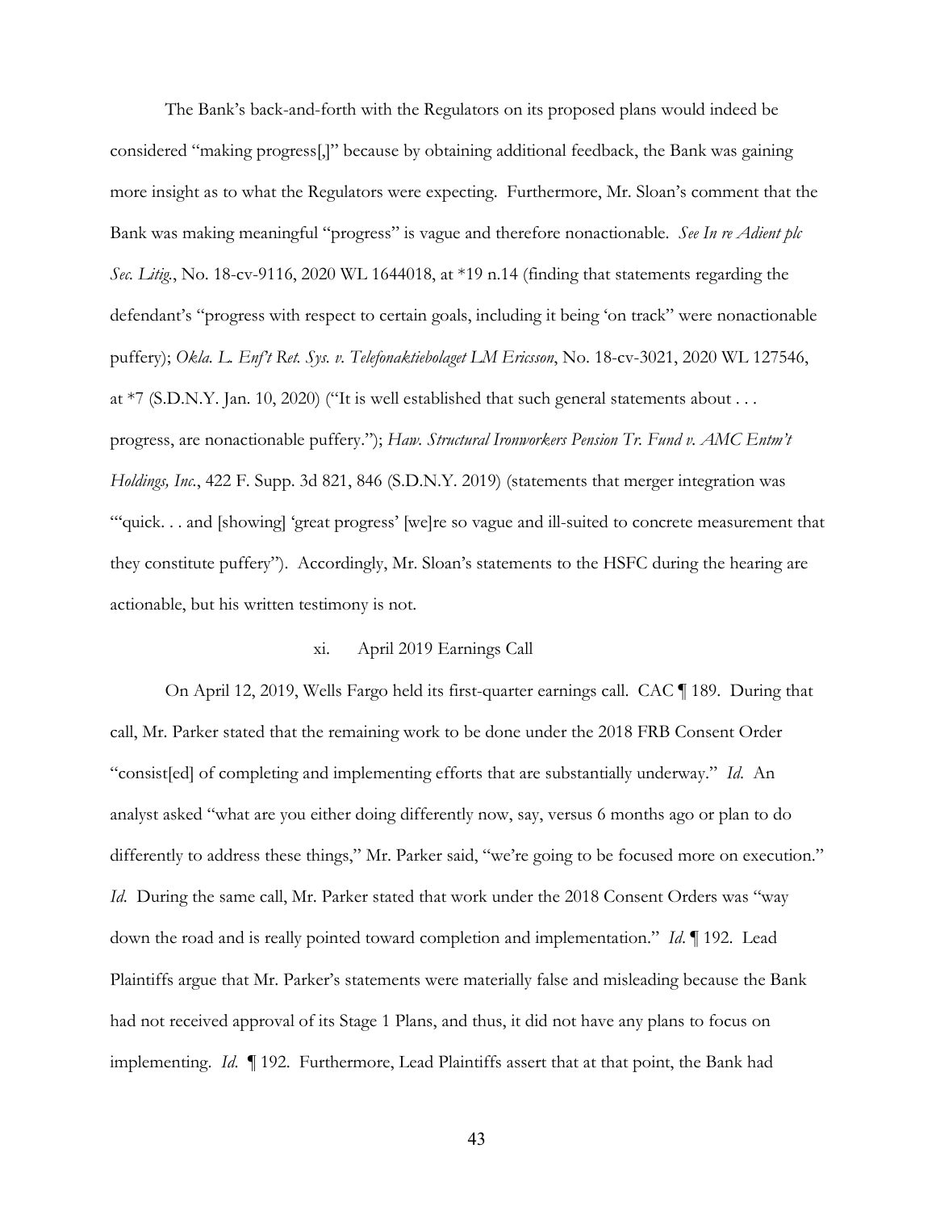The Bank's back-and-forth with the Regulators on its proposed plans would indeed be considered "making progress[,]" because by obtaining additional feedback, the Bank was gaining more insight as to what the Regulators were expecting. Furthermore, Mr. Sloan's comment that the Bank was making meaningful "progress" is vague and therefore nonactionable. *See In re Adient plc Sec. Litig.*, No. 18-cv-9116, 2020 WL 1644018, at *19 n.14 (finding that statements regarding the defendant's "progress with respect to certain goals, including it being 'on track" were nonactionable puffery); *Okla. L. Enf't Ret. Sys. v. Telefonaktiebolaget LM Ericsson*, No. 18-cv-3021, 2020 WL 127546, at *7 (S.D.N.Y. Jan. 10, 2020) ("It is well established that such general statements about . . . progress, are nonactionable puffery."); *Haw. Structural Ironworkers Pension Tr. Fund v. AMC Entm't Holdings, Inc.*, 422 F. Supp. 3d 821, 846 (S.D.N.Y. 2019) (statements that merger integration was "'quick. . . and [showing] 'great progress' [we]re so vague and ill-suited to concrete measurement that they constitute puffery"). Accordingly, Mr. Sloan's statements to the HSFC during the hearing are actionable, but his written testimony is not.

xi. April 2019 Earnings Call

On April 12, 2019, Wells Fargo held its first-quarter earnings call. CAC ¶ 189. During that call, Mr. Parker stated that the remaining work to be done under the 2018 FRB Consent Order "consist[ed] of completing and implementing efforts that are substantially underway." *Id.* An analyst asked "what are you either doing differently now, say, versus 6 months ago or plan to do differently to address these things," Mr. Parker said, "we're going to be focused more on execution." *Id.* During the same call, Mr. Parker stated that work under the 2018 Consent Orders was "way down the road and is really pointed toward completion and implementation." *Id.* ¶ 192. Lead Plaintiffs argue that Mr. Parker's statements were materially false and misleading because the Bank had not received approval of its Stage 1 Plans, and thus, it did not have any plans to focus on implementing. *Id.* ¶ 192. Furthermore, Lead Plaintiffs assert that at that point, the Bank had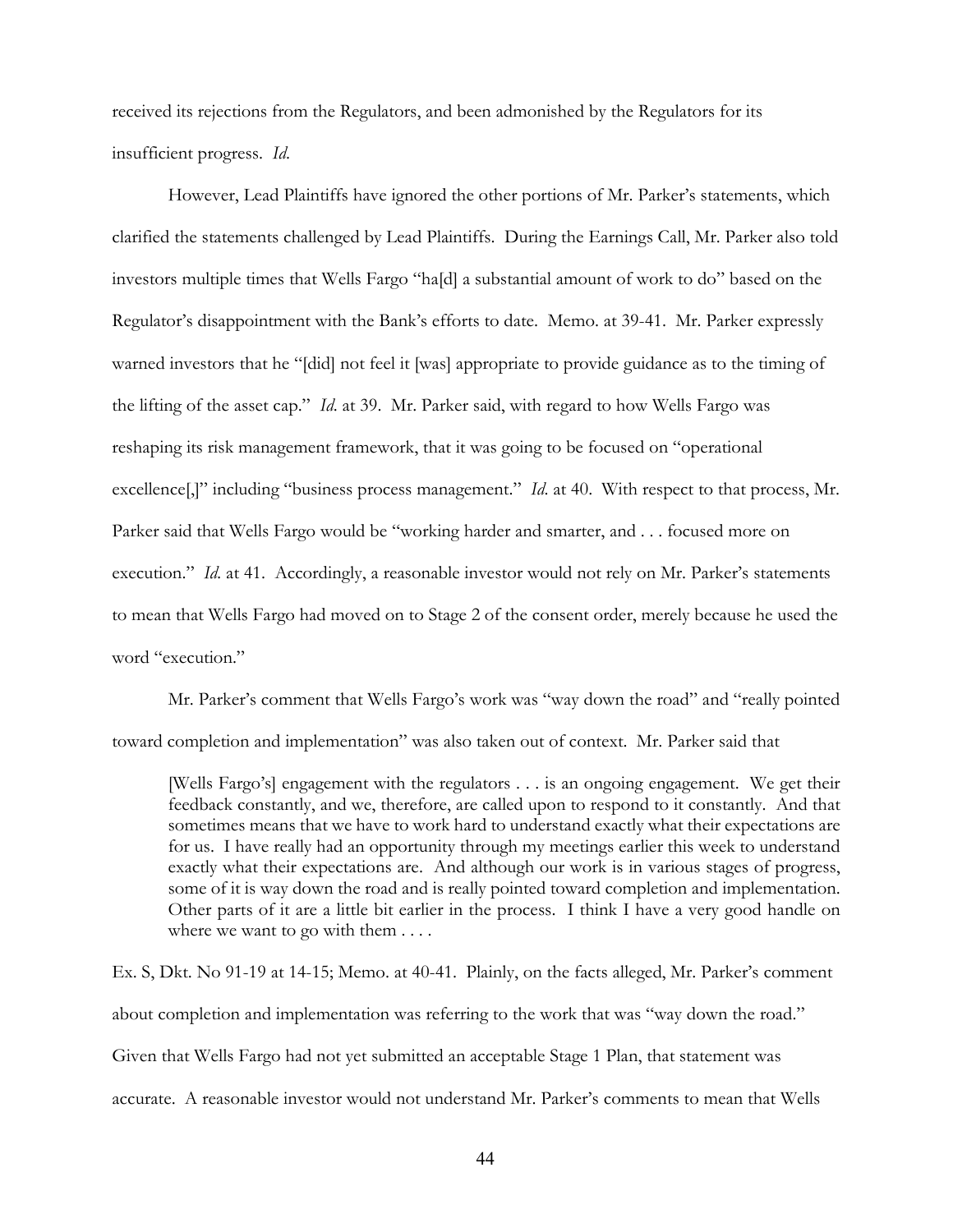received its rejections from the Regulators, and been admonished by the Regulators for its insufficient progress. *Id.*

However, Lead Plaintiffs have ignored the other portions of Mr. Parker's statements, which clarified the statements challenged by Lead Plaintiffs. During the Earnings Call, Mr. Parker also told investors multiple times that Wells Fargo "ha[d] a substantial amount of work to do" based on the Regulator's disappointment with the Bank's efforts to date. Memo. at 39-41. Mr. Parker expressly warned investors that he "[did] not feel it [was] appropriate to provide guidance as to the timing of the lifting of the asset cap." *Id.* at 39. Mr. Parker said, with regard to how Wells Fargo was reshaping its risk management framework, that it was going to be focused on "operational excellence[,]" including "business process management." *Id.* at 40. With respect to that process, Mr. Parker said that Wells Fargo would be "working harder and smarter, and . . . focused more on execution." *Id.* at 41. Accordingly, a reasonable investor would not rely on Mr. Parker's statements to mean that Wells Fargo had moved on to Stage 2 of the consent order, merely because he used the word "execution."

Mr. Parker's comment that Wells Fargo's work was "way down the road" and "really pointed toward completion and implementation" was also taken out of context. Mr. Parker said that

> [Wells Fargo's] engagement with the regulators . . . is an ongoing engagement. We get their feedback constantly, and we, therefore, are called upon to respond to it constantly. And that sometimes means that we have to work hard to understand exactly what their expectations are for us. I have really had an opportunity through my meetings earlier this week to understand exactly what their expectations are. And although our work is in various stages of progress, some of it is way down the road and is really pointed toward completion and implementation. Other parts of it are a little bit earlier in the process. I think I have a very good handle on where we want to go with them . . . .

Ex. S, Dkt. No 91-19 at 14-15; Memo. at 40-41. Plainly, on the facts alleged, Mr. Parker's comment about completion and implementation was referring to the work that was "way down the road." Given that Wells Fargo had not yet submitted an acceptable Stage 1 Plan, that statement was accurate. A reasonable investor would not understand Mr. Parker's comments to mean that Wells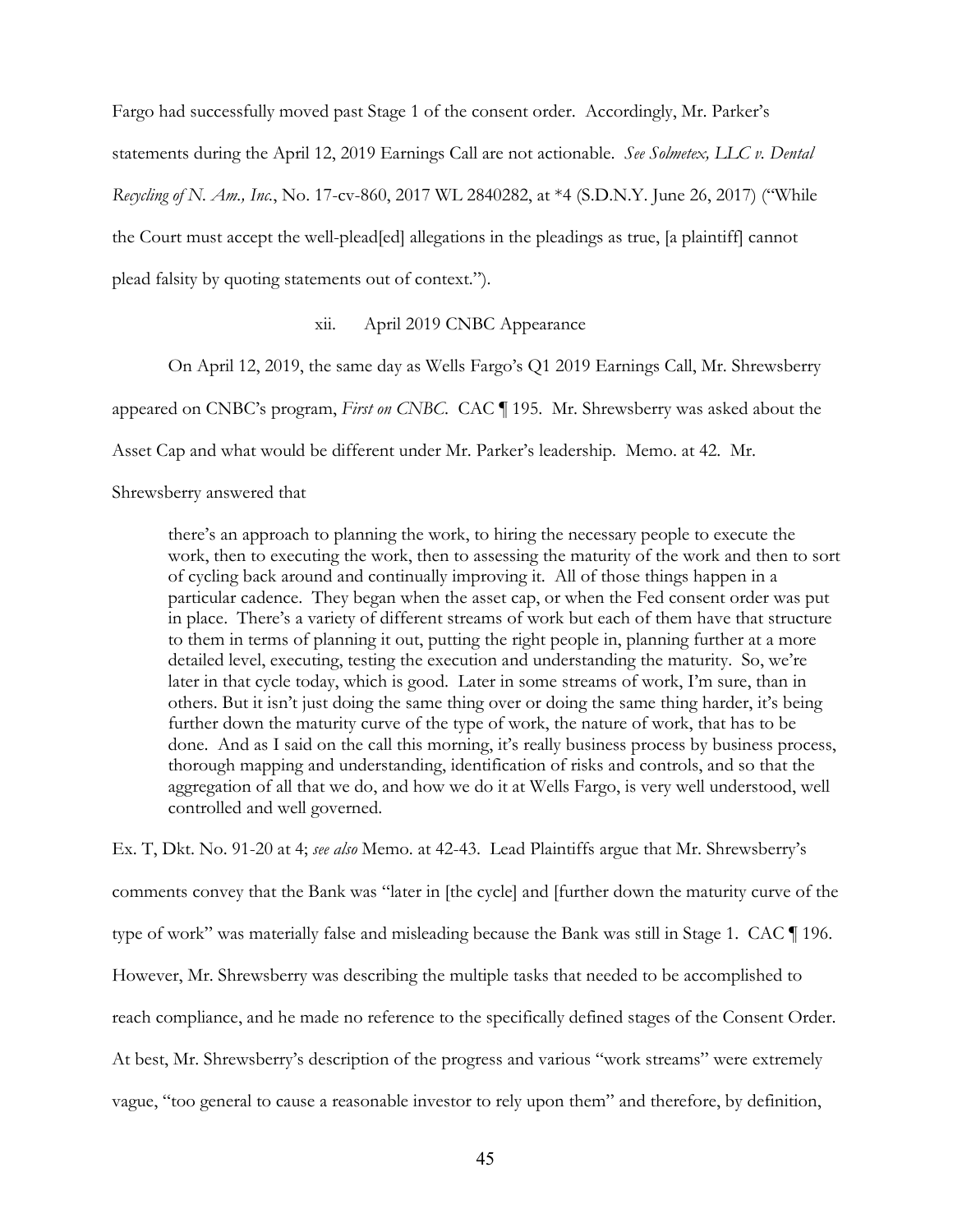Fargo had successfully moved past Stage 1 of the consent order. Accordingly, Mr. Parker's statements during the April 12, 2019 Earnings Call are not actionable. *See Solmetex, LLC v. Dental Recycling of N. Am., Inc.*, No. 17-cv-860, 2017 WL 2840282, at *4 (S.D.N.Y. June 26, 2017) ("While the Court must accept the well-plead[ed] allegations in the pleadings as true, [a plaintiff] cannot plead falsity by quoting statements out of context.").

xii. April 2019 CNBC Appearance

On April 12, 2019, the same day as Wells Fargo's Q1 2019 Earnings Call, Mr. Shrewsberry appeared on CNBC's program, *First on CNBC*. CAC ¶ 195. Mr. Shrewsberry was asked about the Asset Cap and what would be different under Mr. Parker's leadership. Memo. at 42. Mr. Shrewsberry answered that

> there's an approach to planning the work, to hiring the necessary people to execute the work, then to executing the work, then to assessing the maturity of the work and then to sort of cycling back around and continually improving it. All of those things happen in a particular cadence. They began when the asset cap, or when the Fed consent order was put in place. There's a variety of different streams of work but each of them have that structure to them in terms of planning it out, putting the right people in, planning further at a more detailed level, executing, testing the execution and understanding the maturity. So, we're later in that cycle today, which is good. Later in some streams of work, I'm sure, than in others. But it isn't just doing the same thing over or doing the same thing harder, it's being further down the maturity curve of the type of work, the nature of work, that has to be done. And as I said on the call this morning, it's really business process by business process, thorough mapping and understanding, identification of risks and controls, and so that the aggregation of all that we do, and how we do it at Wells Fargo, is very well understood, well controlled and well governed.

Ex. T, Dkt. No. 91-20 at 4; *see also* Memo. at 42-43. Lead Plaintiffs argue that Mr. Shrewsberry's comments convey that the Bank was "later in [the cycle] and [further down the maturity curve of the type of work" was materially false and misleading because the Bank was still in Stage 1. CAC ¶ 196. However, Mr. Shrewsberry was describing the multiple tasks that needed to be accomplished to reach compliance, and he made no reference to the specifically defined stages of the Consent Order. At best, Mr. Shrewsberry's description of the progress and various "work streams" were extremely vague, "too general to cause a reasonable investor to rely upon them" and therefore, by definition,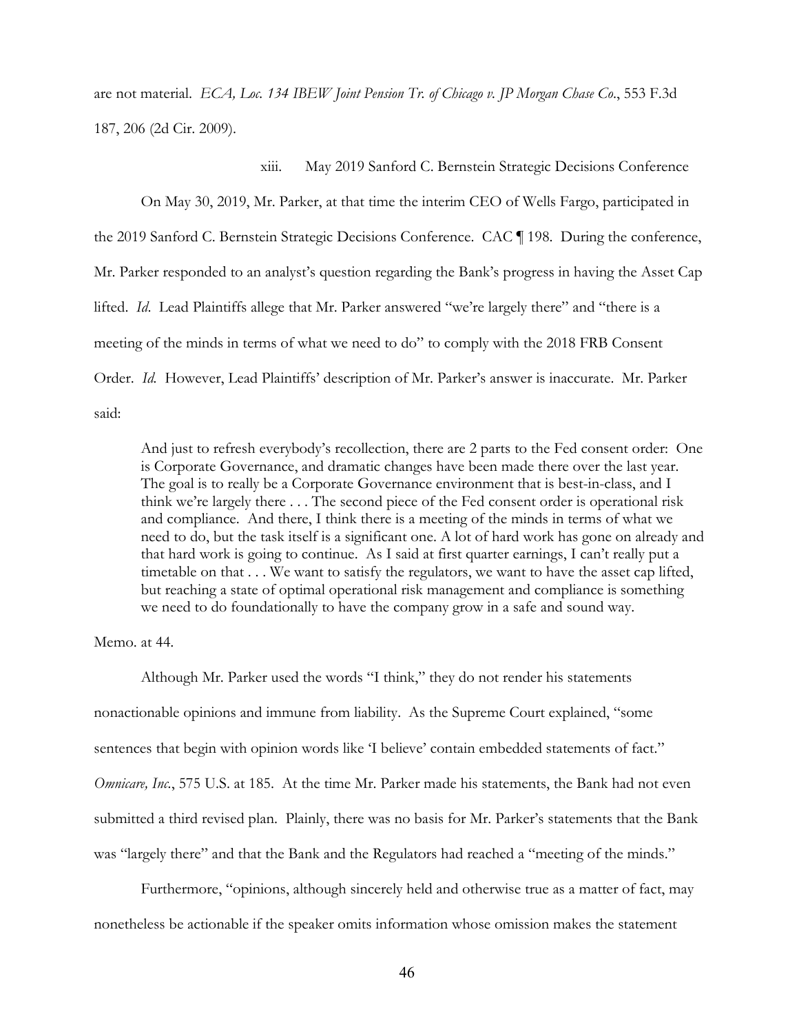are not material. *ECA, Loc. 134 IBEW Joint Pension Tr. of Chicago v. JP Morgan Chase Co.*, 553 F.3d 187, 206 (2d Cir. 2009).

xiii. May 2019 Sanford C. Bernstein Strategic Decisions Conference

On May 30, 2019, Mr. Parker, at that time the interim CEO of Wells Fargo, participated in the 2019 Sanford C. Bernstein Strategic Decisions Conference. CAC ¶ 198. During the conference, Mr. Parker responded to an analyst's question regarding the Bank's progress in having the Asset Cap lifted. *Id*. Lead Plaintiffs allege that Mr. Parker answered "we're largely there" and "there is a meeting of the minds in terms of what we need to do" to comply with the 2018 FRB Consent Order. *Id.* However, Lead Plaintiffs' description of Mr. Parker's answer is inaccurate. Mr. Parker said:

> And just to refresh everybody's recollection, there are 2 parts to the Fed consent order: One is Corporate Governance, and dramatic changes have been made there over the last year. The goal is to really be a Corporate Governance environment that is best-in-class, and I think we're largely there . . . The second piece of the Fed consent order is operational risk and compliance. And there, I think there is a meeting of the minds in terms of what we need to do, but the task itself is a significant one. A lot of hard work has gone on already and that hard work is going to continue. As I said at first quarter earnings, I can't really put a timetable on that . . . We want to satisfy the regulators, we want to have the asset cap lifted, but reaching a state of optimal operational risk management and compliance is something we need to do foundationally to have the company grow in a safe and sound way.

Memo. at 44.

Although Mr. Parker used the words "I think," they do not render his statements nonactionable opinions and immune from liability. As the Supreme Court explained, "some sentences that begin with opinion words like 'I believe' contain embedded statements of fact." *Omnicare, Inc.*, 575 U.S. at 185. At the time Mr. Parker made his statements, the Bank had not even submitted a third revised plan. Plainly, there was no basis for Mr. Parker's statements that the Bank was "largely there" and that the Bank and the Regulators had reached a "meeting of the minds."

Furthermore, "opinions, although sincerely held and otherwise true as a matter of fact, may nonetheless be actionable if the speaker omits information whose omission makes the statement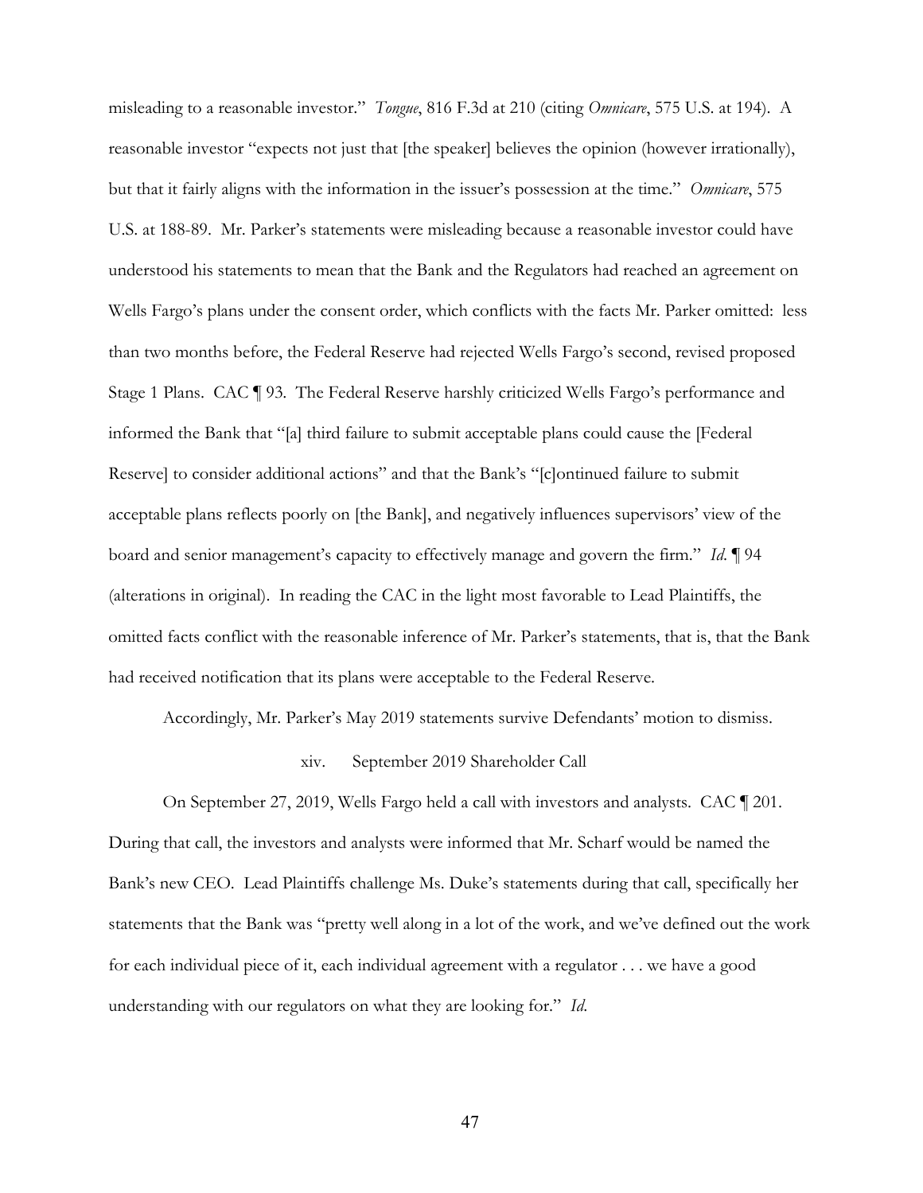misleading to a reasonable investor." *Tongue*, 816 F.3d at 210 (citing *Omnicare*, 575 U.S. at 194). A reasonable investor "expects not just that [the speaker] believes the opinion (however irrationally), but that it fairly aligns with the information in the issuer's possession at the time." *Omnicare*, 575 U.S. at 188-89. Mr. Parker's statements were misleading because a reasonable investor could have understood his statements to mean that the Bank and the Regulators had reached an agreement on Wells Fargo's plans under the consent order, which conflicts with the facts Mr. Parker omitted: less than two months before, the Federal Reserve had rejected Wells Fargo's second, revised proposed Stage 1 Plans. CAC ¶ 93. The Federal Reserve harshly criticized Wells Fargo's performance and informed the Bank that "[a] third failure to submit acceptable plans could cause the [Federal Reserve] to consider additional actions" and that the Bank's "[c]ontinued failure to submit acceptable plans reflects poorly on [the Bank], and negatively influences supervisors' view of the board and senior management's capacity to effectively manage and govern the firm." *Id.* ¶ 94 (alterations in original). In reading the CAC in the light most favorable to Lead Plaintiffs, the omitted facts conflict with the reasonable inference of Mr. Parker's statements, that is, that the Bank had received notification that its plans were acceptable to the Federal Reserve.

Accordingly, Mr. Parker's May 2019 statements survive Defendants' motion to dismiss.

xiv. September 2019 Shareholder Call

On September 27, 2019, Wells Fargo held a call with investors and analysts. CAC ¶ 201. During that call, the investors and analysts were informed that Mr. Scharf would be named the Bank's new CEO. Lead Plaintiffs challenge Ms. Duke's statements during that call, specifically her statements that the Bank was "pretty well along in a lot of the work, and we've defined out the work for each individual piece of it, each individual agreement with a regulator . . . we have a good understanding with our regulators on what they are looking for." *Id.*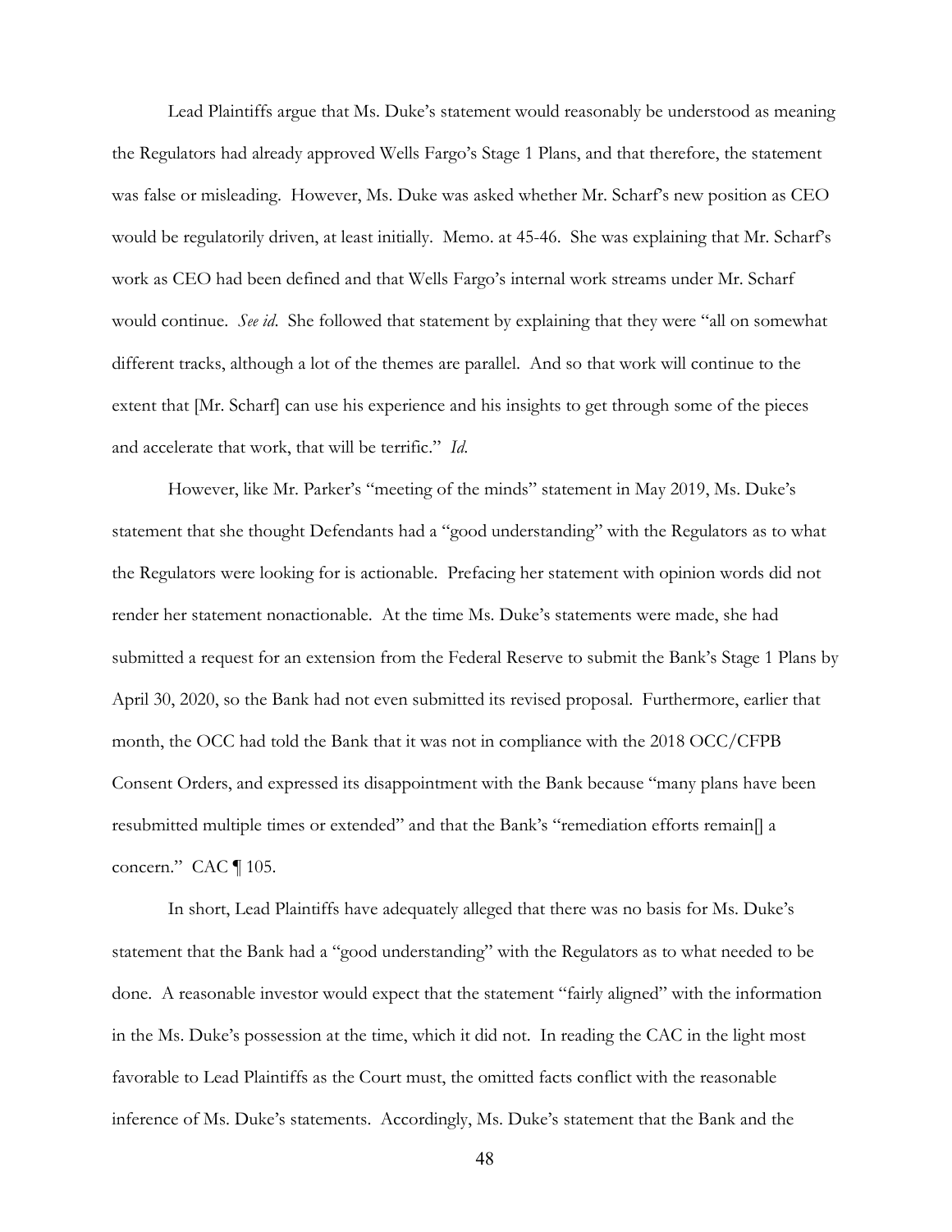Lead Plaintiffs argue that Ms. Duke's statement would reasonably be understood as meaning the Regulators had already approved Wells Fargo's Stage 1 Plans, and that therefore, the statement was false or misleading. However, Ms. Duke was asked whether Mr. Scharf's new position as CEO would be regulatorily driven, at least initially. Memo. at 45-46. She was explaining that Mr. Scharf's work as CEO had been defined and that Wells Fargo's internal work streams under Mr. Scharf would continue. *See id.* She followed that statement by explaining that they were "all on somewhat different tracks, although a lot of the themes are parallel. And so that work will continue to the extent that [Mr. Scharf] can use his experience and his insights to get through some of the pieces and accelerate that work, that will be terrific." *Id.*

However, like Mr. Parker's "meeting of the minds" statement in May 2019, Ms. Duke's statement that she thought Defendants had a "good understanding" with the Regulators as to what the Regulators were looking for is actionable. Prefacing her statement with opinion words did not render her statement nonactionable. At the time Ms. Duke's statements were made, she had submitted a request for an extension from the Federal Reserve to submit the Bank's Stage 1 Plans by April 30, 2020, so the Bank had not even submitted its revised proposal. Furthermore, earlier that month, the OCC had told the Bank that it was not in compliance with the 2018 OCC/CFPB Consent Orders, and expressed its disappointment with the Bank because "many plans have been resubmitted multiple times or extended" and that the Bank's "remediation efforts remain[] a concern." CAC ¶ 105.

In short, Lead Plaintiffs have adequately alleged that there was no basis for Ms. Duke's statement that the Bank had a "good understanding" with the Regulators as to what needed to be done. A reasonable investor would expect that the statement "fairly aligned" with the information in the Ms. Duke's possession at the time, which it did not. In reading the CAC in the light most favorable to Lead Plaintiffs as the Court must, the omitted facts conflict with the reasonable inference of Ms. Duke's statements. Accordingly, Ms. Duke's statement that the Bank and the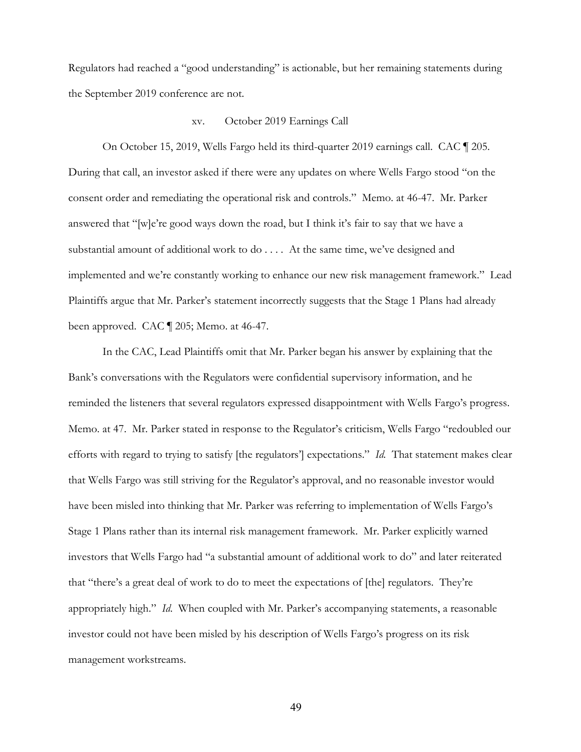Regulators had reached a "good understanding" is actionable, but her remaining statements during the September 2019 conference are not.

### xv. October 2019 Earnings Call

On October 15, 2019, Wells Fargo held its third-quarter 2019 earnings call. CAC ¶ 205. During that call, an investor asked if there were any updates on where Wells Fargo stood "on the consent order and remediating the operational risk and controls." Memo. at 46-47. Mr. Parker answered that "[w]e're good ways down the road, but I think it's fair to say that we have a substantial amount of additional work to do . . . . At the same time, we've designed and implemented and we're constantly working to enhance our new risk management framework." Lead Plaintiffs argue that Mr. Parker's statement incorrectly suggests that the Stage 1 Plans had already been approved. CAC ¶ 205; Memo. at 46-47.

In the CAC, Lead Plaintiffs omit that Mr. Parker began his answer by explaining that the Bank's conversations with the Regulators were confidential supervisory information, and he reminded the listeners that several regulators expressed disappointment with Wells Fargo's progress. Memo. at 47. Mr. Parker stated in response to the Regulator's criticism, Wells Fargo "redoubled our efforts with regard to trying to satisfy [the regulators'] expectations." *Id.* That statement makes clear that Wells Fargo was still striving for the Regulator's approval, and no reasonable investor would have been misled into thinking that Mr. Parker was referring to implementation of Wells Fargo's Stage 1 Plans rather than its internal risk management framework. Mr. Parker explicitly warned investors that Wells Fargo had "a substantial amount of additional work to do" and later reiterated that "there's a great deal of work to do to meet the expectations of [the] regulators. They're appropriately high." *Id.* When coupled with Mr. Parker's accompanying statements, a reasonable investor could not have been misled by his description of Wells Fargo's progress on its risk management workstreams.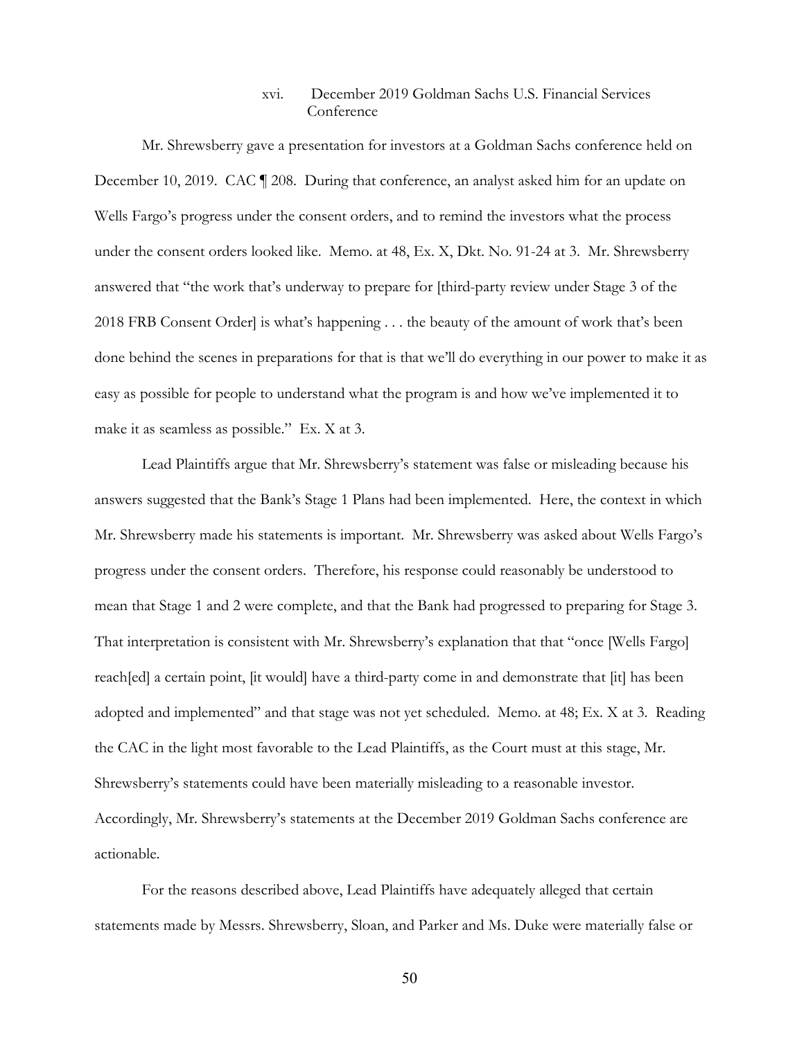#### xvi. December 2019 Goldman Sachs U.S. Financial Services Conference

Mr. Shrewsberry gave a presentation for investors at a Goldman Sachs conference held on December 10, 2019. CAC ¶ 208. During that conference, an analyst asked him for an update on Wells Fargo's progress under the consent orders, and to remind the investors what the process under the consent orders looked like. Memo. at 48, Ex. X, Dkt. No. 91-24 at 3. Mr. Shrewsberry answered that "the work that's underway to prepare for [third-party review under Stage 3 of the 2018 FRB Consent Order] is what's happening . . . the beauty of the amount of work that's been done behind the scenes in preparations for that is that we'll do everything in our power to make it as easy as possible for people to understand what the program is and how we've implemented it to make it as seamless as possible." Ex. X at 3.

Lead Plaintiffs argue that Mr. Shrewsberry's statement was false or misleading because his answers suggested that the Bank's Stage 1 Plans had been implemented. Here, the context in which Mr. Shrewsberry made his statements is important. Mr. Shrewsberry was asked about Wells Fargo's progress under the consent orders. Therefore, his response could reasonably be understood to mean that Stage 1 and 2 were complete, and that the Bank had progressed to preparing for Stage 3. That interpretation is consistent with Mr. Shrewsberry's explanation that that "once [Wells Fargo] reach[ed] a certain point, [it would] have a third-party come in and demonstrate that [it] has been adopted and implemented" and that stage was not yet scheduled. Memo. at 48; Ex. X at 3. Reading the CAC in the light most favorable to the Lead Plaintiffs, as the Court must at this stage, Mr. Shrewsberry's statements could have been materially misleading to a reasonable investor. Accordingly, Mr. Shrewsberry's statements at the December 2019 Goldman Sachs conference are actionable.

For the reasons described above, Lead Plaintiffs have adequately alleged that certain statements made by Messrs. Shrewsberry, Sloan, and Parker and Ms. Duke were materially false or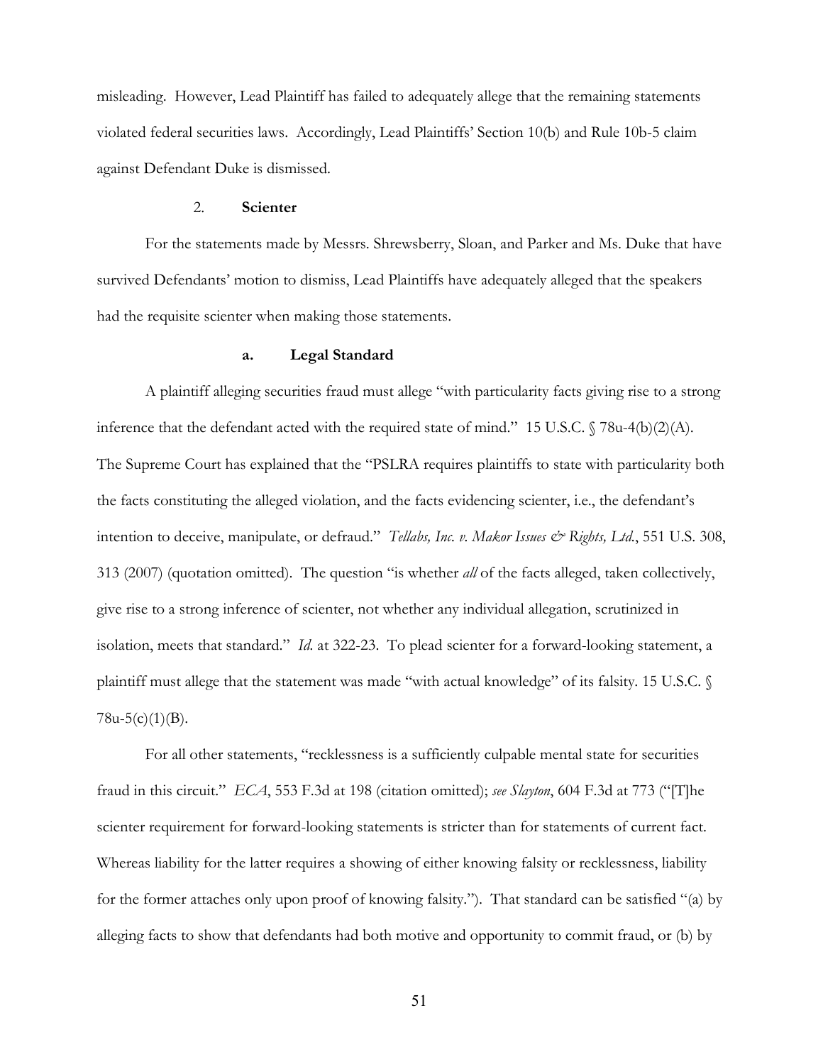misleading. However, Lead Plaintiff has failed to adequately allege that the remaining statements violated federal securities laws. Accordingly, Lead Plaintiffs' Section 10(b) and Rule 10b-5 claim against Defendant Duke is dismissed.

### 2. **Scienter**

For the statements made by Messrs. Shrewsberry, Sloan, and Parker and Ms. Duke that have survived Defendants' motion to dismiss, Lead Plaintiffs have adequately alleged that the speakers had the requisite scienter when making those statements.

#### a. **Legal Standard**

A plaintiff alleging securities fraud must allege "with particularity facts giving rise to a strong inference that the defendant acted with the required state of mind." 15 U.S.C. § 78u-4(b)(2)(A). The Supreme Court has explained that the "PSLRA requires plaintiffs to state with particularity both the facts constituting the alleged violation, and the facts evidencing scienter, i.e., the defendant's intention to deceive, manipulate, or defraud." *Tellabs, Inc. v. Makor Issues & Rights, Ltd.*, 551 U.S. 308, 313 (2007) (quotation omitted). The question "is whether *all* of the facts alleged, taken collectively, give rise to a strong inference of scienter, not whether any individual allegation, scrutinized in isolation, meets that standard." *Id.* at 322-23. To plead scienter for a forward-looking statement, a plaintiff must allege that the statement was made "with actual knowledge" of its falsity. 15 U.S.C. § 78u-5(c)(1)(B).

For all other statements, "recklessness is a sufficiently culpable mental state for securities fraud in this circuit." *ECA*, 553 F.3d at 198 (citation omitted); *see Slayton*, 604 F.3d at 773 ("[T]he scienter requirement for forward-looking statements is stricter than for statements of current fact. Whereas liability for the latter requires a showing of either knowing falsity or recklessness, liability for the former attaches only upon proof of knowing falsity."). That standard can be satisfied "(a) by alleging facts to show that defendants had both motive and opportunity to commit fraud, or (b) by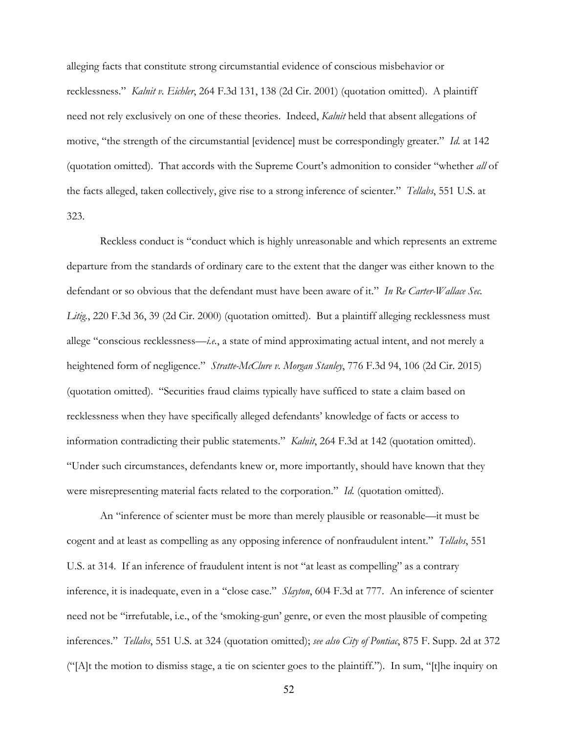alleging facts that constitute strong circumstantial evidence of conscious misbehavior or recklessness." *Kalnit v. Eichler*, 264 F.3d 131, 138 (2d Cir. 2001) (quotation omitted). A plaintiff need not rely exclusively on one of these theories. Indeed, *Kalnit* held that absent allegations of motive, "the strength of the circumstantial [evidence] must be correspondingly greater." *Id.* at 142 (quotation omitted). That accords with the Supreme Court's admonition to consider "whether *all* of the facts alleged, taken collectively, give rise to a strong inference of scienter." *Tellabs*, 551 U.S. at 323.

Reckless conduct is "conduct which is highly unreasonable and which represents an extreme departure from the standards of ordinary care to the extent that the danger was either known to the defendant or so obvious that the defendant must have been aware of it." *In Re Carter-Wallace Sec. Litig.*, 220 F.3d 36, 39 (2d Cir. 2000) (quotation omitted). But a plaintiff alleging recklessness must allege "conscious recklessness—*i.e.*, a state of mind approximating actual intent, and not merely a heightened form of negligence." *Stratte-McClure v. Morgan Stanley*, 776 F.3d 94, 106 (2d Cir. 2015) (quotation omitted). "Securities fraud claims typically have sufficed to state a claim based on recklessness when they have specifically alleged defendants' knowledge of facts or access to information contradicting their public statements." *Kalnit*, 264 F.3d at 142 (quotation omitted). "Under such circumstances, defendants knew or, more importantly, should have known that they were misrepresenting material facts related to the corporation." *Id.* (quotation omitted).

An "inference of scienter must be more than merely plausible or reasonable—it must be cogent and at least as compelling as any opposing inference of nonfraudulent intent." *Tellabs*, 551 U.S. at 314. If an inference of fraudulent intent is not "at least as compelling" as a contrary inference, it is inadequate, even in a "close case." *Slayton*, 604 F.3d at 777. An inference of scienter need not be "irrefutable, i.e., of the 'smoking-gun' genre, or even the most plausible of competing inferences." *Tellabs*, 551 U.S. at 324 (quotation omitted); *see also City of Pontiac*, 875 F. Supp. 2d at 372 ("[A]t the motion to dismiss stage, a tie on scienter goes to the plaintiff."). In sum, "[t]he inquiry on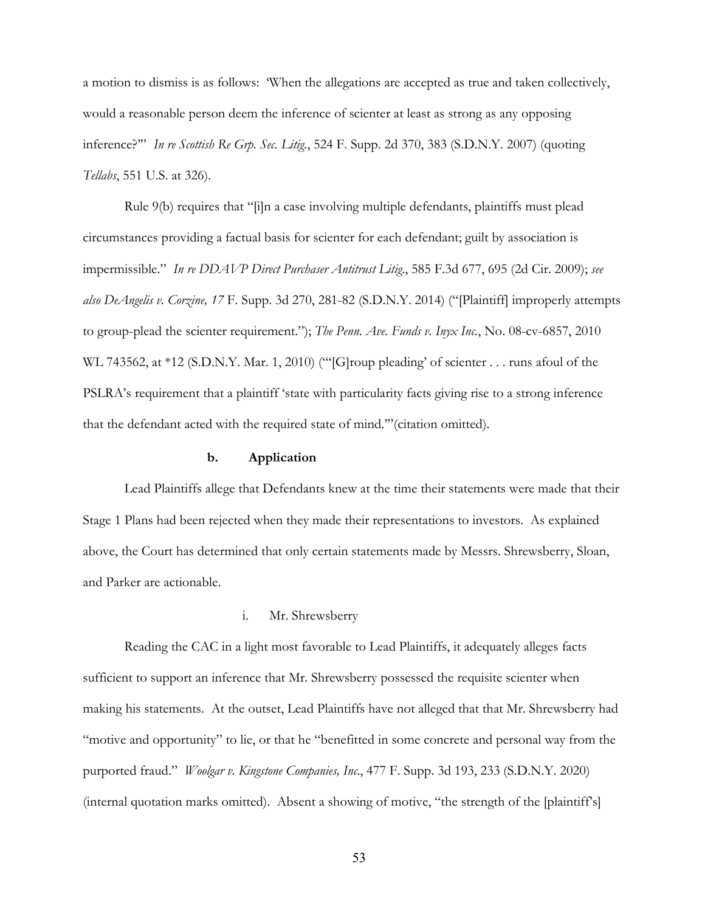a motion to dismiss is as follows: 'When the allegations are accepted as true and taken collectively, would a reasonable person deem the inference of scienter at least as strong as any opposing inference?'" *In re Scottish Re Grp. Sec. Litig.*, 524 F. Supp. 2d 370, 383 (S.D.N.Y. 2007) (quoting *Tellabs*, 551 U.S. at 326).

Rule 9(b) requires that "[i]n a case involving multiple defendants, plaintiffs must plead circumstances providing a factual basis for scienter for each defendant; guilt by association is impermissible." *In re DDAVP Direct Purchaser Antitrust Litig.*, 585 F.3d 677, 695 (2d Cir. 2009); *see also DeAngelis v. Corzine, 17* F. Supp. 3d 270, 281-82 (S.D.N.Y. 2014) ("[Plaintiff] improperly attempts to group-plead the scienter requirement."); *The Penn. Ave. Funds v. Inyx Inc.*, No. 08-cv-6857, 2010 WL 743562, at *12 (S.D.N.Y. Mar. 1, 2010) ("'[G]roup pleading' of scienter . . . runs afoul of the PSLRA's requirement that a plaintiff 'state with particularity facts giving rise to a strong inference that the defendant acted with the required state of mind.'"(citation omitted).

#### b. Application

Lead Plaintiffs allege that Defendants knew at the time their statements were made that their Stage 1 Plans had been rejected when they made their representations to investors. As explained above, the Court has determined that only certain statements made by Messrs. Shrewsberry, Sloan, and Parker are actionable.

##### i. Mr. Shrewsberry

Reading the CAC in a light most favorable to Lead Plaintiffs, it adequately alleges facts sufficient to support an inference that Mr. Shrewsberry possessed the requisite scienter when making his statements. At the outset, Lead Plaintiffs have not alleged that that Mr. Shrewsberry had "motive and opportunity" to lie, or that he "benefitted in some concrete and personal way from the purported fraud." *Woolgar v. Kingstone Companies, Inc.*, 477 F. Supp. 3d 193, 233 (S.D.N.Y. 2020) (internal quotation marks omitted). Absent a showing of motive, "the strength of the [plaintiff's]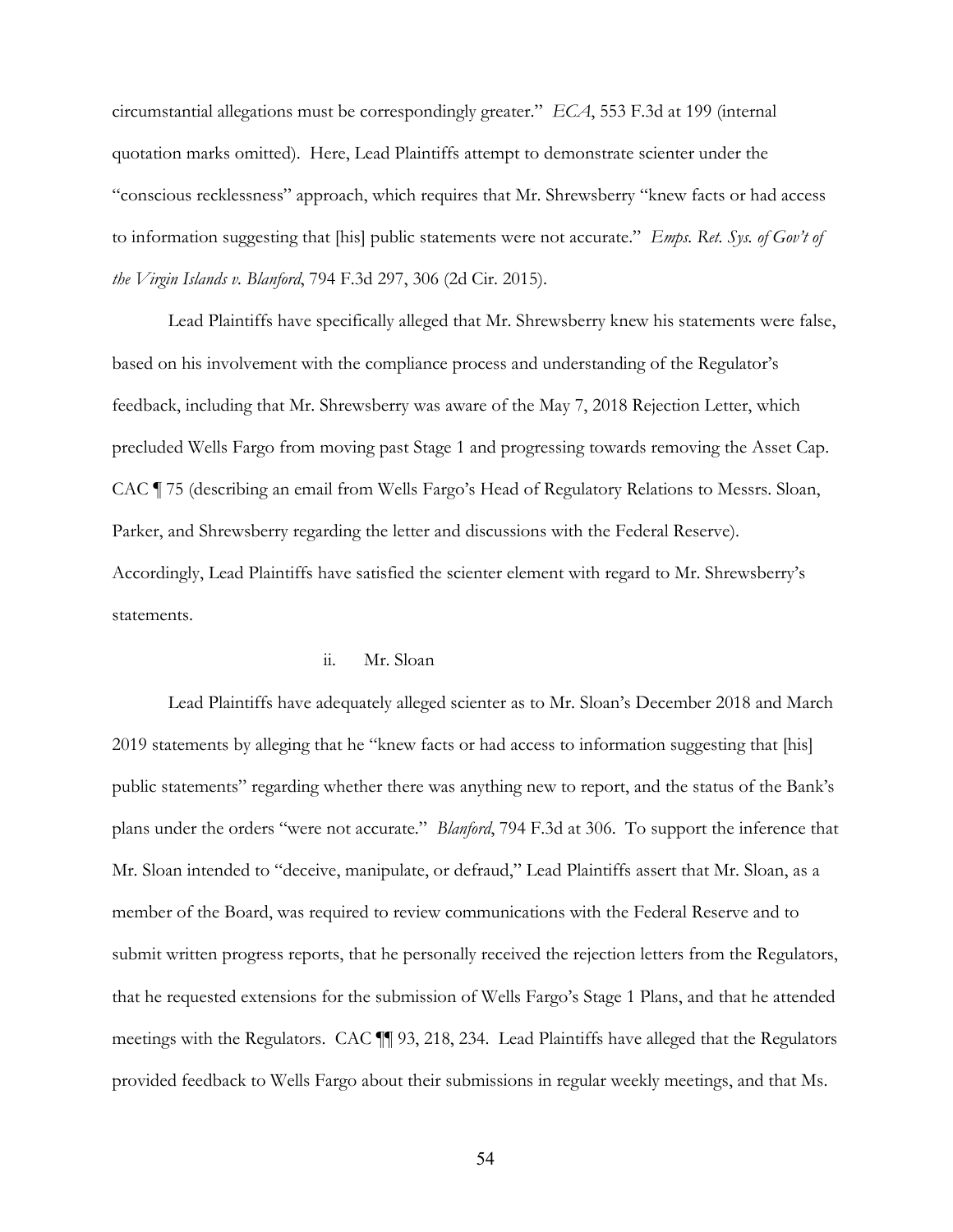circumstantial allegations must be correspondingly greater." *ECA*, 553 F.3d at 199 (internal quotation marks omitted). Here, Lead Plaintiffs attempt to demonstrate scienter under the "conscious recklessness" approach, which requires that Mr. Shrewsberry "knew facts or had access to information suggesting that [his] public statements were not accurate." *Emps. Ret. Sys. of Gov't of the Virgin Islands v. Blanford*, 794 F.3d 297, 306 (2d Cir. 2015).

Lead Plaintiffs have specifically alleged that Mr. Shrewsberry knew his statements were false, based on his involvement with the compliance process and understanding of the Regulator's feedback, including that Mr. Shrewsberry was aware of the May 7, 2018 Rejection Letter, which precluded Wells Fargo from moving past Stage 1 and progressing towards removing the Asset Cap. CAC ¶ 75 (describing an email from Wells Fargo's Head of Regulatory Relations to Messrs. Sloan, Parker, and Shrewsberry regarding the letter and discussions with the Federal Reserve). Accordingly, Lead Plaintiffs have satisfied the scienter element with regard to Mr. Shrewsberry's statements.

ii. Mr. Sloan

Lead Plaintiffs have adequately alleged scienter as to Mr. Sloan's December 2018 and March 2019 statements by alleging that he "knew facts or had access to information suggesting that [his] public statements" regarding whether there was anything new to report, and the status of the Bank's plans under the orders "were not accurate." *Blanford*, 794 F.3d at 306. To support the inference that Mr. Sloan intended to "deceive, manipulate, or defraud," Lead Plaintiffs assert that Mr. Sloan, as a member of the Board, was required to review communications with the Federal Reserve and to submit written progress reports, that he personally received the rejection letters from the Regulators, that he requested extensions for the submission of Wells Fargo's Stage 1 Plans, and that he attended meetings with the Regulators. CAC ¶¶ 93, 218, 234. Lead Plaintiffs have alleged that the Regulators provided feedback to Wells Fargo about their submissions in regular weekly meetings, and that Ms.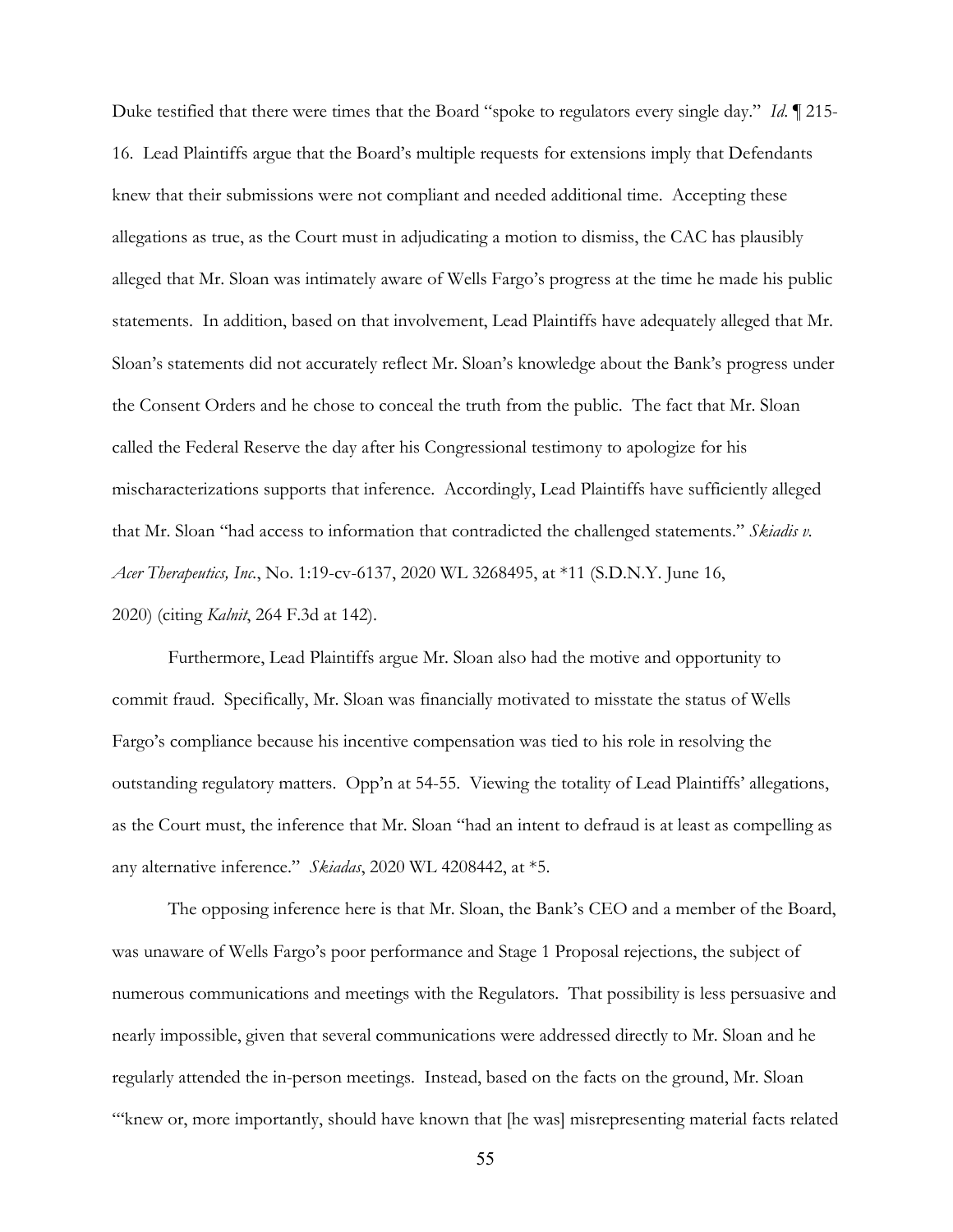Duke testified that there were times that the Board "spoke to regulators every single day." *Id.* ¶ 215-16. Lead Plaintiffs argue that the Board's multiple requests for extensions imply that Defendants knew that their submissions were not compliant and needed additional time. Accepting these allegations as true, as the Court must in adjudicating a motion to dismiss, the CAC has plausibly alleged that Mr. Sloan was intimately aware of Wells Fargo's progress at the time he made his public statements. In addition, based on that involvement, Lead Plaintiffs have adequately alleged that Mr. Sloan's statements did not accurately reflect Mr. Sloan's knowledge about the Bank's progress under the Consent Orders and he chose to conceal the truth from the public. The fact that Mr. Sloan called the Federal Reserve the day after his Congressional testimony to apologize for his mischaracterizations supports that inference. Accordingly, Lead Plaintiffs have sufficiently alleged that Mr. Sloan "had access to information that contradicted the challenged statements." *Skiadis v. Acer Therapeutics, Inc.*, No. 1:19-cv-6137, 2020 WL 3268495, at *11 (S.D.N.Y. June 16, 2020) (citing *Kalnit*, 264 F.3d at 142).

Furthermore, Lead Plaintiffs argue Mr. Sloan also had the motive and opportunity to commit fraud. Specifically, Mr. Sloan was financially motivated to misstate the status of Wells Fargo's compliance because his incentive compensation was tied to his role in resolving the outstanding regulatory matters. Opp'n at 54-55. Viewing the totality of Lead Plaintiffs' allegations, as the Court must, the inference that Mr. Sloan "had an intent to defraud is at least as compelling as any alternative inference." *Skiadas*, 2020 WL 4208442, at *5.

The opposing inference here is that Mr. Sloan, the Bank's CEO and a member of the Board, was unaware of Wells Fargo's poor performance and Stage 1 Proposal rejections, the subject of numerous communications and meetings with the Regulators. That possibility is less persuasive and nearly impossible, given that several communications were addressed directly to Mr. Sloan and he regularly attended the in-person meetings. Instead, based on the facts on the ground, Mr. Sloan "'knew or, more importantly, should have known that [he was] misrepresenting material facts related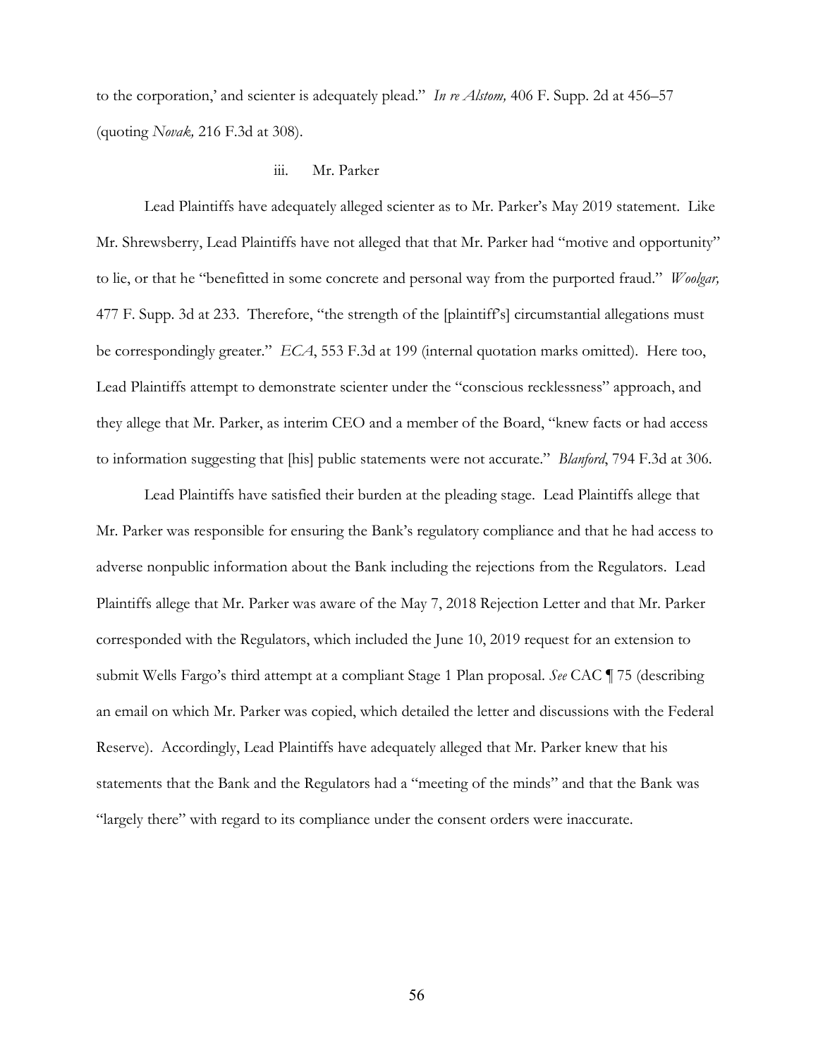to the corporation,' and scienter is adequately plead." *In re Alstom,* 406 F. Supp. 2d at 456–57 (quoting *Novak,* 216 F.3d at 308).

iii. Mr. Parker

Lead Plaintiffs have adequately alleged scienter as to Mr. Parker's May 2019 statement. Like Mr. Shrewsberry, Lead Plaintiffs have not alleged that that Mr. Parker had "motive and opportunity" to lie, or that he "benefitted in some concrete and personal way from the purported fraud." *Woolgar,* 477 F. Supp. 3d at 233. Therefore, "the strength of the [plaintiff's] circumstantial allegations must be correspondingly greater." *ECA*, 553 F.3d at 199 (internal quotation marks omitted). Here too, Lead Plaintiffs attempt to demonstrate scienter under the "conscious recklessness" approach, and they allege that Mr. Parker, as interim CEO and a member of the Board, "knew facts or had access to information suggesting that [his] public statements were not accurate." *Blanford*, 794 F.3d at 306.

Lead Plaintiffs have satisfied their burden at the pleading stage. Lead Plaintiffs allege that Mr. Parker was responsible for ensuring the Bank's regulatory compliance and that he had access to adverse nonpublic information about the Bank including the rejections from the Regulators. Lead Plaintiffs allege that Mr. Parker was aware of the May 7, 2018 Rejection Letter and that Mr. Parker corresponded with the Regulators, which included the June 10, 2019 request for an extension to submit Wells Fargo's third attempt at a compliant Stage 1 Plan proposal. *See* CAC ¶ 75 (describing an email on which Mr. Parker was copied, which detailed the letter and discussions with the Federal Reserve). Accordingly, Lead Plaintiffs have adequately alleged that Mr. Parker knew that his statements that the Bank and the Regulators had a "meeting of the minds" and that the Bank was "largely there" with regard to its compliance under the consent orders were inaccurate.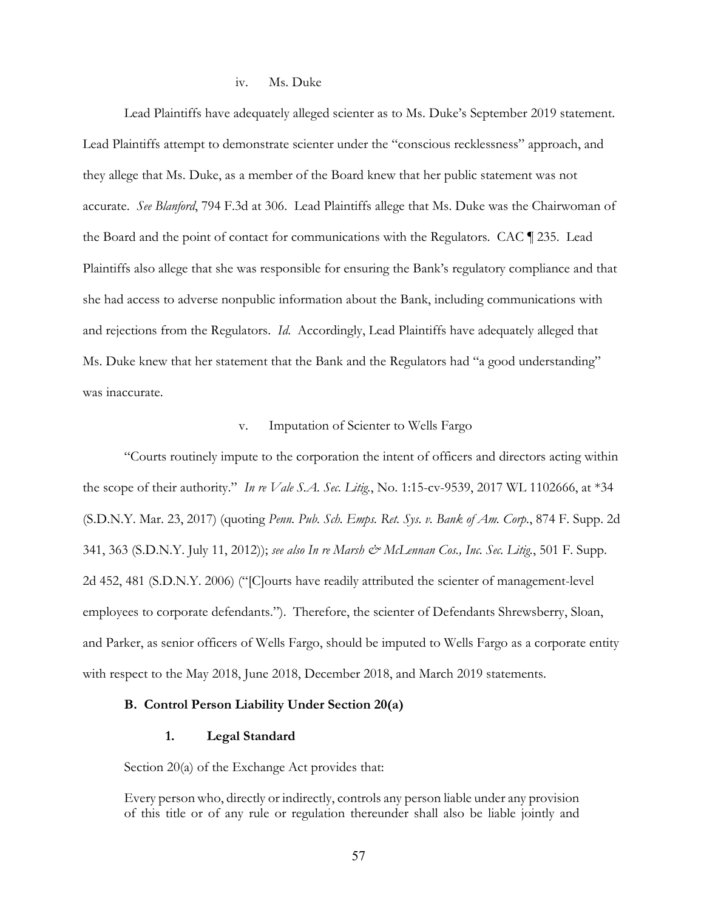iv. Ms. Duke

Lead Plaintiffs have adequately alleged scienter as to Ms. Duke's September 2019 statement. Lead Plaintiffs attempt to demonstrate scienter under the "conscious recklessness" approach, and they allege that Ms. Duke, as a member of the Board knew that her public statement was not accurate. *See Blanford*, 794 F.3d at 306. Lead Plaintiffs allege that Ms. Duke was the Chairwoman of the Board and the point of contact for communications with the Regulators. CAC ¶ 235. Lead Plaintiffs also allege that she was responsible for ensuring the Bank's regulatory compliance and that she had access to adverse nonpublic information about the Bank, including communications with and rejections from the Regulators. *Id.* Accordingly, Lead Plaintiffs have adequately alleged that Ms. Duke knew that her statement that the Bank and the Regulators had "a good understanding" was inaccurate.

v. Imputation of Scienter to Wells Fargo

"Courts routinely impute to the corporation the intent of officers and directors acting within the scope of their authority." *In re Vale S.A. Sec. Litig.*, No. 1:15-cv-9539, 2017 WL 1102666, at *34 (S.D.N.Y. Mar. 23, 2017) (quoting *Penn. Pub. Sch. Emps. Ret. Sys. v. Bank of Am. Corp.*, 874 F. Supp. 2d 341, 363 (S.D.N.Y. July 11, 2012)); *see also In re Marsh & McLennan Cos., Inc. Sec. Litig.*, 501 F. Supp. 2d 452, 481 (S.D.N.Y. 2006) ("[C]ourts have readily attributed the scienter of management-level employees to corporate defendants."). Therefore, the scienter of Defendants Shrewsberry, Sloan, and Parker, as senior officers of Wells Fargo, should be imputed to Wells Fargo as a corporate entity with respect to the May 2018, June 2018, December 2018, and March 2019 statements.

**B. Control Person Liability Under Section 20(a)**

**1. Legal Standard**

Section 20(a) of the Exchange Act provides that:

> Every person who, directly or indirectly, controls any person liable under any provision of this title or of any rule or regulation thereunder shall also be liable jointly and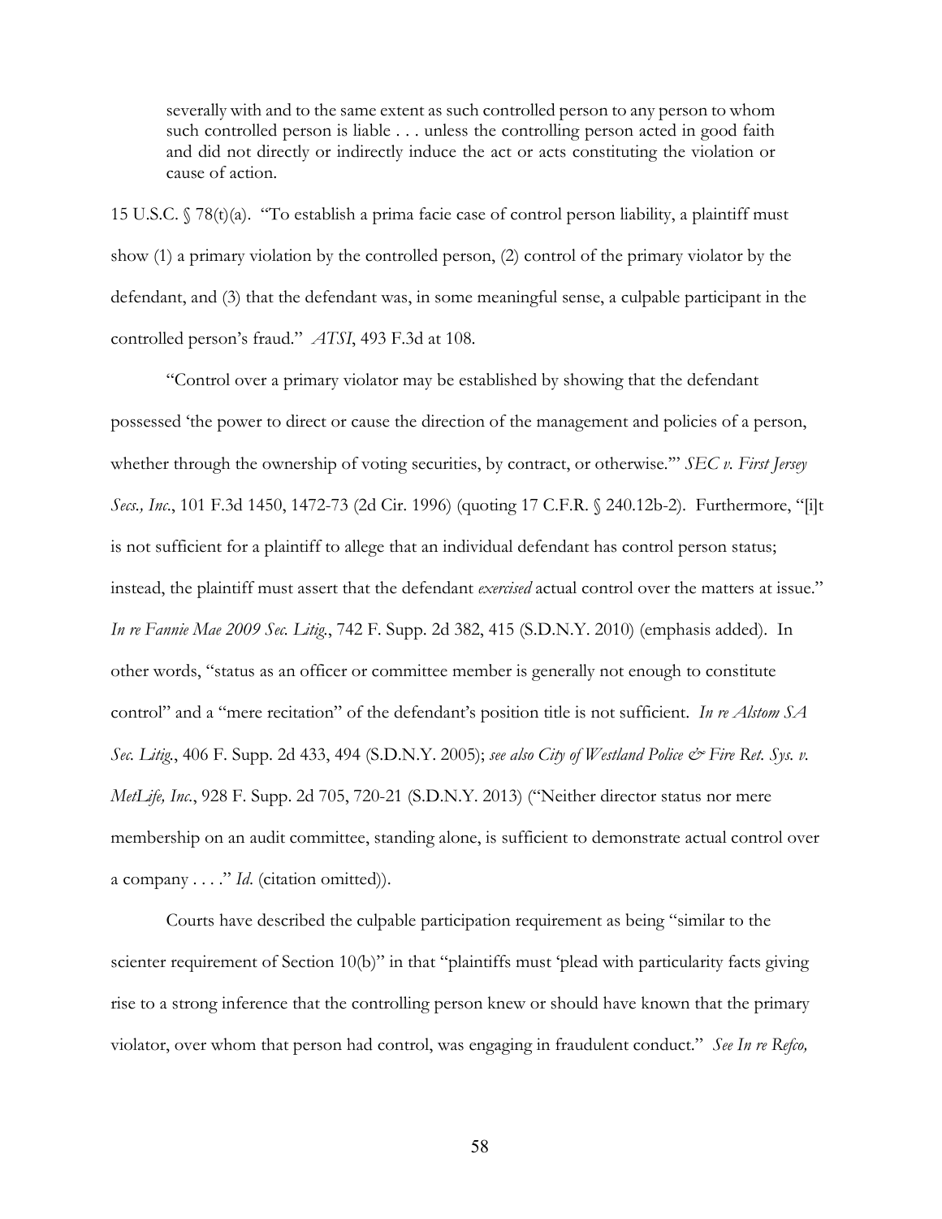> severally with and to the same extent as such controlled person to any person to whom such controlled person is liable . . . unless the controlling person acted in good faith and did not directly or indirectly induce the act or acts constituting the violation or cause of action.

15 U.S.C. § 78(t)(a). "To establish a prima facie case of control person liability, a plaintiff must show (1) a primary violation by the controlled person, (2) control of the primary violator by the defendant, and (3) that the defendant was, in some meaningful sense, a culpable participant in the controlled person's fraud." *ATSI*, 493 F.3d at 108.

"Control over a primary violator may be established by showing that the defendant possessed 'the power to direct or cause the direction of the management and policies of a person, whether through the ownership of voting securities, by contract, or otherwise.'" *SEC v. First Jersey Secs., Inc.*, 101 F.3d 1450, 1472-73 (2d Cir. 1996) (quoting 17 C.F.R. § 240.12b-2). Furthermore, "[i]t is not sufficient for a plaintiff to allege that an individual defendant has control person status; instead, the plaintiff must assert that the defendant *exercised* actual control over the matters at issue." *In re Fannie Mae 2009 Sec. Litig.*, 742 F. Supp. 2d 382, 415 (S.D.N.Y. 2010) (emphasis added). In other words, "status as an officer or committee member is generally not enough to constitute control" and a "mere recitation" of the defendant's position title is not sufficient. *In re Alstom SA Sec. Litig.*, 406 F. Supp. 2d 433, 494 (S.D.N.Y. 2005); *see also City of Westland Police & Fire Ret. Sys. v. MetLife, Inc.*, 928 F. Supp. 2d 705, 720-21 (S.D.N.Y. 2013) ("Neither director status nor mere membership on an audit committee, standing alone, is sufficient to demonstrate actual control over a company . . . ." *Id.* (citation omitted)).

Courts have described the culpable participation requirement as being "similar to the scienter requirement of Section 10(b)" in that "plaintiffs must 'plead with particularity facts giving rise to a strong inference that the controlling person knew or should have known that the primary violator, over whom that person had control, was engaging in fraudulent conduct." *See In re Refco,*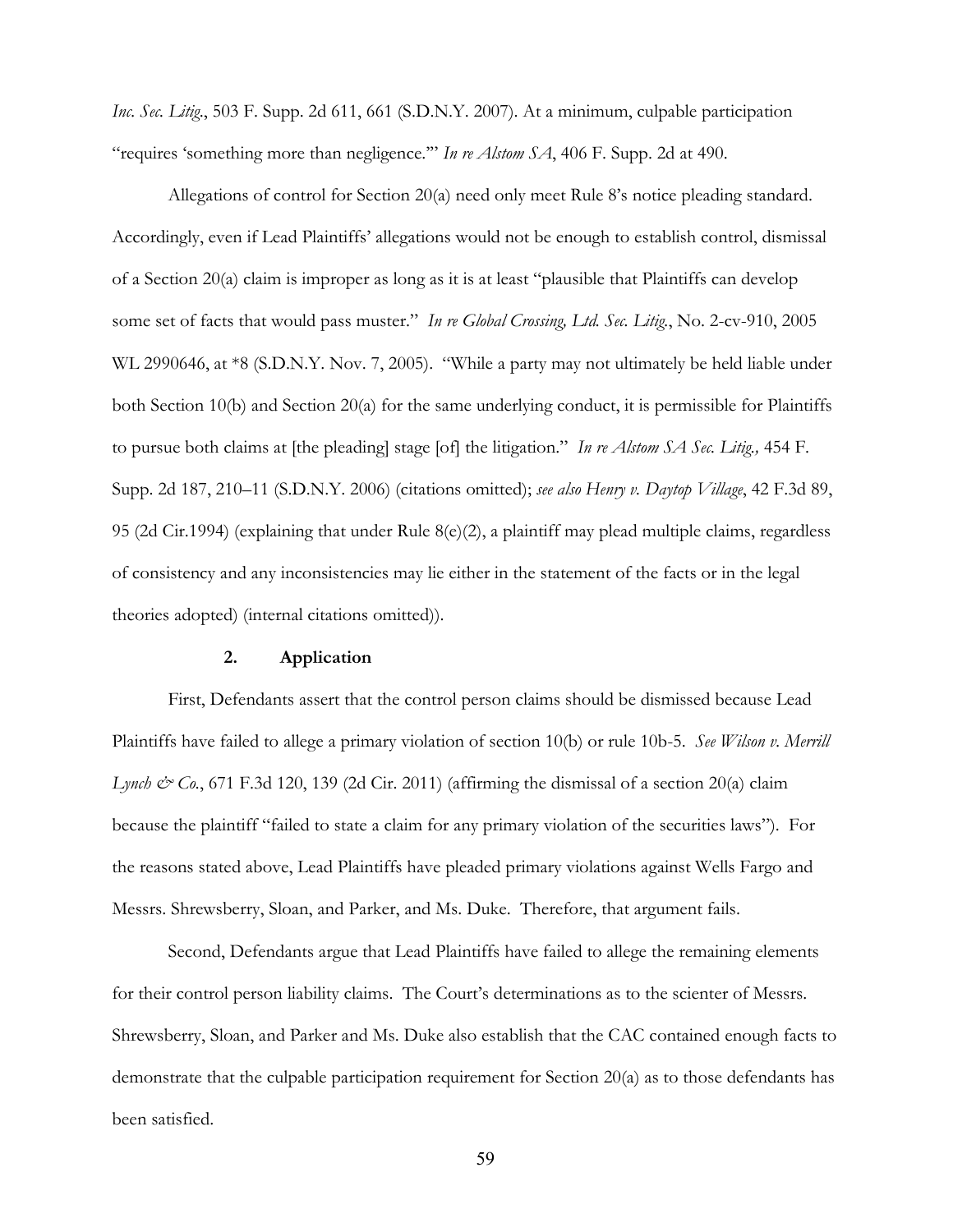*Inc. Sec. Litig.*, 503 F. Supp. 2d 611, 661 (S.D.N.Y. 2007). At a minimum, culpable participation "requires 'something more than negligence.'" *In re Alstom SA*, 406 F. Supp. 2d at 490.

Allegations of control for Section 20(a) need only meet Rule 8's notice pleading standard. Accordingly, even if Lead Plaintiffs' allegations would not be enough to establish control, dismissal of a Section 20(a) claim is improper as long as it is at least "plausible that Plaintiffs can develop some set of facts that would pass muster." *In re Global Crossing, Ltd. Sec. Litig.*, No. 2-cv-910, 2005 WL 2990646, at *8 (S.D.N.Y. Nov. 7, 2005). "While a party may not ultimately be held liable under both Section 10(b) and Section 20(a) for the same underlying conduct, it is permissible for Plaintiffs to pursue both claims at [the pleading] stage [of] the litigation." *In re Alstom SA Sec. Litig.,* 454 F. Supp. 2d 187, 210–11 (S.D.N.Y. 2006) (citations omitted); *see also Henry v. Daytop Village*, 42 F.3d 89, 95 (2d Cir.1994) (explaining that under Rule 8(e)(2), a plaintiff may plead multiple claims, regardless of consistency and any inconsistencies may lie either in the statement of the facts or in the legal theories adopted) (internal citations omitted)).

#### 2. Application

First, Defendants assert that the control person claims should be dismissed because Lead Plaintiffs have failed to allege a primary violation of section 10(b) or rule 10b-5. *See Wilson v. Merrill Lynch & Co.*, 671 F.3d 120, 139 (2d Cir. 2011) (affirming the dismissal of a section 20(a) claim because the plaintiff "failed to state a claim for any primary violation of the securities laws"). For the reasons stated above, Lead Plaintiffs have pleaded primary violations against Wells Fargo and Messrs. Shrewsberry, Sloan, and Parker, and Ms. Duke. Therefore, that argument fails.

Second, Defendants argue that Lead Plaintiffs have failed to allege the remaining elements for their control person liability claims. The Court's determinations as to the scienter of Messrs. Shrewsberry, Sloan, and Parker and Ms. Duke also establish that the CAC contained enough facts to demonstrate that the culpable participation requirement for Section 20(a) as to those defendants has been satisfied.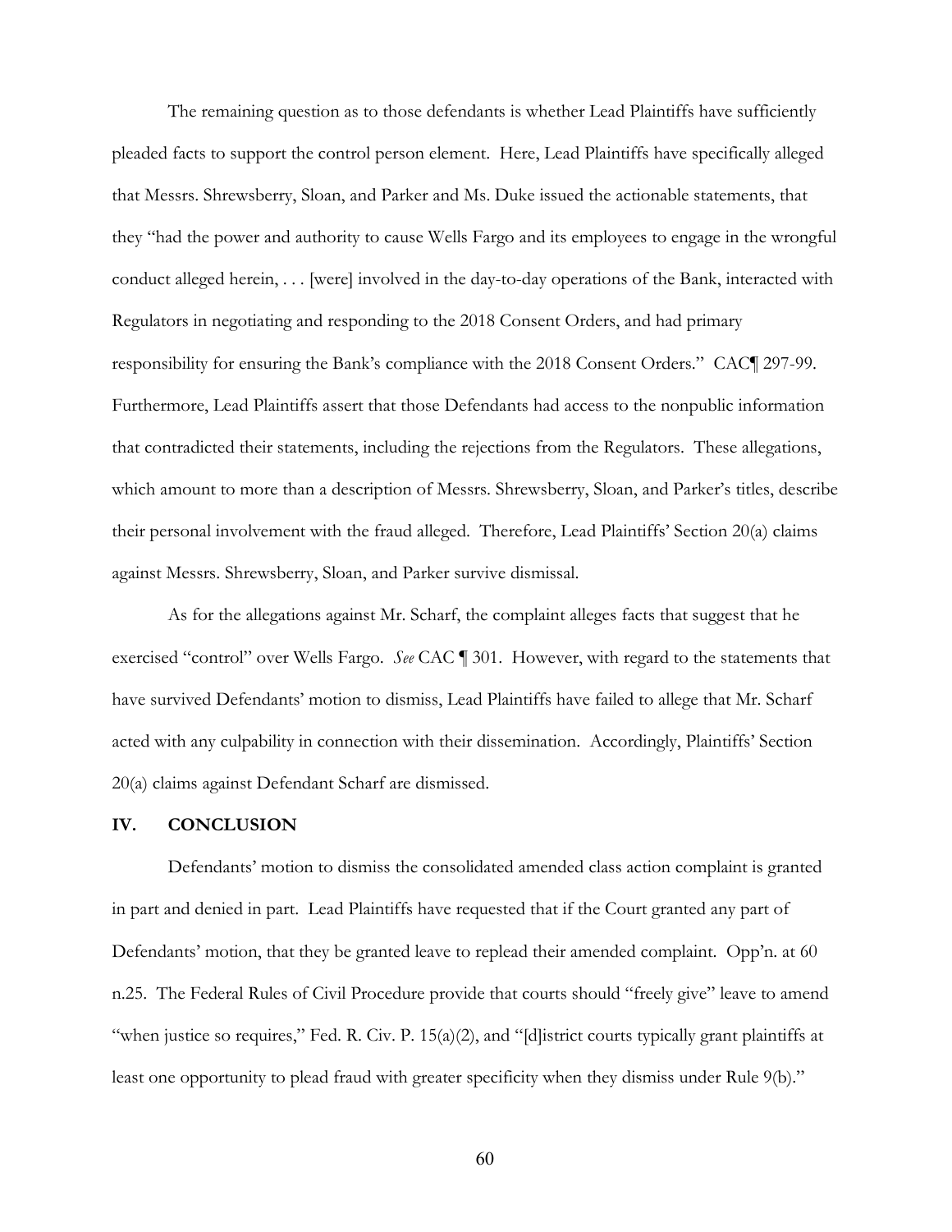The remaining question as to those defendants is whether Lead Plaintiffs have sufficiently pleaded facts to support the control person element. Here, Lead Plaintiffs have specifically alleged that Messrs. Shrewsberry, Sloan, and Parker and Ms. Duke issued the actionable statements, that they "had the power and authority to cause Wells Fargo and its employees to engage in the wrongful conduct alleged herein, . . . [were] involved in the day-to-day operations of the Bank, interacted with Regulators in negotiating and responding to the 2018 Consent Orders, and had primary responsibility for ensuring the Bank's compliance with the 2018 Consent Orders." CAC¶ 297-99. Furthermore, Lead Plaintiffs assert that those Defendants had access to the nonpublic information that contradicted their statements, including the rejections from the Regulators. These allegations, which amount to more than a description of Messrs. Shrewsberry, Sloan, and Parker's titles, describe their personal involvement with the fraud alleged. Therefore, Lead Plaintiffs' Section 20(a) claims against Messrs. Shrewsberry, Sloan, and Parker survive dismissal.

As for the allegations against Mr. Scharf, the complaint alleges facts that suggest that he exercised "control" over Wells Fargo. *See* CAC ¶ 301. However, with regard to the statements that have survived Defendants' motion to dismiss, Lead Plaintiffs have failed to allege that Mr. Scharf acted with any culpability in connection with their dissemination. Accordingly, Plaintiffs' Section 20(a) claims against Defendant Scharf are dismissed.

## IV. CONCLUSION

Defendants' motion to dismiss the consolidated amended class action complaint is granted in part and denied in part. Lead Plaintiffs have requested that if the Court granted any part of Defendants' motion, that they be granted leave to replead their amended complaint. Opp'n. at 60 n.25. The Federal Rules of Civil Procedure provide that courts should "freely give" leave to amend "when justice so requires," Fed. R. Civ. P. 15(a)(2), and "[d]istrict courts typically grant plaintiffs at least one opportunity to plead fraud with greater specificity when they dismiss under Rule 9(b)."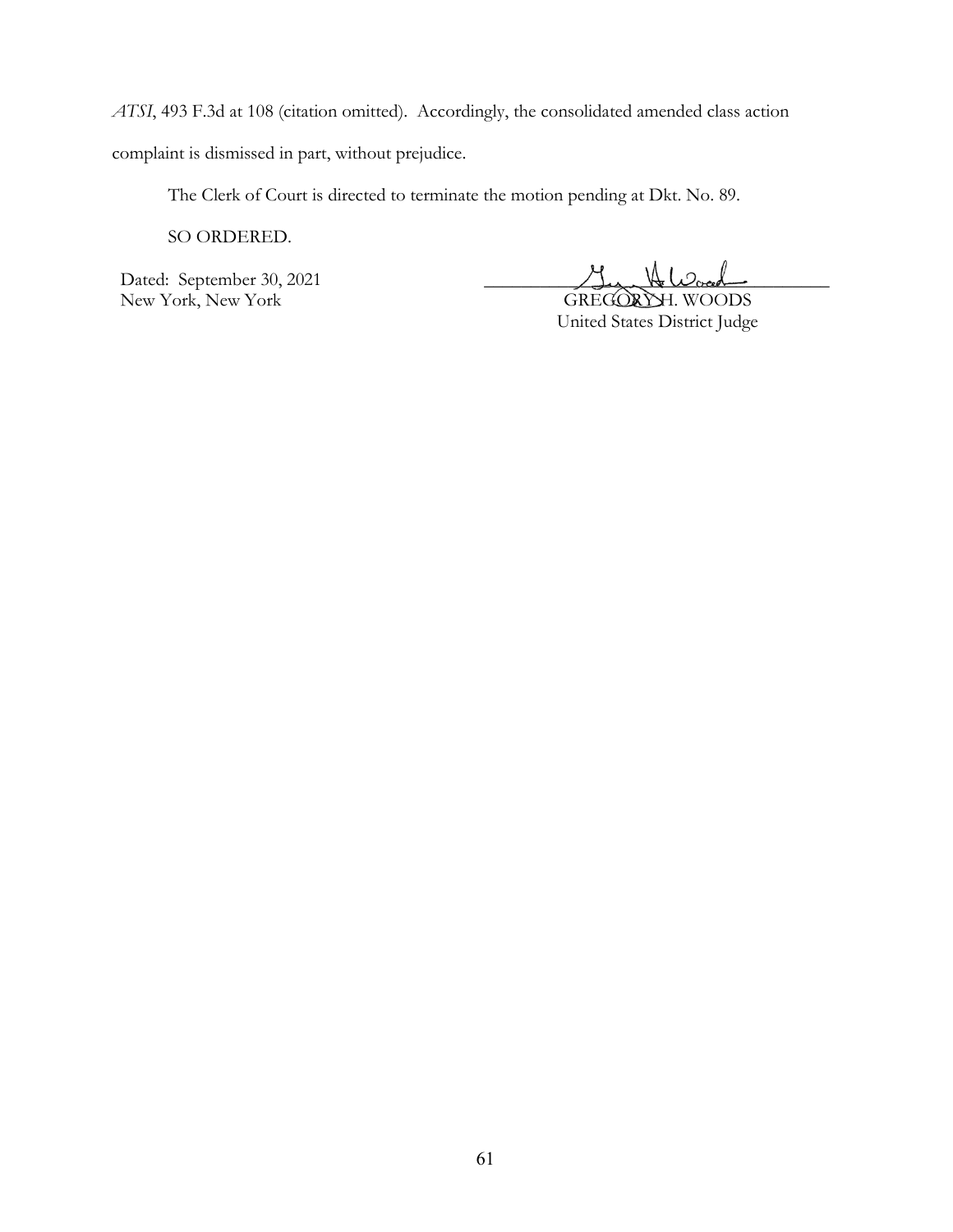*ATSI*, 493 F.3d at 108 (citation omitted). Accordingly, the consolidated amended class action complaint is dismissed in part, without prejudice.

The Clerk of Court is directed to terminate the motion pending at Dkt. No. 89.

SO ORDERED.

Dated: September 30, 2021
New York, New York

GREGORY H. WOODS
United States District Judge